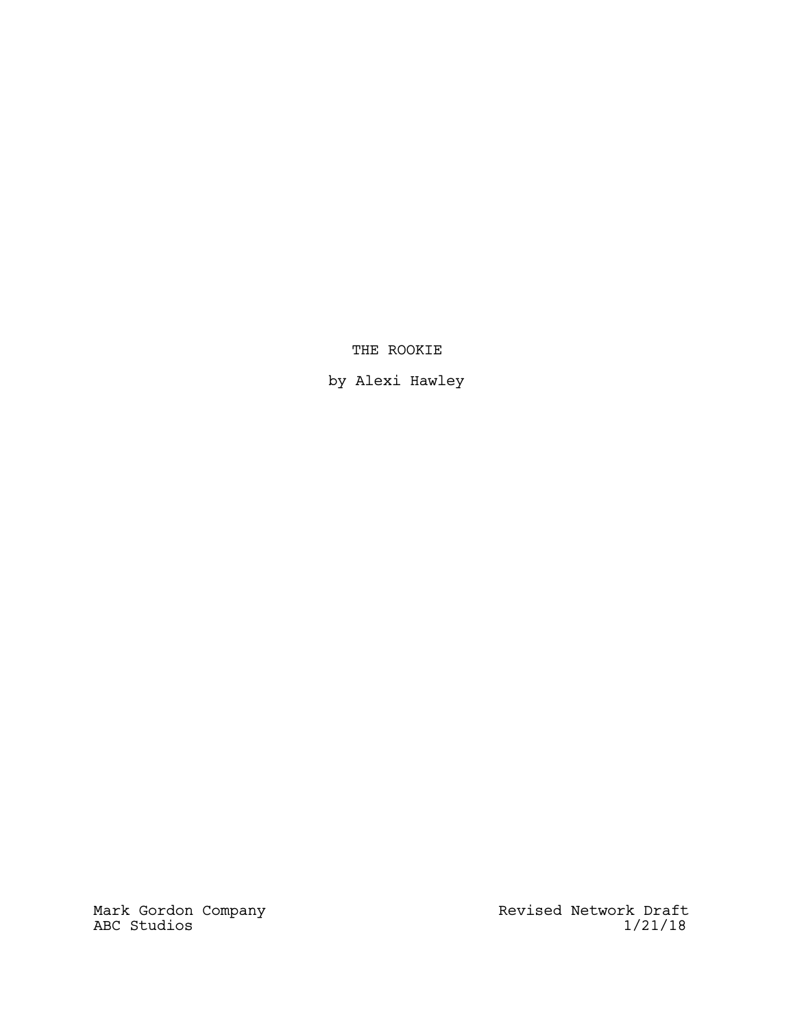# THE ROOKIE

by Alexi Hawley

Mark Gordon Company
ABC Studios

Revised Network Draft
1/21/18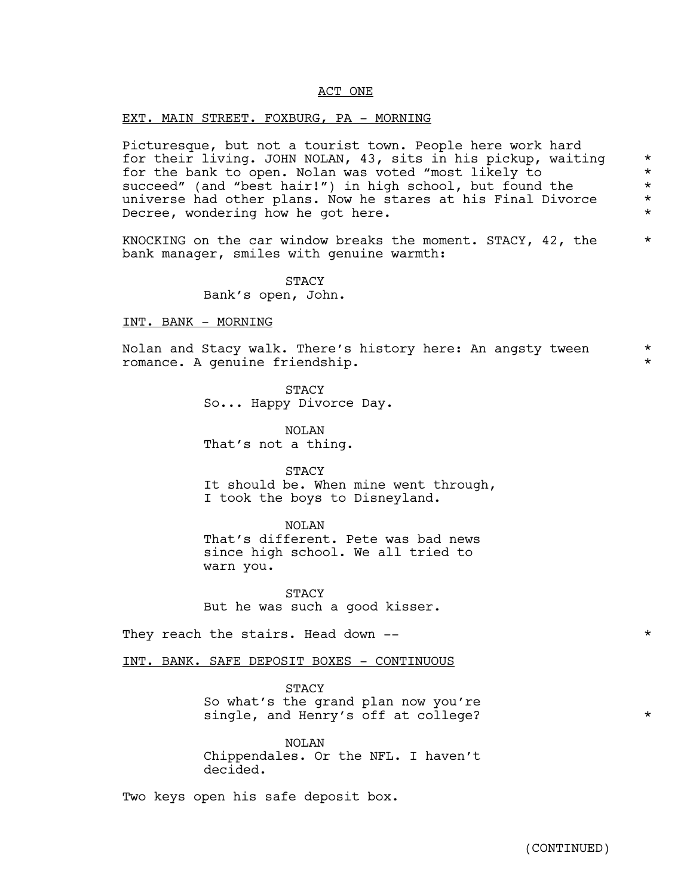ACT ONE

EXT. MAIN STREET. FOXBURG, PA - MORNING

Picturesque, but not a tourist town. People here work hard for their living. JOHN NOLAN, 43, sits in his pickup, waiting for the bank to open. Nolan was voted "most likely to succeed" (and "best hair!") in high school, but found the universe had other plans. Now he stares at his Final Divorce Decree, wondering how he got here. *

KNOCKING on the car window breaks the moment. STACY, 42, the bank manager, smiles with genuine warmth: *

STACY
Bank's open, John.

INT. BANK - MORNING

Nolan and Stacy walk. There's history here: An angsty tween romance. A genuine friendship. *

STACY
So... Happy Divorce Day.

NOLAN
That's not a thing.

STACY
It should be. When mine went through, I took the boys to Disneyland.

NOLAN
That's different. Pete was bad news since high school. We all tried to warn you.

STACY
But he was such a good kisser.

They reach the stairs. Head down -- *

INT. BANK. SAFE DEPOSIT BOXES - CONTINUOUS

STACY
So what's the grand plan now you're single, and Henry's off at college? *

NOLAN
Chippendales. Or the NFL. I haven't decided.

Two keys open his safe deposit box.

(CONTINUED)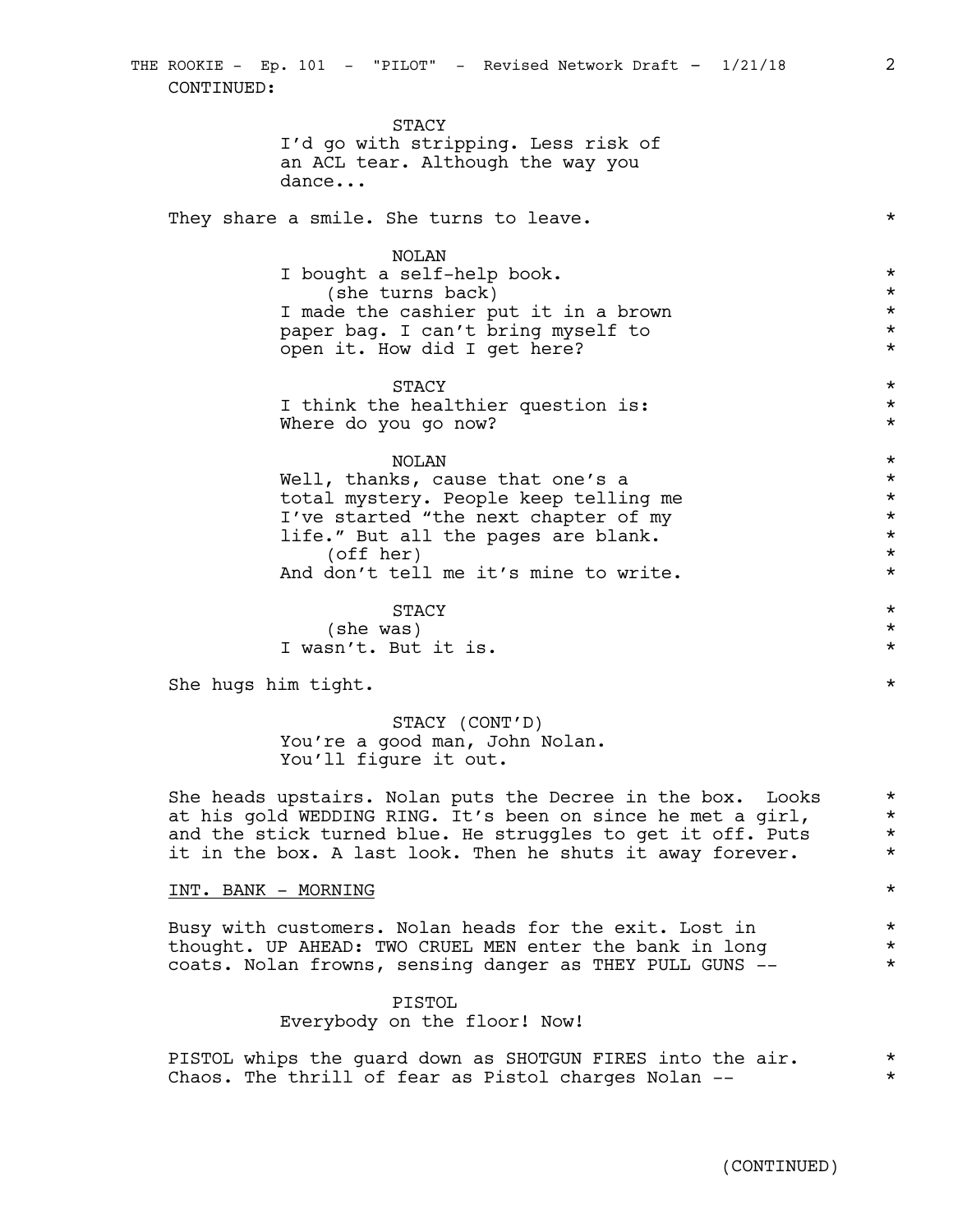CONTINUED:

STACY
I'd go with stripping. Less risk of an ACL tear. Although the way you dance...

They share a smile. She turns to leave. *

NOLAN
I bought a self-help book. *
(she turns back) *
I made the cashier put it in a brown paper bag. I can't bring myself to open it. How did I get here? *

STACY *
I think the healthier question is: Where do you go now? *

NOLAN *
Well, thanks, cause that one's a total mystery. People keep telling me I've started "the next chapter of my life." But all the pages are blank. *
(off her) *
And don't tell me it's mine to write. *

STACY *
(she was) *
I wasn't. But it is. *

She hugs him tight. *

STACY (CONT'D)
You're a good man, John Nolan. You'll figure it out.

She heads upstairs. Nolan puts the Decree in the box. Looks at his gold WEDDING RING. It's been on since he met a girl, and the stick turned blue. He struggles to get it off. Puts it in the box. A last look. Then he shuts it away forever. *

<u>INT. BANK - MORNING</u> *

Busy with customers. Nolan heads for the exit. Lost in thought. UP AHEAD: TWO CRUEL MEN enter the bank in long coats. Nolan frowns, sensing danger as THEY PULL GUNS -- *

PISTOL
Everybody on the floor! Now!

PISTOL whips the guard down as SHOTGUN FIRES into the air. Chaos. The thrill of fear as Pistol charges Nolan -- *

(CONTINUED)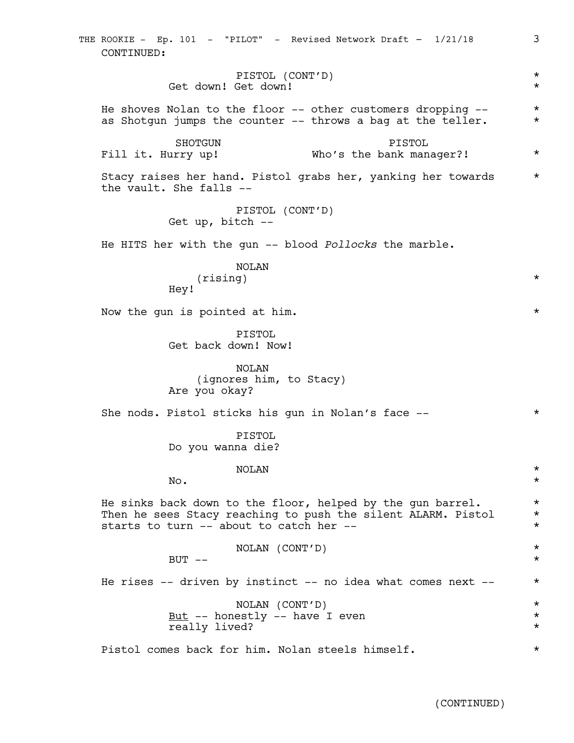CONTINUED:

PISTOL (CONT'D)
Get down! Get down!

He shoves Nolan to the floor -- other customers dropping -- as Shotgun jumps the counter -- throws a bag at the teller.

SHOTGUN
Fill it. Hurry up!

PISTOL
Who's the bank manager?!

Stacy raises her hand. Pistol grabs her, yanking her towards the vault. She falls --

PISTOL (CONT'D)
Get up, bitch --

He HITS her with the gun -- blood *Pollocks* the marble.

NOLAN
(rising)
Hey!

Now the gun is pointed at him.

PISTOL
Get back down! Now!

NOLAN
(ignores him, to Stacy)
Are you okay?

She nods. Pistol sticks his gun in Nolan's face --

PISTOL
Do you wanna die?

NOLAN
No.

He sinks back down to the floor, helped by the gun barrel. Then he sees Stacy reaching to push the silent ALARM. Pistol starts to turn -- about to catch her --

NOLAN (CONT'D)
BUT --

He rises -- driven by instinct -- no idea what comes next --

NOLAN (CONT'D)
<u>But</u> -- honestly -- have I even really lived?

Pistol comes back for him. Nolan steels himself.

(CONTINUED)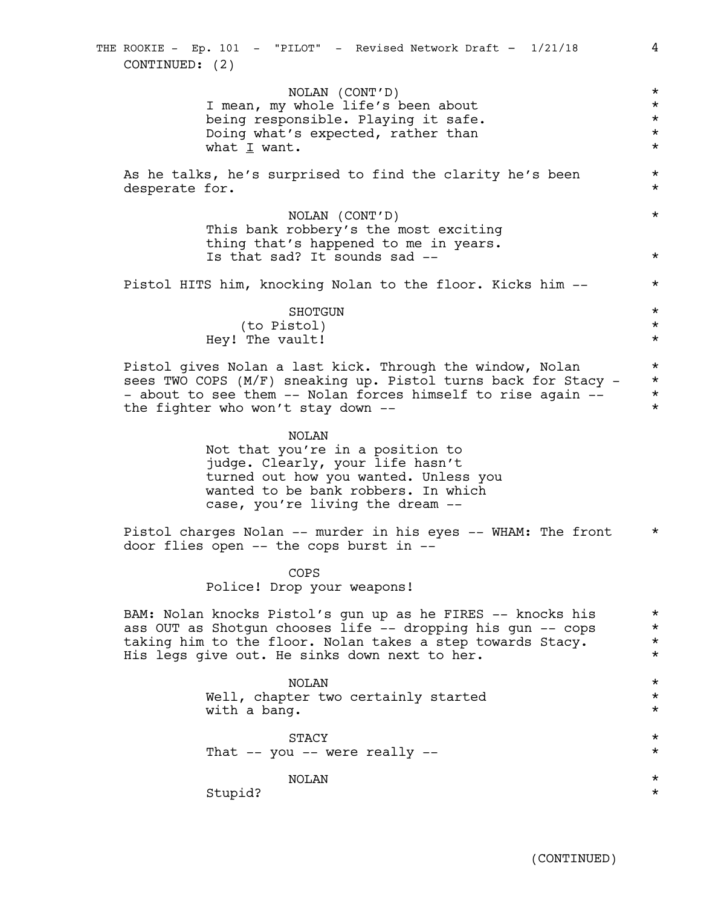CONTINUED: (2)

NOLAN (CONT'D)
I mean, my whole life's been about being responsible. Playing it safe. Doing what's expected, rather than what _I_ want.

As he talks, he's surprised to find the clarity he's been desperate for.

NOLAN (CONT'D)
This bank robbery's the most exciting thing that's happened to me in years. Is that sad? It sounds sad --

Pistol HITS him, knocking Nolan to the floor. Kicks him --

SHOTGUN
(to Pistol)
Hey! The vault!

Pistol gives Nolan a last kick. Through the window, Nolan sees TWO COPS (M/F) sneaking up. Pistol turns back for Stacy -- about to see them -- Nolan forces himself to rise again -- the fighter who won't stay down --

NOLAN
Not that you're in a position to judge. Clearly, your life hasn't turned out how you wanted. Unless you wanted to be bank robbers. In which case, you're living the dream --

Pistol charges Nolan -- murder in his eyes -- WHAM: The front door flies open -- the cops burst in --

COPS
Police! Drop your weapons!

BAM: Nolan knocks Pistol's gun up as he FIRES -- knocks his ass OUT as Shotgun chooses life -- dropping his gun -- cops taking him to the floor. Nolan takes a step towards Stacy. His legs give out. He sinks down next to her.

NOLAN
Well, chapter two certainly started with a bang.

STACY
That -- you -- were really --

NOLAN
Stupid?

(CONTINUED)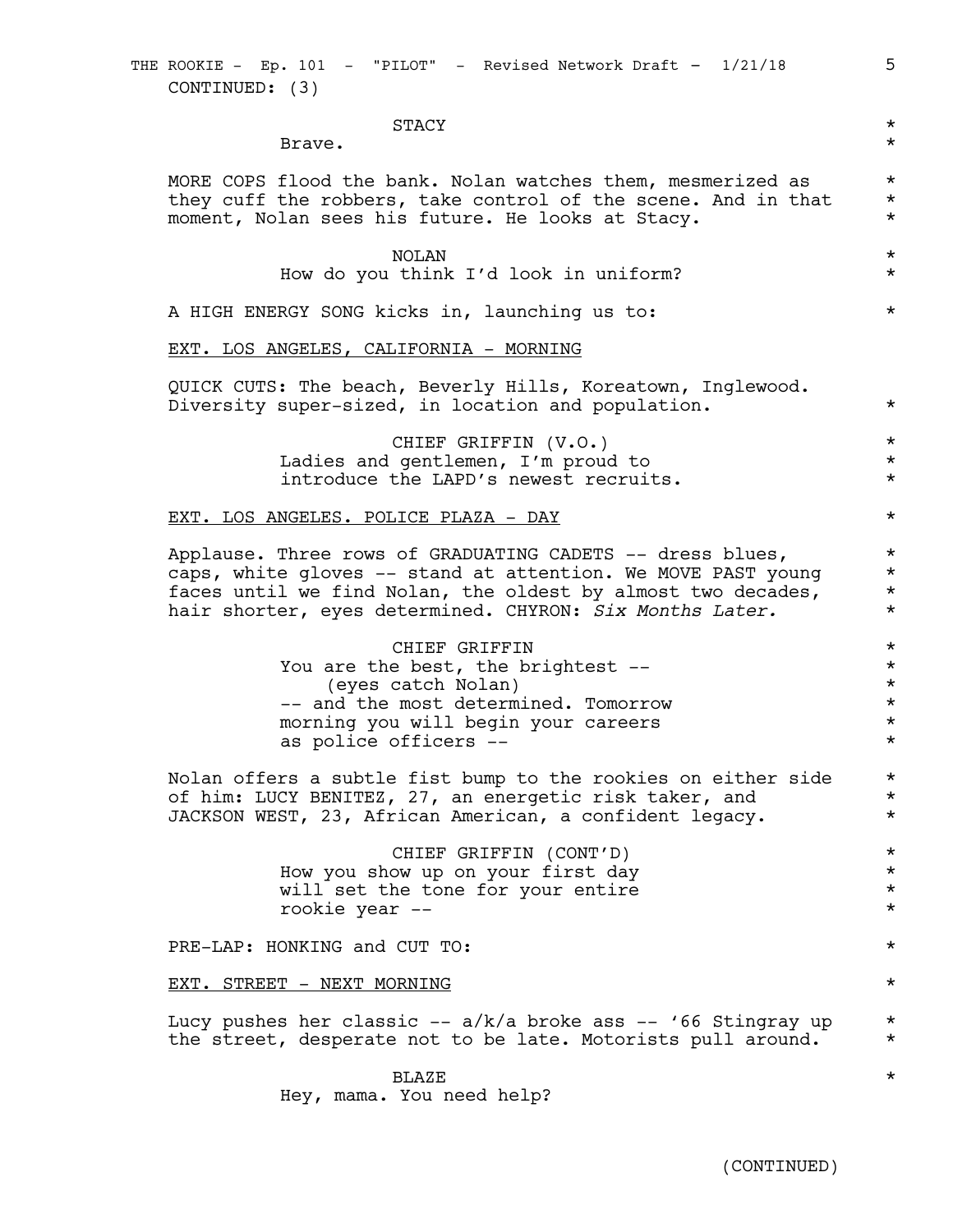CONTINUED: (3)

STACY
Brave.

MORE COPS flood the bank. Nolan watches them, mesmerized as they cuff the robbers, take control of the scene. And in that moment, Nolan sees his future. He looks at Stacy.

NOLAN
How do you think I'd look in uniform?

A HIGH ENERGY SONG kicks in, launching us to:

EXT. LOS ANGELES, CALIFORNIA - MORNING

QUICK CUTS: The beach, Beverly Hills, Koreatown, Inglewood. Diversity super-sized, in location and population.

CHIEF GRIFFIN (V.O.)
Ladies and gentlemen, I'm proud to introduce the LAPD's newest recruits.

EXT. LOS ANGELES. POLICE PLAZA - DAY

Applause. Three rows of GRADUATING CADETS -- dress blues, caps, white gloves -- stand at attention. We MOVE PAST young faces until we find Nolan, the oldest by almost two decades, hair shorter, eyes determined. CHYRON: *Six Months Later.*

CHIEF GRIFFIN
You are the best, the brightest --
(eyes catch Nolan)
-- and the most determined. Tomorrow morning you will begin your careers as police officers --

Nolan offers a subtle fist bump to the rookies on either side of him: LUCY BENITEZ, 27, an energetic risk taker, and JACKSON WEST, 23, African American, a confident legacy.

CHIEF GRIFFIN (CONT'D)
How you show up on your first day will set the tone for your entire rookie year --

PRE-LAP: HONKING and CUT TO:

EXT. STREET - NEXT MORNING

Lucy pushes her classic -- a/k/a broke ass -- '66 Stingray up the street, desperate not to be late. Motorists pull around.

BLAZE
Hey, mama. You need help?

(CONTINUED)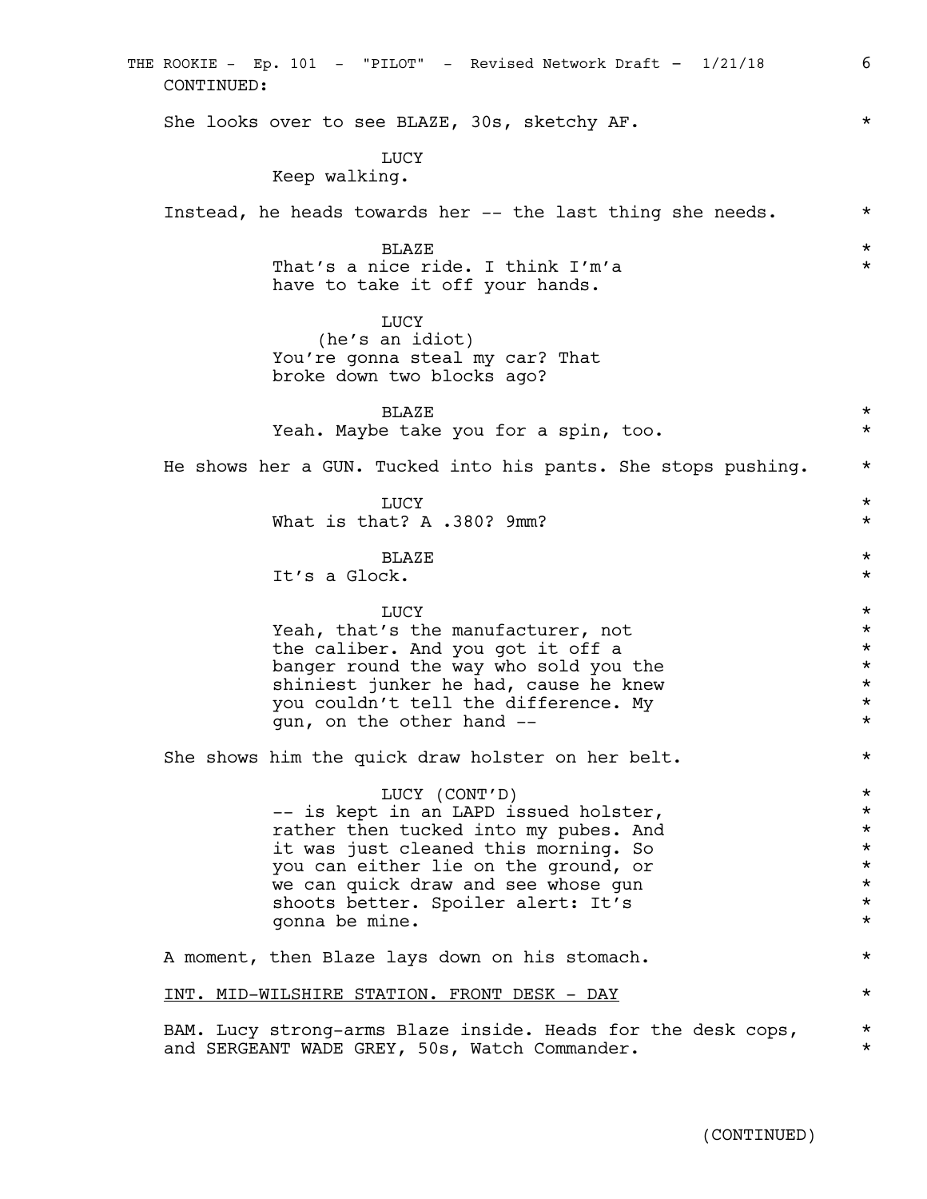CONTINUED:

She looks over to see BLAZE, 30s, sketchy AF.

LUCY
Keep walking.

Instead, he heads towards her -- the last thing she needs.

BLAZE
That's a nice ride. I think I'm'a have to take it off your hands.

LUCY
(he's an idiot)
You're gonna steal my car? That broke down two blocks ago?

BLAZE
Yeah. Maybe take you for a spin, too.

He shows her a GUN. Tucked into his pants. She stops pushing.

LUCY
What is that? A .380? 9mm?

BLAZE
It's a Glock.

LUCY
Yeah, that's the manufacturer, not the caliber. And you got it off a banger round the way who sold you the shiniest junker he had, cause he knew you couldn't tell the difference. My gun, on the other hand --

She shows him the quick draw holster on her belt.

LUCY (CONT'D)
-- is kept in an LAPD issued holster, rather then tucked into my pubes. And it was just cleaned this morning. So you can either lie on the ground, or we can quick draw and see whose gun shoots better. Spoiler alert: It's gonna be mine.

A moment, then Blaze lays down on his stomach.

INT. MID-WILSHIRE STATION. FRONT DESK - DAY

BAM. Lucy strong-arms Blaze inside. Heads for the desk cops, and SERGEANT WADE GREY, 50s, Watch Commander.

(CONTINUED)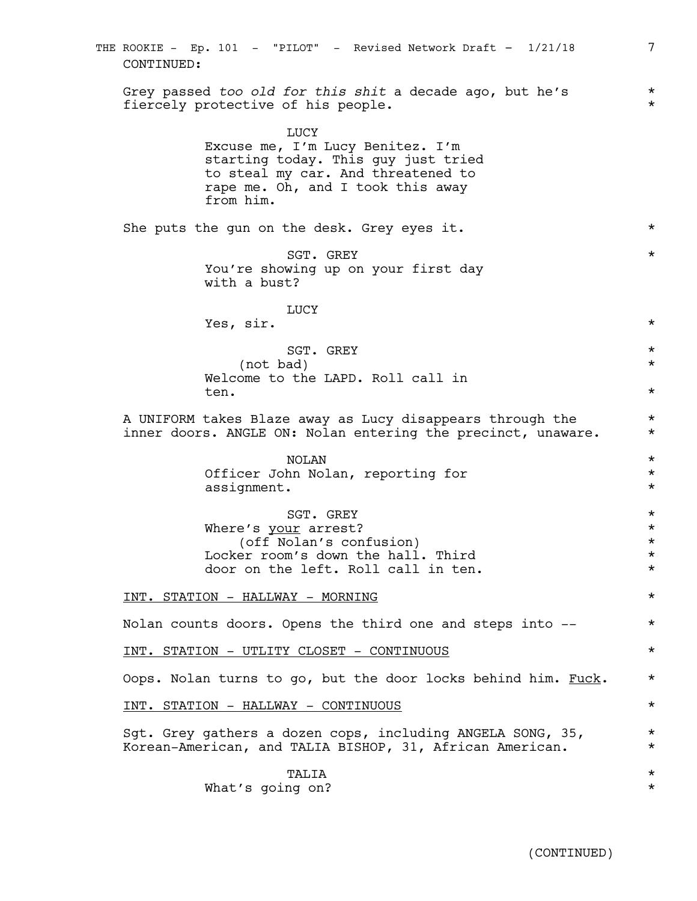CONTINUED:

Grey passed *too old for this shit* a decade ago, but he's fiercely protective of his people.

LUCY
Excuse me, I'm Lucy Benitez. I'm starting today. This guy just tried to steal my car. And threatened to rape me. Oh, and I took this away from him.

She puts the gun on the desk. Grey eyes it.

SGT. GREY
You're showing up on your first day with a bust?

LUCY
Yes, sir.

SGT. GREY
(not bad)
Welcome to the LAPD. Roll call in ten.

A UNIFORM takes Blaze away as Lucy disappears through the inner doors. ANGLE ON: Nolan entering the precinct, unaware.

NOLAN
Officer John Nolan, reporting for assignment.

SGT. GREY
Where's <u>your</u> arrest?
(off Nolan's confusion)
Locker room's down the hall. Third door on the left. Roll call in ten.

<u>INT. STATION - HALLWAY - MORNING</u>

Nolan counts doors. Opens the third one and steps into --

<u>INT. STATION - UTLITY CLOSET - CONTINUOUS</u>

Oops. Nolan turns to go, but the door locks behind him. <u>Fuck</u>.

<u>INT. STATION - HALLWAY - CONTINUOUS</u>

Sgt. Grey gathers a dozen cops, including ANGELA SONG, 35, Korean-American, and TALIA BISHOP, 31, African American.

TALIA
What's going on?

(CONTINUED)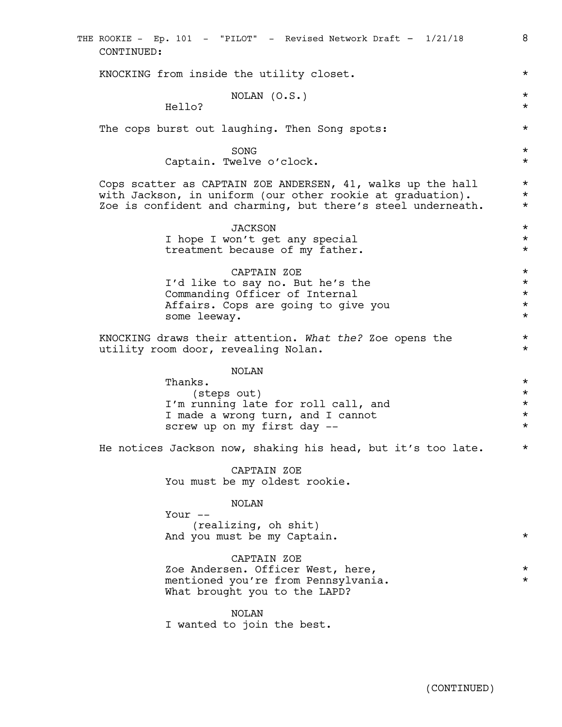CONTINUED:

KNOCKING from inside the utility closet. *

NOLAN (O.S.)
Hello?

The cops burst out laughing. Then Song spots:

SONG
Captain. Twelve o'clock.

Cops scatter as CAPTAIN ZOE ANDERSEN, 41, walks up the hall with Jackson, in uniform (our other rookie at graduation). Zoe is confident and charming, but there's steel underneath.

JACKSON
I hope I won't get any special treatment because of my father.

CAPTAIN ZOE
I'd like to say no. But he's the Commanding Officer of Internal Affairs. Cops are going to give you some leeway.

KNOCKING draws their attention. *What the?* Zoe opens the utility room door, revealing Nolan.

NOLAN
Thanks.
(steps out)
I'm running late for roll call, and I made a wrong turn, and I cannot screw up on my first day --

He notices Jackson now, shaking his head, but it's too late.

CAPTAIN ZOE
You must be my oldest rookie.

NOLAN
Your --
(realizing, oh shit)
And you must be my Captain.

CAPTAIN ZOE
Zoe Andersen. Officer West, here, mentioned you're from Pennsylvania. What brought you to the LAPD?

NOLAN
I wanted to join the best.

(CONTINUED)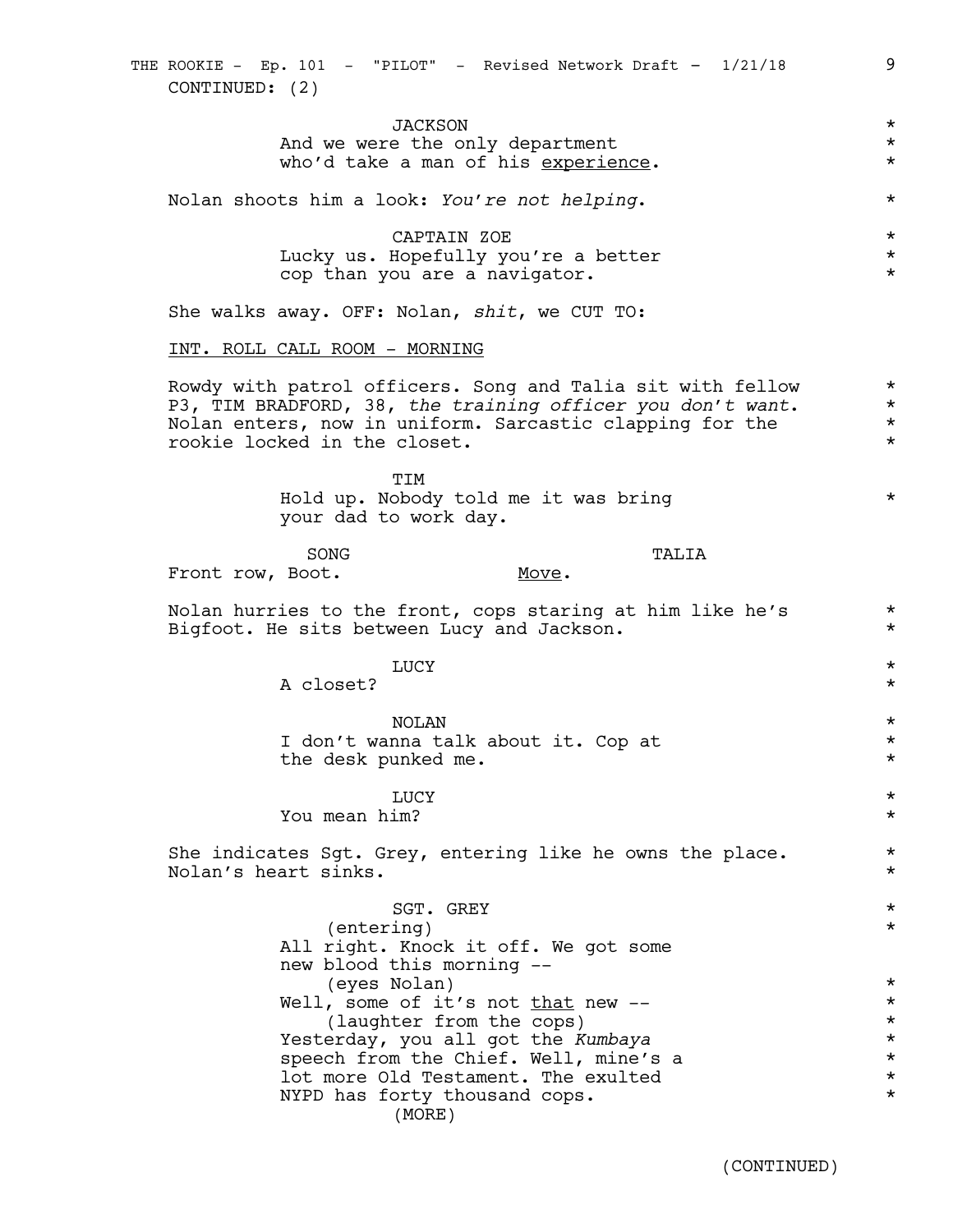CONTINUED: (2)

JACKSON
And we were the only department
who'd take a man of his experience.

Nolan shoots him a look: *You're not helping*.

CAPTAIN ZOE
Lucky us. Hopefully you're a better
cop than you are a navigator.

She walks away. OFF: Nolan, *shit*, we CUT TO:

INT. ROLL CALL ROOM - MORNING

Rowdy with patrol officers. Song and Talia sit with fellow P3, TIM BRADFORD, 38, *the training officer you don't want*. Nolan enters, now in uniform. Sarcastic clapping for the rookie locked in the closet.

TIM
Hold up. Nobody told me it was bring
your dad to work day.

SONG
Front row, Boot.

TALIA
Move.

Nolan hurries to the front, cops staring at him like he's Bigfoot. He sits between Lucy and Jackson.

LUCY
A closet?

NOLAN
I don't wanna talk about it. Cop at
the desk punked me.

LUCY
You mean him?

She indicates Sgt. Grey, entering like he owns the place. Nolan's heart sinks.

SGT. GREY
(entering)
All right. Knock it off. We got some
new blood this morning --
(eyes Nolan)
Well, some of it's not that new --
(laughter from the cops)
Yesterday, you all got the *Kumbaya*
speech from the Chief. Well, mine's a
lot more Old Testament. The exulted
NYPD has forty thousand cops.
(MORE)

(CONTINUED)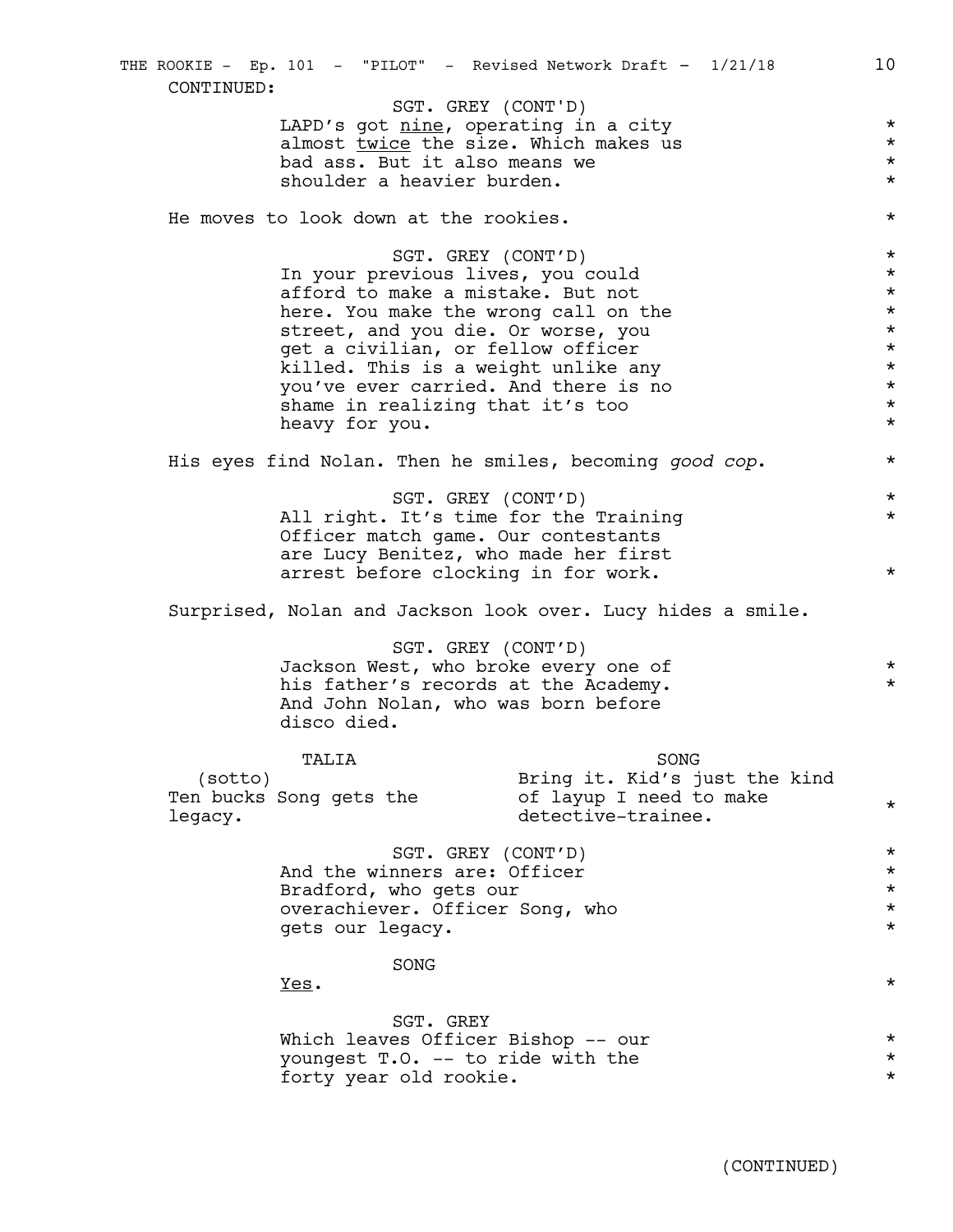CONTINUED:

SGT. GREY (CONT'D)
LAPD's got nine, operating in a city almost twice the size. Which makes us bad ass. But it also means we shoulder a heavier burden.

He moves to look down at the rookies.

SGT. GREY (CONT'D)
In your previous lives, you could afford to make a mistake. But not here. You make the wrong call on the street, and you die. Or worse, you get a civilian, or fellow officer killed. This is a weight unlike any you've ever carried. And there is no shame in realizing that it's too heavy for you.

His eyes find Nolan. Then he smiles, becoming *good cop*.

SGT. GREY (CONT'D)
All right. It's time for the Training Officer match game. Our contestants are Lucy Benitez, who made her first arrest before clocking in for work.

Surprised, Nolan and Jackson look over. Lucy hides a smile.

SGT. GREY (CONT'D)
Jackson West, who broke every one of his father's records at the Academy. And John Nolan, who was born before disco died.

TALIA
(sotto)
Ten bucks Song gets the legacy.

SONG
Bring it. Kid's just the kind of layup I need to make detective-trainee.

SGT. GREY (CONT'D)
And the winners are: Officer Bradford, who gets our overachiever. Officer Song, who gets our legacy.

SONG
Yes.

SGT. GREY
Which leaves Officer Bishop -- our youngest T.O. -- to ride with the forty year old rookie.

(CONTINUED)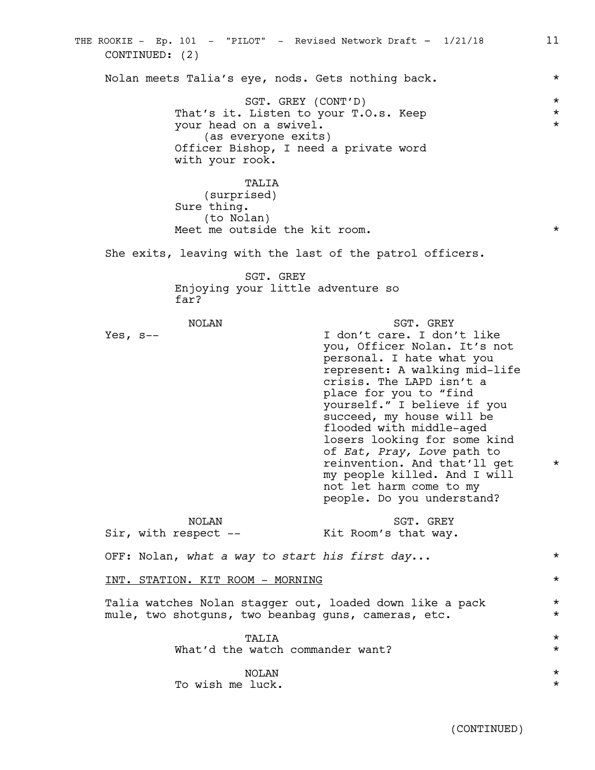CONTINUED: (2)

Nolan meets Talia's eye, nods. Gets nothing back. *

SGT. GREY (CONT'D) *
That's it. Listen to your T.O.s. Keep *
your head on a swivel. *
(as everyone exits)
Officer Bishop, I need a private word
with your rook.

TALIA
(surprised)
Sure thing.
(to Nolan)
Meet me outside the kit room. *

She exits, leaving with the last of the patrol officers.

SGT. GREY
Enjoying your little adventure so
far?

NOLAN
Yes, s--

SGT. GREY
I don't care. I don't like
you, Officer Nolan. It's not
personal. I hate what you
represent: A walking mid-life
crisis. The LAPD isn't a
place for you to "find
yourself." I believe if you
succeed, my house will be
flooded with middle-aged
losers looking for some kind
of *Eat, Pray, Love* path to
reinvention. And that'll get *
my people killed. And I will
not let harm come to my
people. Do you understand?

NOLAN
Sir, with respect --

SGT. GREY
Kit Room's that way.

OFF: Nolan, *what a way to start his first day...* *

INT. STATION. KIT ROOM - MORNING *

Talia watches Nolan stagger out, loaded down like a pack *
mule, two shotguns, two beanbag guns, cameras, etc. *

TALIA *
What'd the watch commander want? *

NOLAN *
To wish me luck. *

(CONTINUED)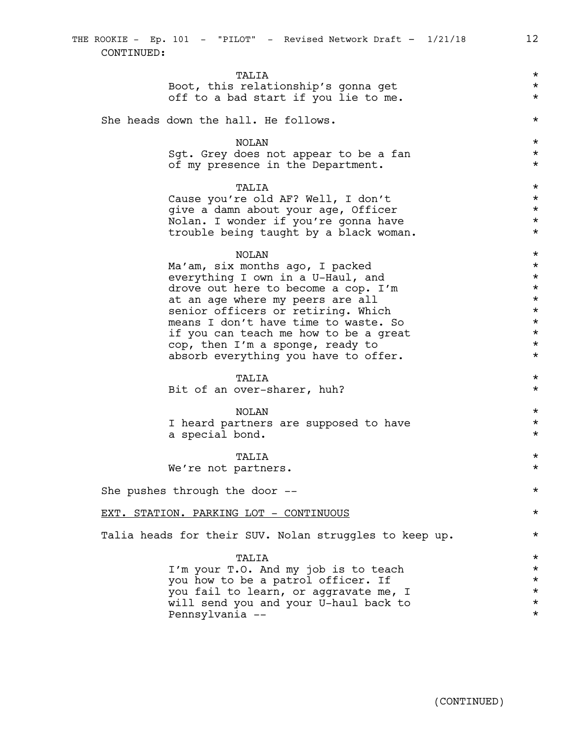CONTINUED:

TALIA
Boot, this relationship's gonna get off to a bad start if you lie to me.

She heads down the hall. He follows.

NOLAN
Sgt. Grey does not appear to be a fan of my presence in the Department.

TALIA
Cause you're old AF? Well, I don't give a damn about your age, Officer Nolan. I wonder if you're gonna have trouble being taught by a black woman.

NOLAN
Ma'am, six months ago, I packed everything I own in a U-Haul, and drove out here to become a cop. I'm at an age where my peers are all senior officers or retiring. Which means I don't have time to waste. So if you can teach me how to be a great cop, then I'm a sponge, ready to absorb everything you have to offer.

TALIA
Bit of an over-sharer, huh?

NOLAN
I heard partners are supposed to have a special bond.

TALIA
We're not partners.

She pushes through the door --

EXT. STATION. PARKING LOT - CONTINUOUS

Talia heads for their SUV. Nolan struggles to keep up.

TALIA
I'm your T.O. And my job is to teach you how to be a patrol officer. If you fail to learn, or aggravate me, I will send you and your U-haul back to Pennsylvania --

(CONTINUED)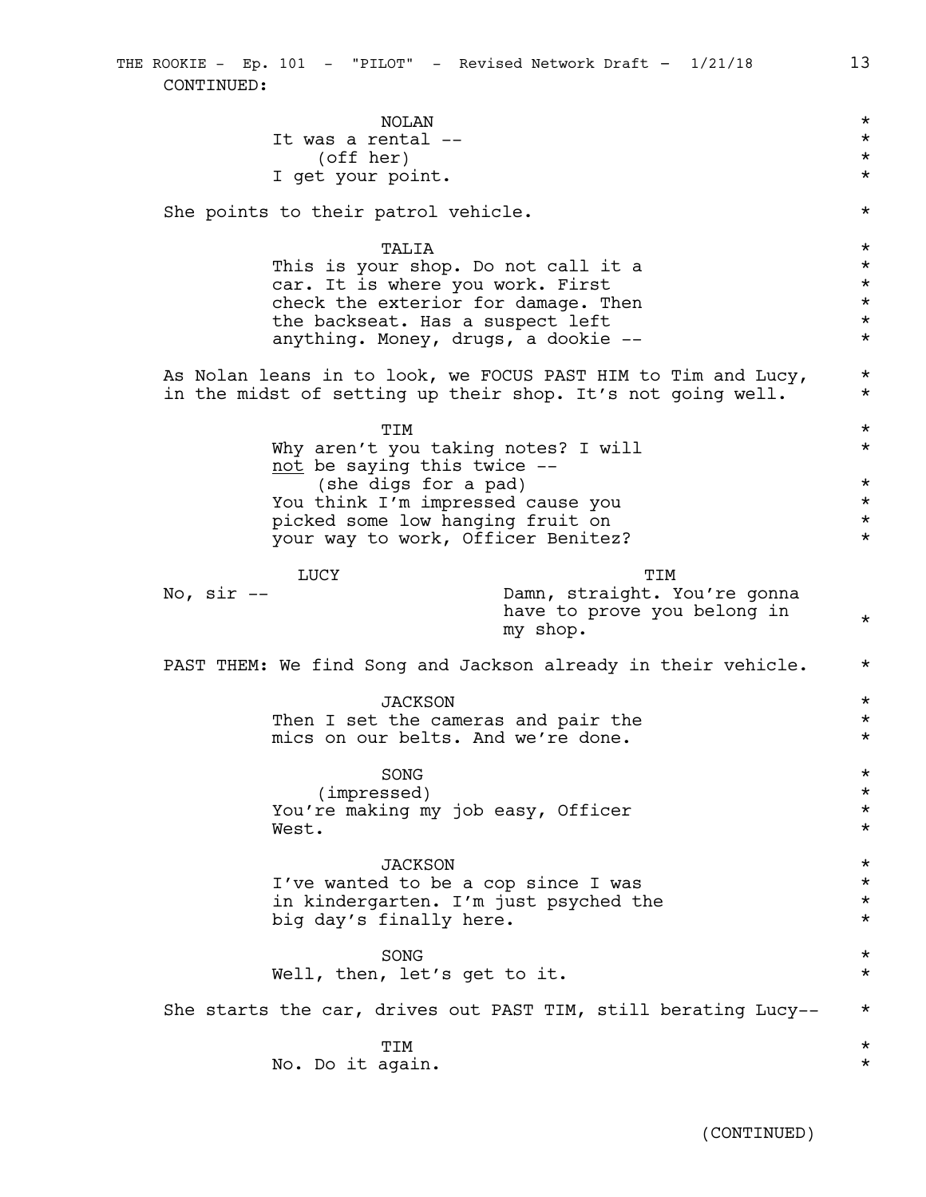CONTINUED:

NOLAN
It was a rental --
(off her)
I get your point.

She points to their patrol vehicle.

TALIA
This is your shop. Do not call it a car. It is where you work. First check the exterior for damage. Then the backseat. Has a suspect left anything. Money, drugs, a dookie --

As Nolan leans in to look, we FOCUS PAST HIM to Tim and Lucy, in the midst of setting up their shop. It's not going well.

TIM
Why aren't you taking notes? I will _not_ be saying this twice --
(she digs for a pad)
You think I'm impressed cause you picked some low hanging fruit on your way to work, Officer Benitez?

LUCY
No, sir --

TIM
Damn, straight. You're gonna have to prove you belong in my shop.

PAST THEM: We find Song and Jackson already in their vehicle.

JACKSON
Then I set the cameras and pair the mics on our belts. And we're done.

SONG
(impressed)
You're making my job easy, Officer West.

JACKSON
I've wanted to be a cop since I was in kindergarten. I'm just psyched the big day's finally here.

SONG
Well, then, let's get to it.

She starts the car, drives out PAST TIM, still berating Lucy--

TIM
No. Do it again.

(CONTINUED)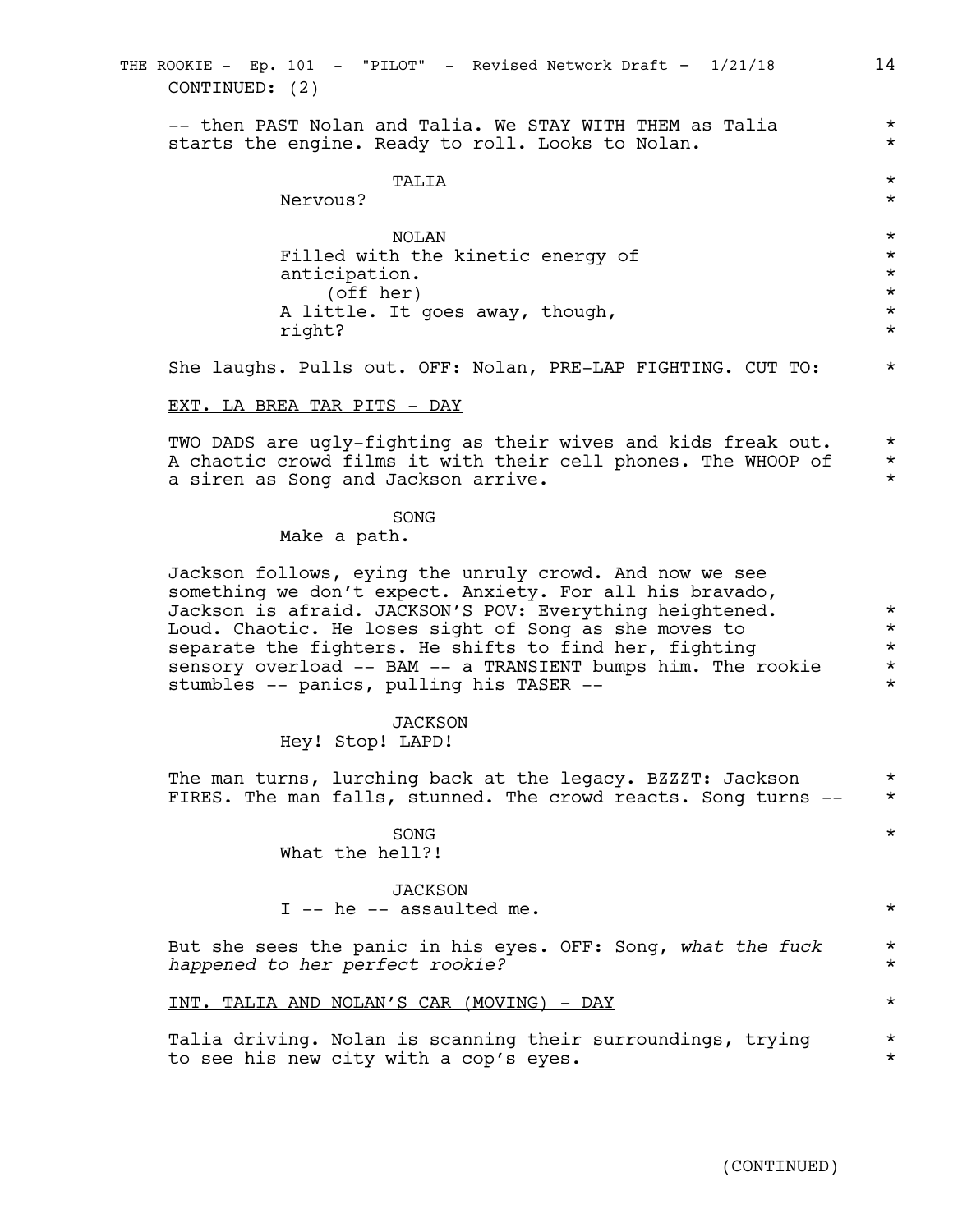CONTINUED: (2)

-- then PAST Nolan and Talia. We STAY WITH THEM as Talia starts the engine. Ready to roll. Looks to Nolan.

TALIA
Nervous?

NOLAN
Filled with the kinetic energy of anticipation.
(off her)
A little. It goes away, though, right?

She laughs. Pulls out. OFF: Nolan, PRE-LAP FIGHTING. CUT TO:

EXT. LA BREA TAR PITS - DAY

TWO DADS are ugly-fighting as their wives and kids freak out. A chaotic crowd films it with their cell phones. The WHOOP of a siren as Song and Jackson arrive.

SONG
Make a path.

Jackson follows, eying the unruly crowd. And now we see something we don't expect. Anxiety. For all his bravado, Jackson is afraid. JACKSON'S POV: Everything heightened. Loud. Chaotic. He loses sight of Song as she moves to separate the fighters. He shifts to find her, fighting sensory overload -- BAM -- a TRANSIENT bumps him. The rookie stumbles -- panics, pulling his TASER --

JACKSON
Hey! Stop! LAPD!

The man turns, lurching back at the legacy. BZZZT: Jackson FIRES. The man falls, stunned. The crowd reacts. Song turns --

SONG
What the hell?!

JACKSON
I -- he -- assaulted me.

But she sees the panic in his eyes. OFF: Song, *what the fuck happened to her perfect rookie?*

INT. TALIA AND NOLAN'S CAR (MOVING) - DAY

Talia driving. Nolan is scanning their surroundings, trying to see his new city with a cop's eyes.

(CONTINUED)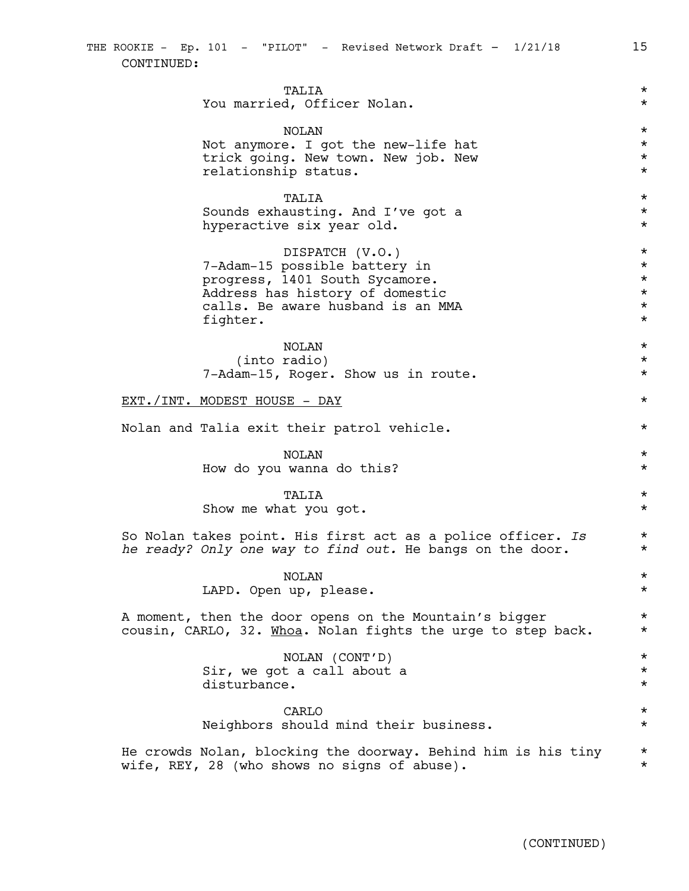CONTINUED:

TALIA
You married, Officer Nolan.

NOLAN
Not anymore. I got the new-life hat trick going. New town. New job. New relationship status.

TALIA
Sounds exhausting. And I've got a hyperactive six year old.

DISPATCH (V.O.)
7-Adam-15 possible battery in progress, 1401 South Sycamore. Address has history of domestic calls. Be aware husband is an MMA fighter.

NOLAN
(into radio)
7-Adam-15, Roger. Show us in route.

EXT./INT. MODEST HOUSE - DAY

Nolan and Talia exit their patrol vehicle.

NOLAN
How do you wanna do this?

TALIA
Show me what you got.

So Nolan takes point. His first act as a police officer. *Is he ready? Only one way to find out.* He bangs on the door.

NOLAN
LAPD. Open up, please.

A moment, then the door opens on the Mountain's bigger cousin, CARLO, 32. <u>Whoa</u>. Nolan fights the urge to step back.

NOLAN (CONT'D)
Sir, we got a call about a disturbance.

CARLO
Neighbors should mind their business.

He crowds Nolan, blocking the doorway. Behind him is his tiny wife, REY, 28 (who shows no signs of abuse).

(CONTINUED)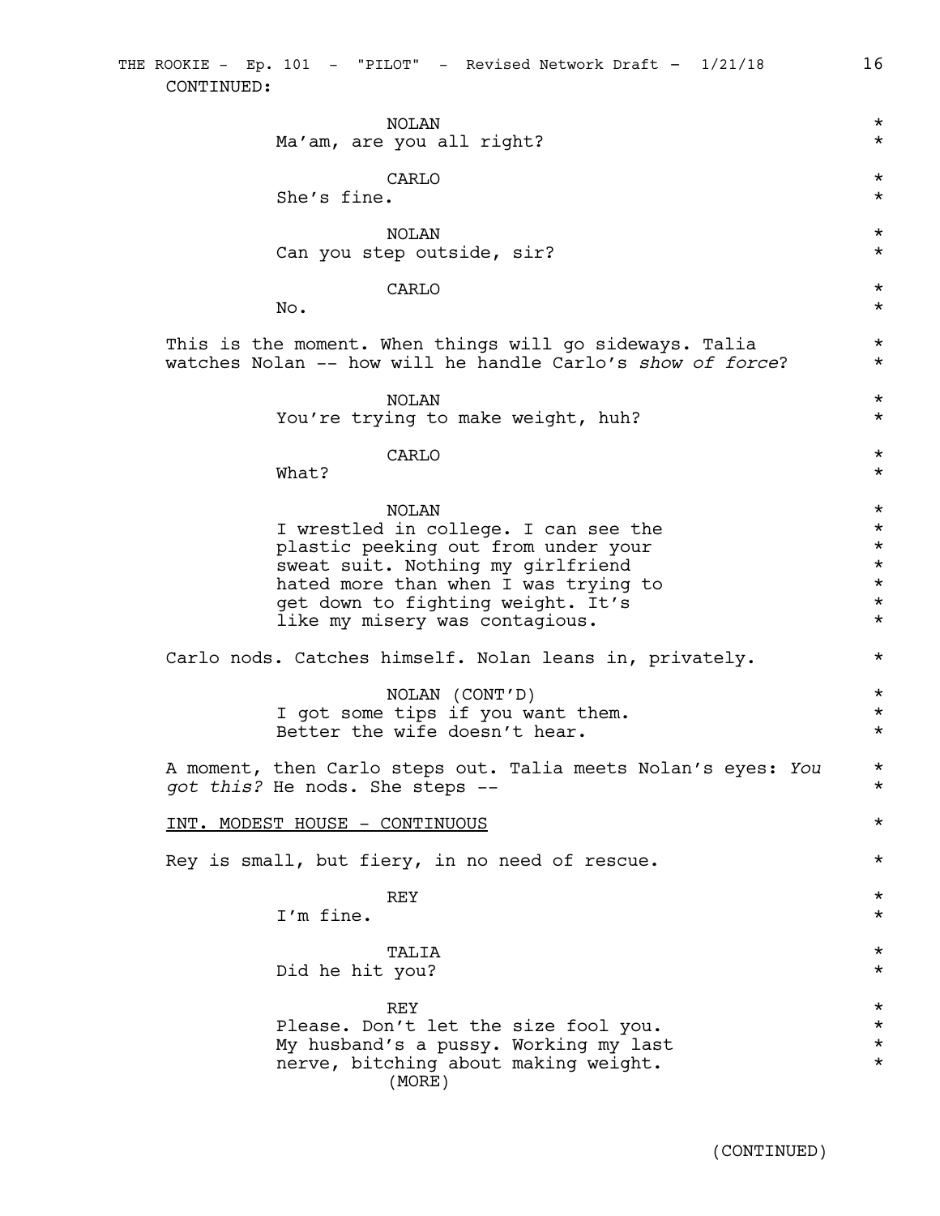CONTINUED:

NOLAN
Ma'am, are you all right?

CARLO
She's fine.

NOLAN
Can you step outside, sir?

CARLO
No.

This is the moment. When things will go sideways. Talia watches Nolan -- how will he handle Carlo's *show of force*?

NOLAN
You're trying to make weight, huh?

CARLO
What?

NOLAN
I wrestled in college. I can see the plastic peeking out from under your sweat suit. Nothing my girlfriend hated more than when I was trying to get down to fighting weight. It's like my misery was contagious.

Carlo nods. Catches himself. Nolan leans in, privately.

NOLAN (CONT'D)
I got some tips if you want them. Better the wife doesn't hear.

A moment, then Carlo steps out. Talia meets Nolan's eyes: *You got this?* He nods. She steps --

INT. MODEST HOUSE - CONTINUOUS

Rey is small, but fiery, in no need of rescue.

REY
I'm fine.

TALIA
Did he hit you?

REY
Please. Don't let the size fool you. My husband's a pussy. Working my last nerve, bitching about making weight.
(MORE)

(CONTINUED)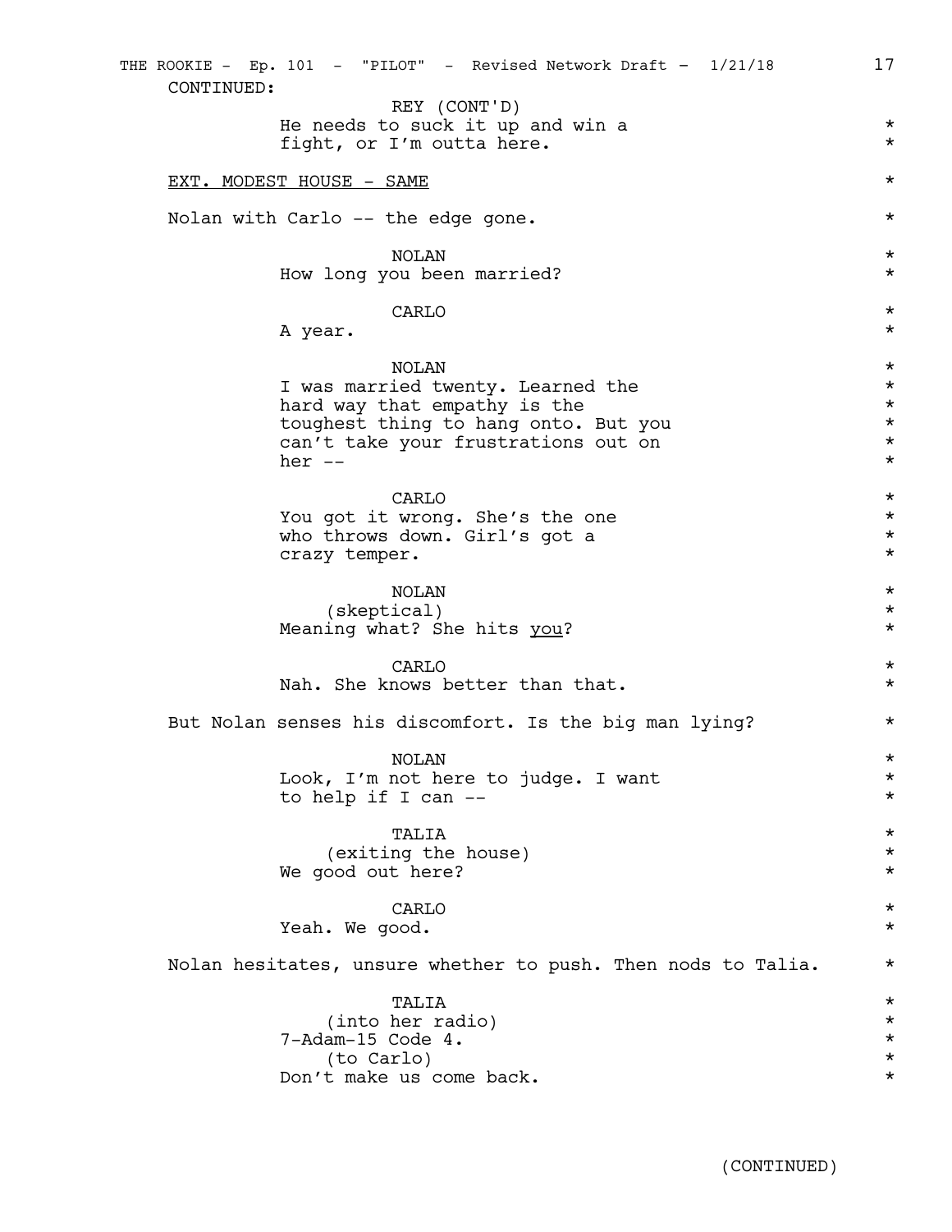CONTINUED:

REY (CONT'D)
He needs to suck it up and win a fight, or I'm outta here.

EXT. MODEST HOUSE - SAME

Nolan with Carlo -- the edge gone.

NOLAN
How long you been married?

CARLO
A year.

NOLAN
I was married twenty. Learned the hard way that empathy is the toughest thing to hang onto. But you can't take your frustrations out on her --

CARLO
You got it wrong. She's the one who throws down. Girl's got a crazy temper.

NOLAN
(skeptical)
Meaning what? She hits you?

CARLO
Nah. She knows better than that.

But Nolan senses his discomfort. Is the big man lying?

NOLAN
Look, I'm not here to judge. I want to help if I can --

TALIA
(exiting the house)
We good out here?

CARLO
Yeah. We good.

Nolan hesitates, unsure whether to push. Then nods to Talia.

TALIA
(into her radio)
7-Adam-15 Code 4.
(to Carlo)
Don't make us come back.

(CONTINUED)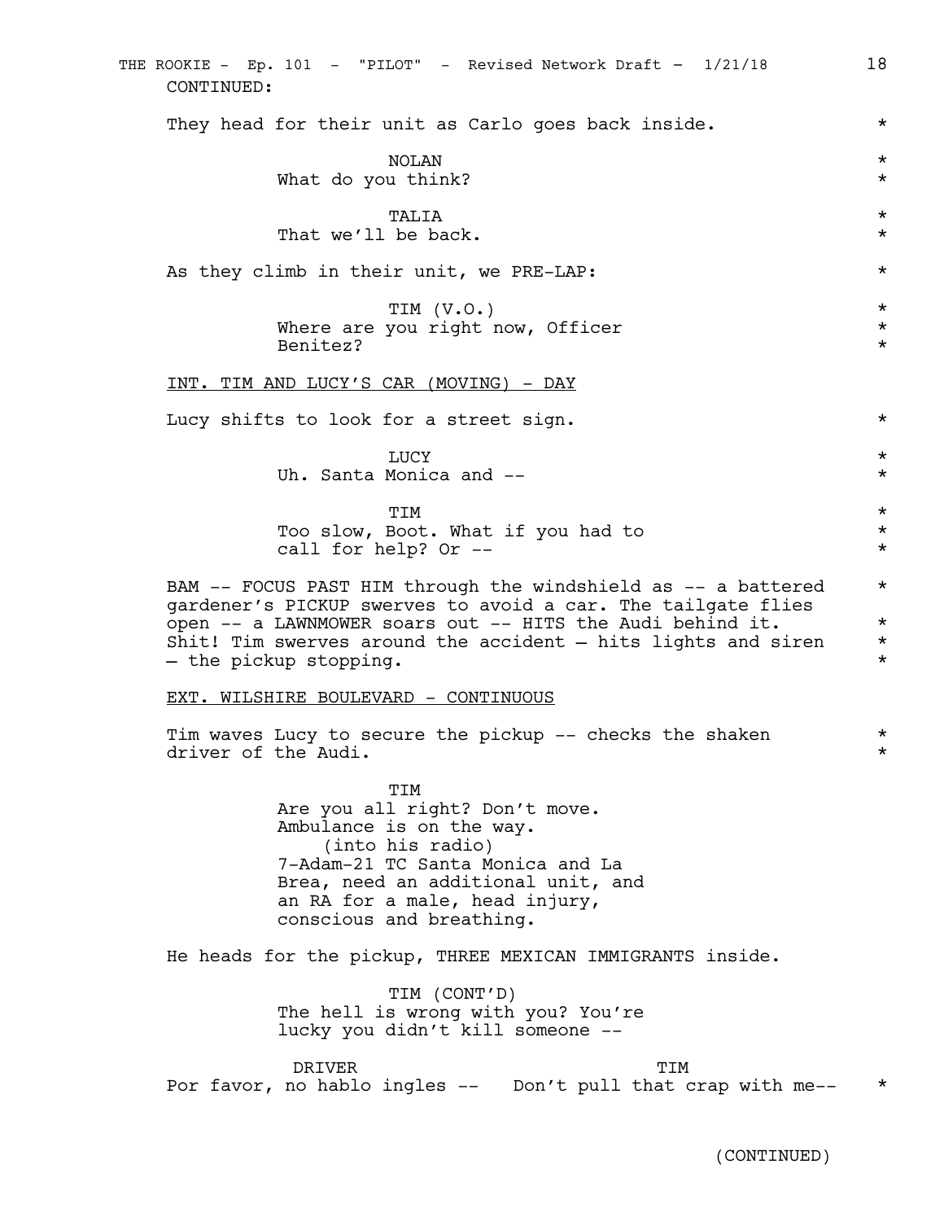CONTINUED:

They head for their unit as Carlo goes back inside. *

NOLAN
What do you think? *

TALIA
That we'll be back. *

As they climb in their unit, we PRE-LAP: *

TIM (V.O.)
Where are you right now, Officer Benitez? *

INT. TIM AND LUCY'S CAR (MOVING) - DAY

Lucy shifts to look for a street sign. *

LUCY
Uh. Santa Monica and -- *

TIM
Too slow, Boot. What if you had to call for help? Or -- *

BAM -- FOCUS PAST HIM through the windshield as -- a battered gardener's PICKUP swerves to avoid a car. The tailgate flies open -- a LAWNMOWER soars out -- HITS the Audi behind it. Shit! Tim swerves around the accident – hits lights and siren – the pickup stopping. *

EXT. WILSHIRE BOULEVARD - CONTINUOUS

Tim waves Lucy to secure the pickup -- checks the shaken driver of the Audi. *

TIM
Are you all right? Don't move. Ambulance is on the way.
(into his radio)
7-Adam-21 TC Santa Monica and La Brea, need an additional unit, and an RA for a male, head injury, conscious and breathing.

He heads for the pickup, THREE MEXICAN IMMIGRANTS inside.

TIM (CONT'D)
The hell is wrong with you? You're lucky you didn't kill someone --

DRIVER
Por favor, no hablo ingles --

TIM
Don't pull that crap with me-- *

(CONTINUED)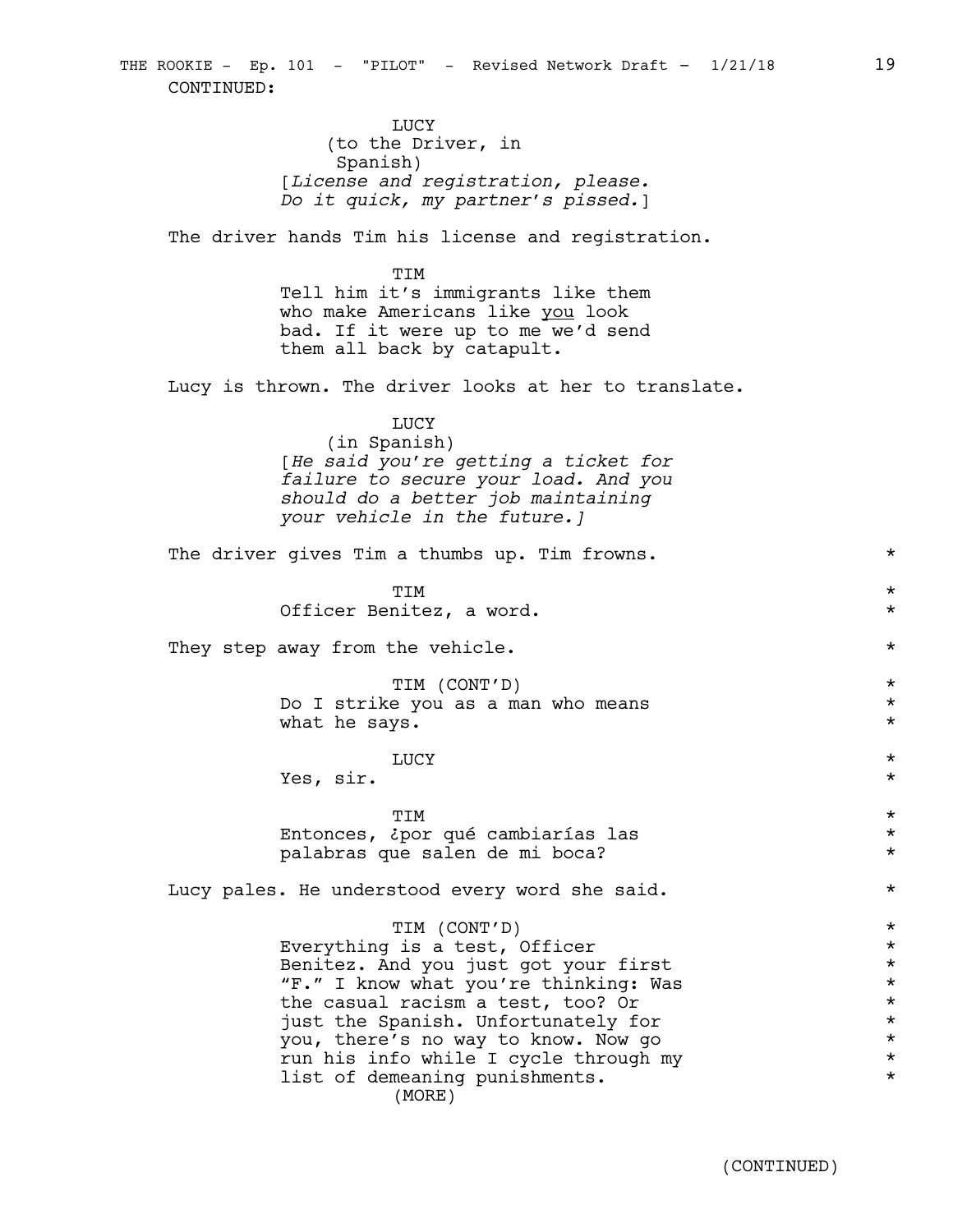CONTINUED:

LUCY
(to the Driver, in Spanish)
[*License and registration, please. Do it quick, my partner's pissed.*]

The driver hands Tim his license and registration.

TIM
Tell him it's immigrants like them who make Americans like you look bad. If it were up to me we'd send them all back by catapult.

Lucy is thrown. The driver looks at her to translate.

LUCY
(in Spanish)
[*He said you're getting a ticket for failure to secure your load. And you should do a better job maintaining your vehicle in the future.*]

The driver gives Tim a thumbs up. Tim frowns. *

TIM *
Officer Benitez, a word. *

They step away from the vehicle. *

TIM (CONT'D) *
Do I strike you as a man who means what he says. *

LUCY *
Yes, sir. *

TIM *
Entonces, ¿por qué cambiarías las palabras que salen de mi boca? *

Lucy pales. He understood every word she said. *

TIM (CONT'D) *
Everything is a test, Officer Benitez. And you just got your first "F." I know what you're thinking: Was the casual racism a test, too? Or just the Spanish. Unfortunately for you, there's no way to know. Now go run his info while I cycle through my list of demeaning punishments. *
(MORE)

(CONTINUED)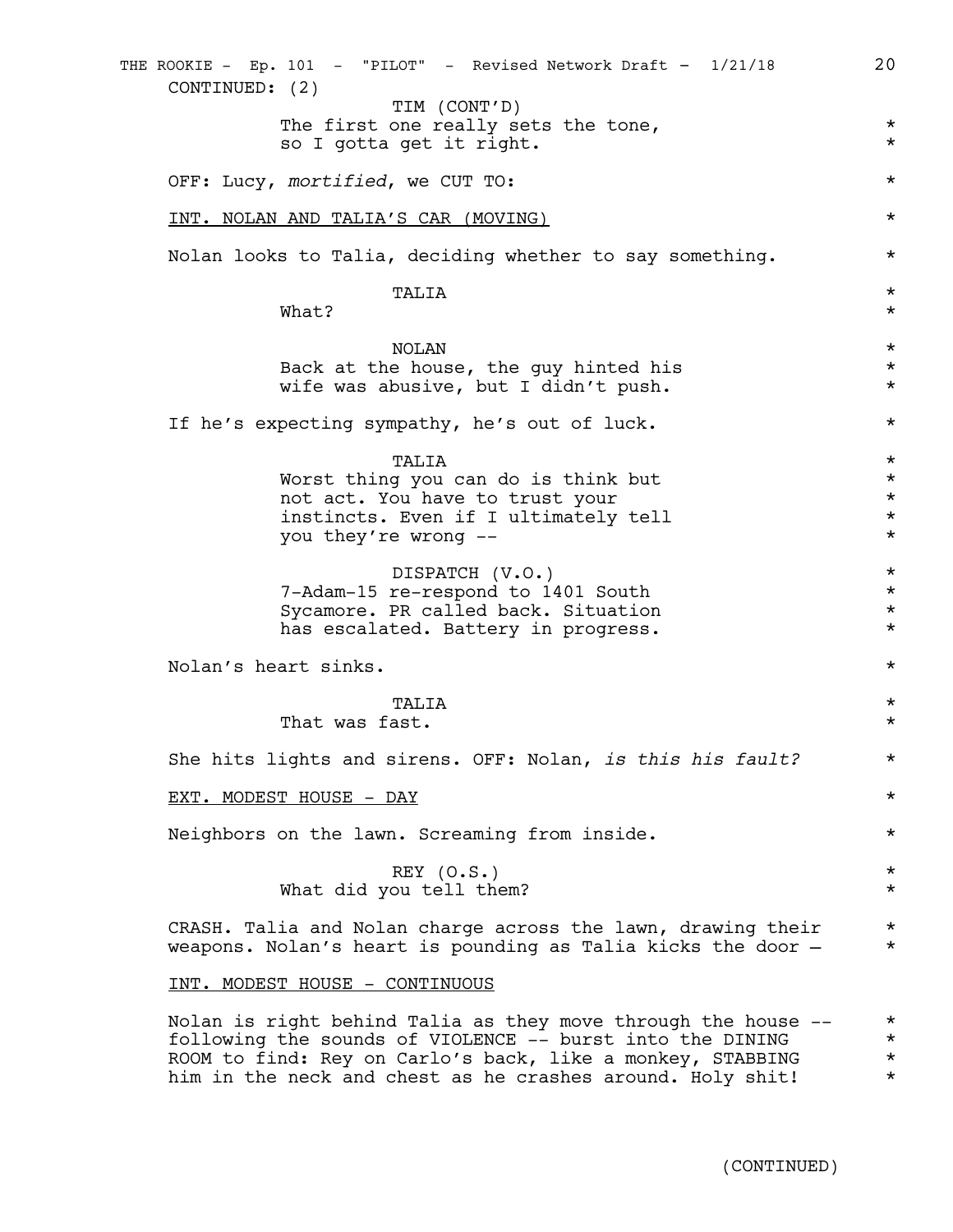CONTINUED: (2)

TIM (CONT'D)
The first one really sets the tone, so I gotta get it right.

OFF: Lucy, *mortified*, we CUT TO:

INT. NOLAN AND TALIA'S CAR (MOVING)

Nolan looks to Talia, deciding whether to say something.

TALIA
What?

NOLAN
Back at the house, the guy hinted his wife was abusive, but I didn't push.

If he's expecting sympathy, he's out of luck.

TALIA
Worst thing you can do is think but not act. You have to trust your instincts. Even if I ultimately tell you they're wrong --

DISPATCH (V.O.)
7-Adam-15 re-respond to 1401 South Sycamore. PR called back. Situation has escalated. Battery in progress.

Nolan's heart sinks.

TALIA
That was fast.

She hits lights and sirens. OFF: Nolan, *is this his fault?*

EXT. MODEST HOUSE - DAY

Neighbors on the lawn. Screaming from inside.

REY (O.S.)
What did you tell them?

CRASH. Talia and Nolan charge across the lawn, drawing their weapons. Nolan's heart is pounding as Talia kicks the door –

INT. MODEST HOUSE - CONTINUOUS

Nolan is right behind Talia as they move through the house -- following the sounds of VIOLENCE -- burst into the DINING ROOM to find: Rey on Carlo's back, like a monkey, STABBING him in the neck and chest as he crashes around. Holy shit!

(CONTINUED)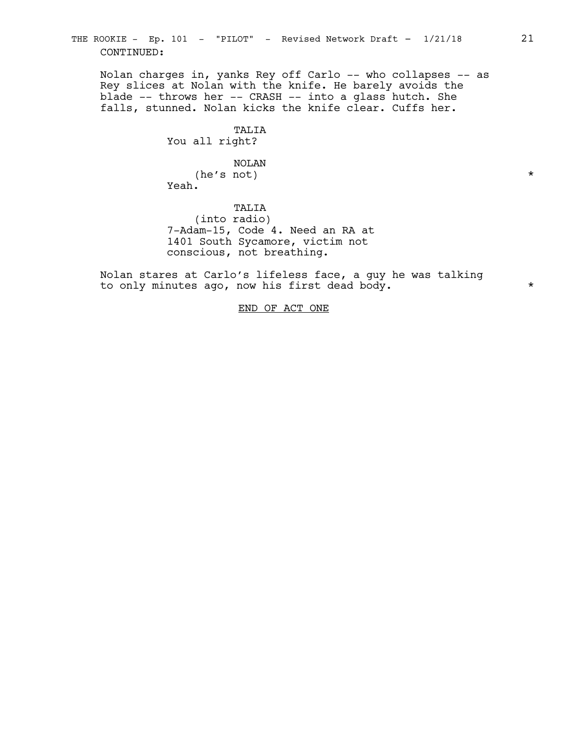CONTINUED:

Nolan charges in, yanks Rey off Carlo -- who collapses -- as Rey slices at Nolan with the knife. He barely avoids the blade -- throws her -- CRASH -- into a glass hutch. She falls, stunned. Nolan kicks the knife clear. Cuffs her.

TALIA
You all right?

NOLAN
(he's not)
Yeah.

*

TALIA
(into radio)
7-Adam-15, Code 4. Need an RA at 1401 South Sycamore, victim not conscious, not breathing.

Nolan stares at Carlo's lifeless face, a guy he was talking to only minutes ago, now his first dead body.

*

END OF ACT ONE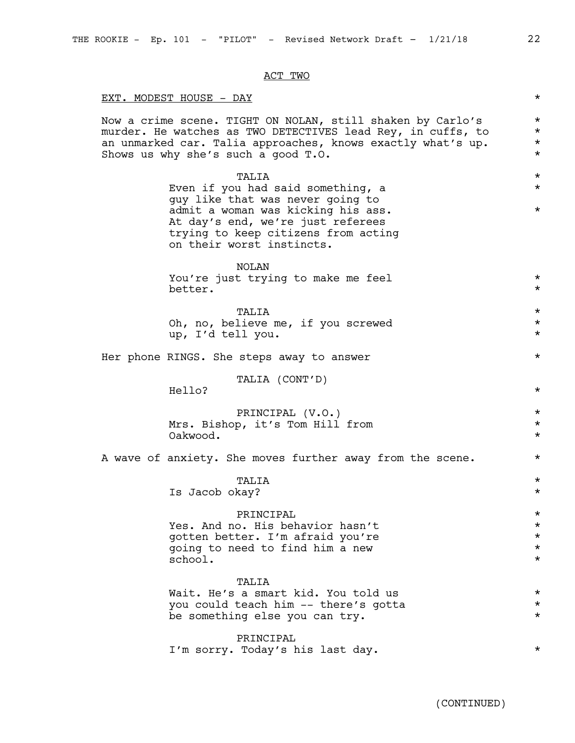ACT TWO

EXT. MODEST HOUSE - DAY *

Now a crime scene. TIGHT ON NOLAN, still shaken by Carlo's murder. He watches as TWO DETECTIVES lead Rey, in cuffs, to an unmarked car. Talia approaches, knows exactly what's up. Shows us why she's such a good T.O. *

TALIA
Even if you had said something, a guy like that was never going to admit a woman was kicking his ass. At day's end, we're just referees trying to keep citizens from acting on their worst instincts. *

NOLAN
You're just trying to make me feel better. *

TALIA
Oh, no, believe me, if you screwed up, I'd tell you. *

Her phone RINGS. She steps away to answer *

TALIA (CONT'D)
Hello? *

PRINCIPAL (V.O.)
Mrs. Bishop, it's Tom Hill from Oakwood. *

A wave of anxiety. She moves further away from the scene. *

TALIA
Is Jacob okay? *

PRINCIPAL
Yes. And no. His behavior hasn't gotten better. I'm afraid you're going to need to find him a new school. *

TALIA
Wait. He's a smart kid. You told us you could teach him -- there's gotta be something else you can try. *

PRINCIPAL
I'm sorry. Today's his last day. *

(CONTINUED)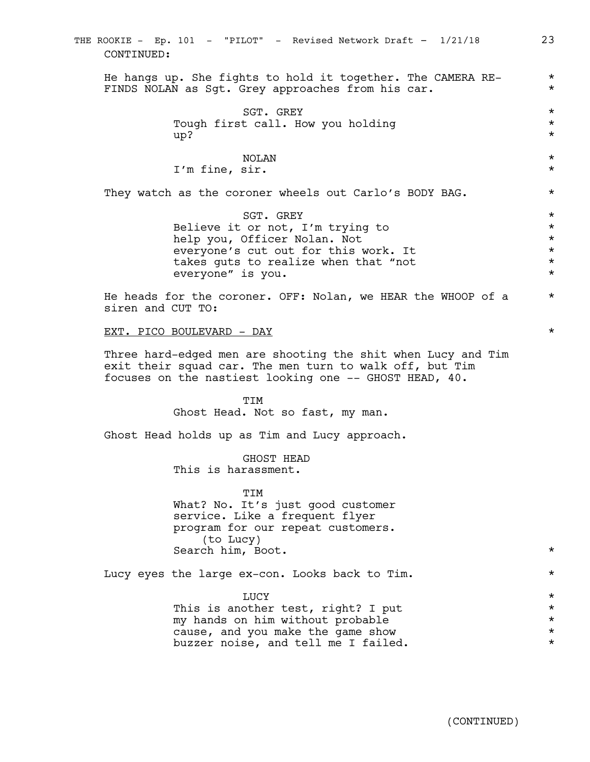CONTINUED:

He hangs up. She fights to hold it together. The CAMERA RE-FINDS NOLAN as Sgt. Grey approaches from his car.

SGT. GREY
Tough first call. How you holding up?

NOLAN
I'm fine, sir.

They watch as the coroner wheels out Carlo's BODY BAG.

SGT. GREY
Believe it or not, I'm trying to help you, Officer Nolan. Not everyone's cut out for this work. It takes guts to realize when that "not everyone" is you.

He heads for the coroner. OFF: Nolan, we HEAR the WHOOP of a siren and CUT TO:

EXT. PICO BOULEVARD - DAY

Three hard-edged men are shooting the shit when Lucy and Tim exit their squad car. The men turn to walk off, but Tim focuses on the nastiest looking one -- GHOST HEAD, 40.

TIM
Ghost Head. Not so fast, my man.

Ghost Head holds up as Tim and Lucy approach.

GHOST HEAD
This is harassment.

TIM
What? No. It's just good customer service. Like a frequent flyer program for our repeat customers.
(to Lucy)
Search him, Boot.

Lucy eyes the large ex-con. Looks back to Tim.

LUCY
This is another test, right? I put my hands on him without probable cause, and you make the game show buzzer noise, and tell me I failed.

(CONTINUED)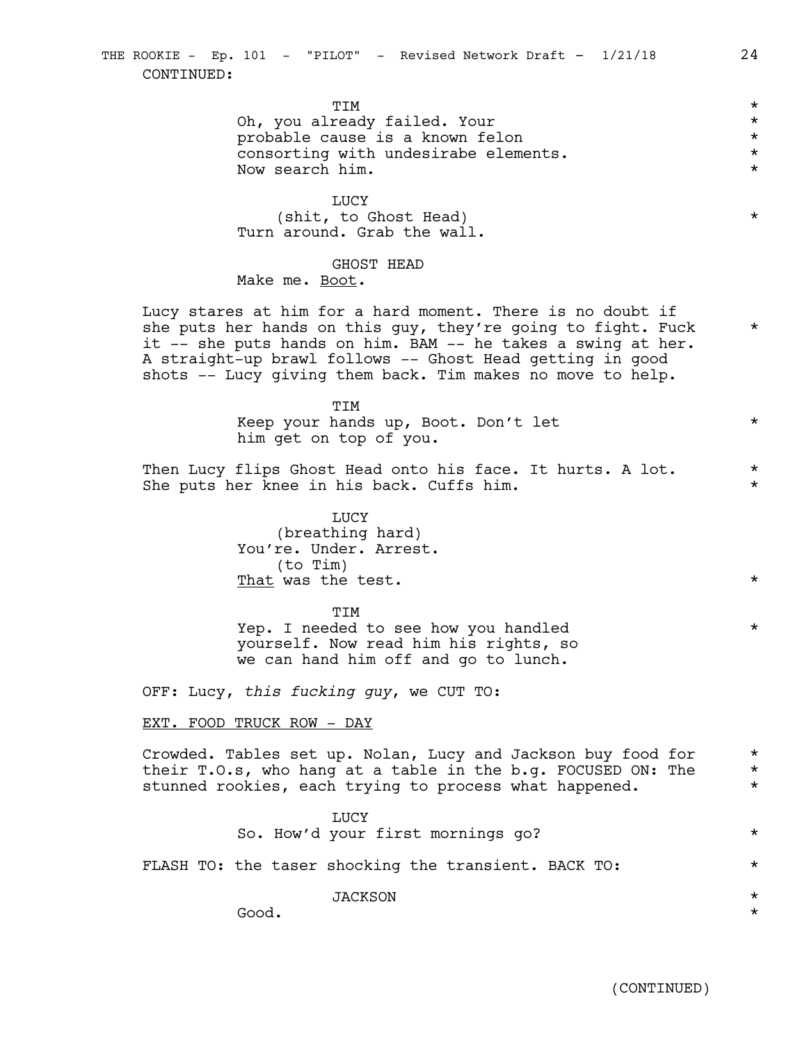CONTINUED:

TIM
Oh, you already failed. Your probable cause is a known felon consorting with undesirabe elements. Now search him.

LUCY
(shit, to Ghost Head)
Turn around. Grab the wall.

GHOST HEAD
Make me. Boot.

Lucy stares at him for a hard moment. There is no doubt if she puts her hands on this guy, they're going to fight. Fuck it -- she puts hands on him. BAM -- he takes a swing at her. A straight-up brawl follows -- Ghost Head getting in good shots -- Lucy giving them back. Tim makes no move to help.

TIM
Keep your hands up, Boot. Don't let him get on top of you.

Then Lucy flips Ghost Head onto his face. It hurts. A lot. She puts her knee in his back. Cuffs him.

LUCY
(breathing hard)
You're. Under. Arrest.
(to Tim)
That was the test.

TIM
Yep. I needed to see how you handled yourself. Now read him his rights, so we can hand him off and go to lunch.

OFF: Lucy, *this fucking guy*, we CUT TO:

EXT. FOOD TRUCK ROW - DAY

Crowded. Tables set up. Nolan, Lucy and Jackson buy food for their T.O.s, who hang at a table in the b.g. FOCUSED ON: The stunned rookies, each trying to process what happened.

LUCY
So. How'd your first mornings go?

FLASH TO: the taser shocking the transient. BACK TO:

JACKSON
Good.

(CONTINUED)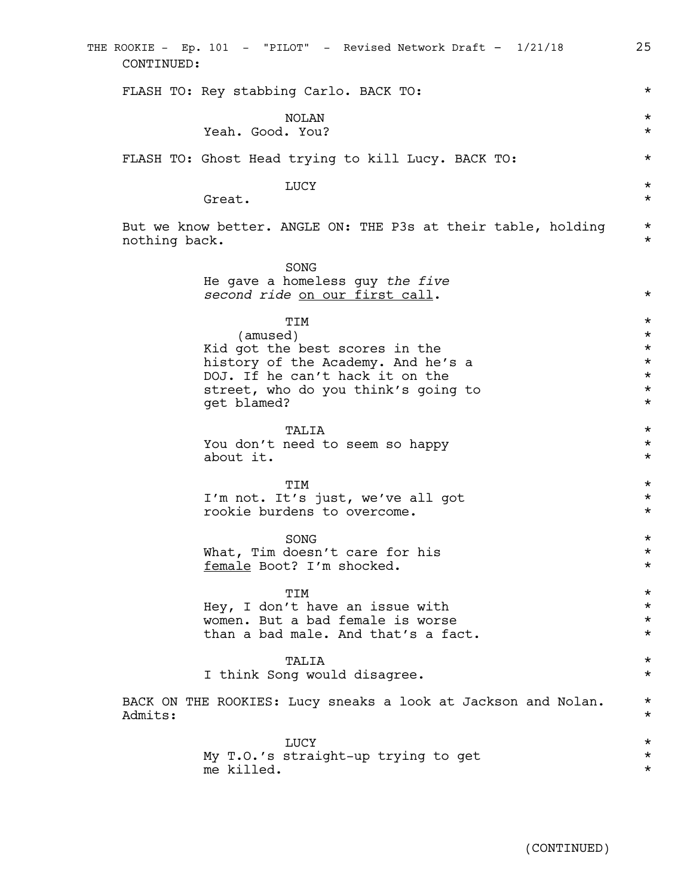CONTINUED:

FLASH TO: Rey stabbing Carlo. BACK TO: *

NOLAN *
Yeah. Good. You? *

FLASH TO: Ghost Head trying to kill Lucy. BACK TO: *

LUCY *
Great. *

But we know better. ANGLE ON: THE P3s at their table, holding nothing back. *

SONG
He gave a homeless guy *the five second ride* <u>on our first call</u>. *

TIM *
(amused) *
Kid got the best scores in the history of the Academy. And he's a DOJ. If he can't hack it on the street, who do you think's going to get blamed? *

TALIA *
You don't need to seem so happy about it. *

TIM *
I'm not. It's just, we've all got rookie burdens to overcome. *

SONG *
What, Tim doesn't care for his <u>female</u> Boot? I'm shocked. *

TIM *
Hey, I don't have an issue with women. But a bad female is worse than a bad male. And that's a fact. *

TALIA *
I think Song would disagree. *

BACK ON THE ROOKIES: Lucy sneaks a look at Jackson and Nolan. Admits: *

LUCY *
My T.O.'s straight-up trying to get me killed. *

(CONTINUED)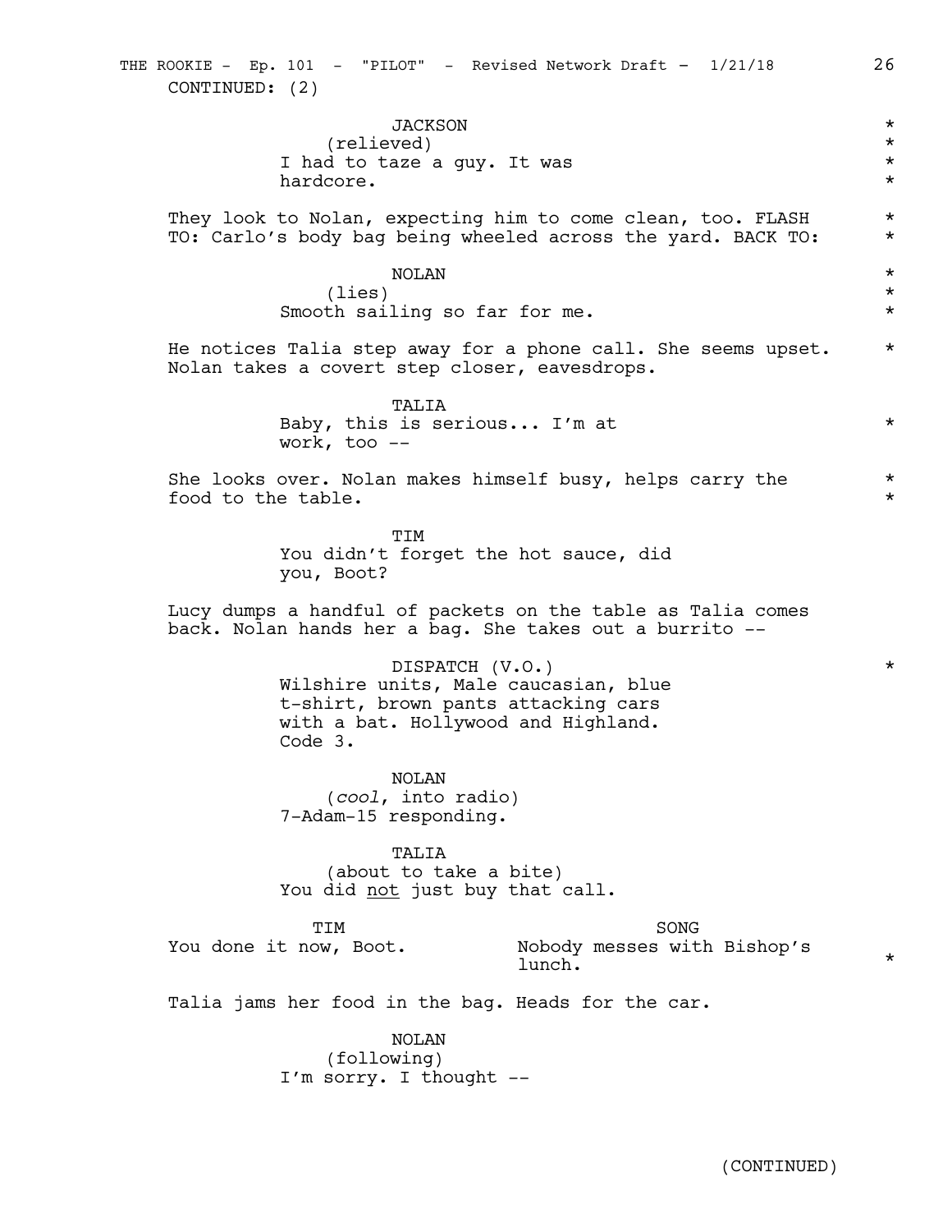CONTINUED: (2)

JACKSON
(relieved)
I had to taze a guy. It was
hardcore.

They look to Nolan, expecting him to come clean, too. FLASH TO: Carlo's body bag being wheeled across the yard. BACK TO:

NOLAN
(lies)
Smooth sailing so far for me.

He notices Talia step away for a phone call. She seems upset. Nolan takes a covert step closer, eavesdrops.

TALIA
Baby, this is serious... I'm at
work, too --

She looks over. Nolan makes himself busy, helps carry the food to the table.

TIM
You didn't forget the hot sauce, did
you, Boot?

Lucy dumps a handful of packets on the table as Talia comes back. Nolan hands her a bag. She takes out a burrito --

DISPATCH (V.O.)
Wilshire units, Male caucasian, blue
t-shirt, brown pants attacking cars
with a bat. Hollywood and Highland.
Code 3.

NOLAN
(*cool*, into radio)
7-Adam-15 responding.

TALIA
(about to take a bite)
You did not just buy that call.

TIM
You done it now, Boot.

SONG
Nobody messes with Bishop's
lunch.

Talia jams her food in the bag. Heads for the car.

NOLAN
(following)
I'm sorry. I thought --

(CONTINUED)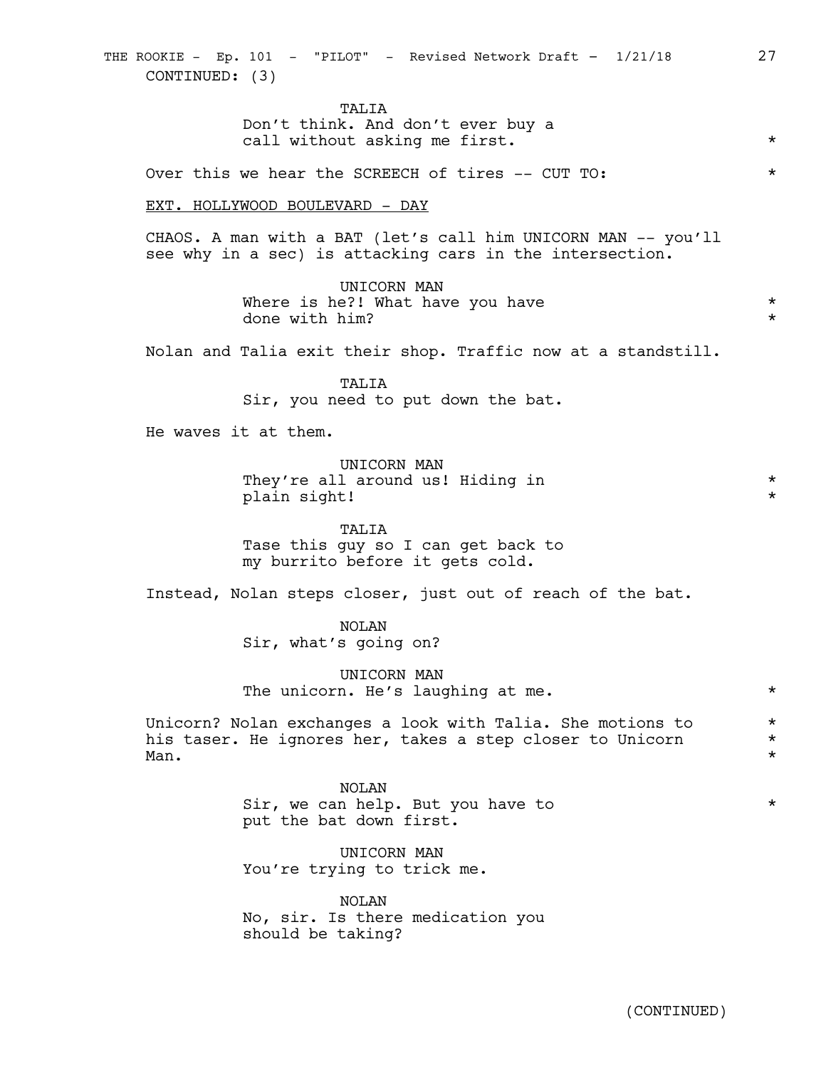CONTINUED: (3)

TALIA
Don't think. And don't ever buy a call without asking me first. *

Over this we hear the SCREECH of tires -- CUT TO: *

EXT. HOLLYWOOD BOULEVARD - DAY

CHAOS. A man with a BAT (let's call him UNICORN MAN -- you'll see why in a sec) is attacking cars in the intersection.

UNICORN MAN
Where is he?! What have you have done with him? *

Nolan and Talia exit their shop. Traffic now at a standstill.

TALIA
Sir, you need to put down the bat.

He waves it at them.

UNICORN MAN
They're all around us! Hiding in plain sight! *

TALIA
Tase this guy so I can get back to my burrito before it gets cold.

Instead, Nolan steps closer, just out of reach of the bat.

NOLAN
Sir, what's going on?

UNICORN MAN
The unicorn. He's laughing at me. *

Unicorn? Nolan exchanges a look with Talia. She motions to his taser. He ignores her, takes a step closer to Unicorn Man. *

NOLAN
Sir, we can help. But you have to put the bat down first. *

UNICORN MAN
You're trying to trick me.

NOLAN
No, sir. Is there medication you should be taking?

(CONTINUED)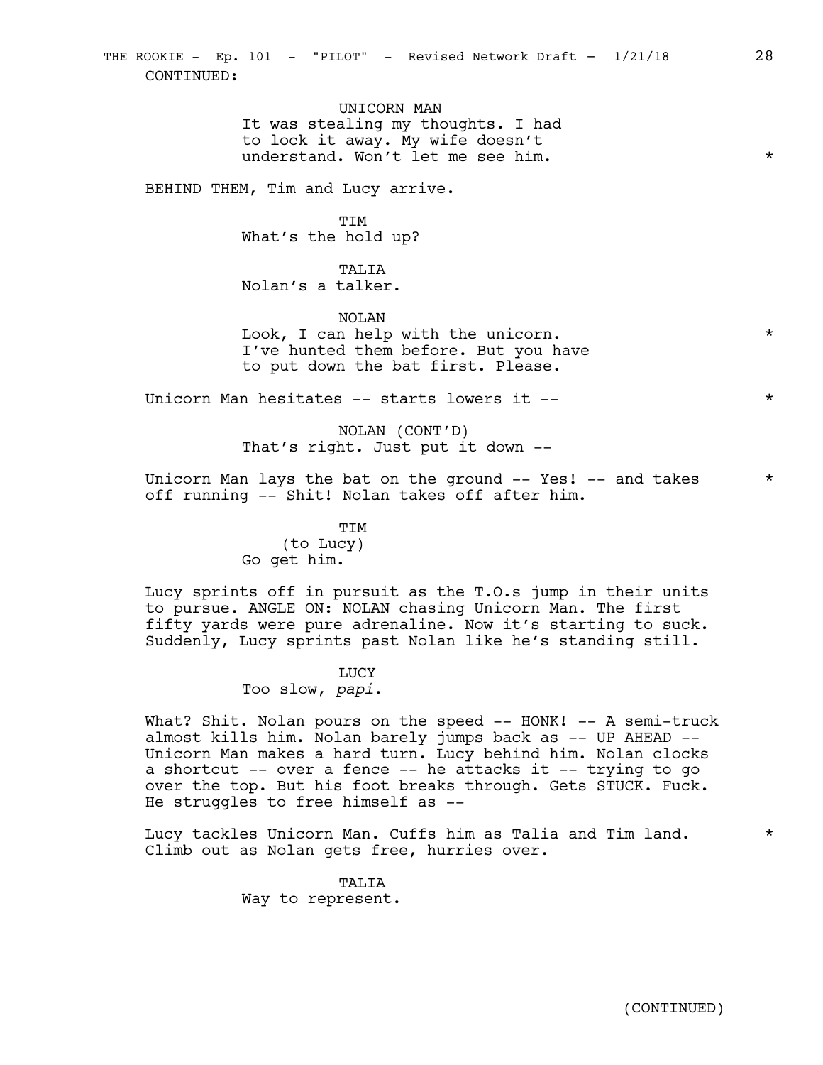CONTINUED:

UNICORN MAN
It was stealing my thoughts. I had to lock it away. My wife doesn't understand. Won't let me see him. *

BEHIND THEM, Tim and Lucy arrive.

TIM
What's the hold up?

TALIA
Nolan's a talker.

NOLAN
Look, I can help with the unicorn. I've hunted them before. But you have to put down the bat first. Please. *

Unicorn Man hesitates -- starts lowers it -- *

NOLAN (CONT'D)
That's right. Just put it down --

Unicorn Man lays the bat on the ground -- Yes! -- and takes off running -- Shit! Nolan takes off after him. *

TIM
(to Lucy)
Go get him.

Lucy sprints off in pursuit as the T.O.s jump in their units to pursue. ANGLE ON: NOLAN chasing Unicorn Man. The first fifty yards were pure adrenaline. Now it's starting to suck. Suddenly, Lucy sprints past Nolan like he's standing still.

LUCY
Too slow, *papi*.

What? Shit. Nolan pours on the speed -- HONK! -- A semi-truck almost kills him. Nolan barely jumps back as -- UP AHEAD -- Unicorn Man makes a hard turn. Lucy behind him. Nolan clocks a shortcut -- over a fence -- he attacks it -- trying to go over the top. But his foot breaks through. Gets STUCK. Fuck. He struggles to free himself as --

Lucy tackles Unicorn Man. Cuffs him as Talia and Tim land. Climb out as Nolan gets free, hurries over. *

TALIA
Way to represent.

(CONTINUED)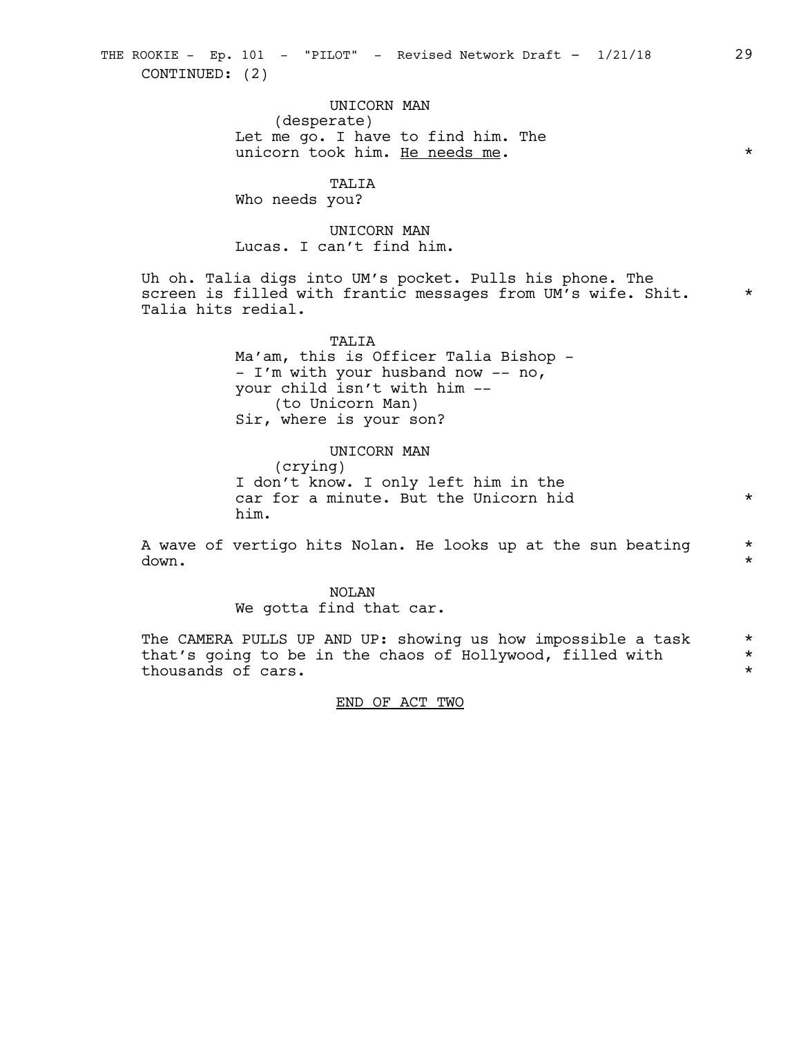CONTINUED: (2)

UNICORN MAN
(desperate)
Let me go. I have to find him. The unicorn took him. <u>He needs me</u>. *

TALIA
Who needs you?

UNICORN MAN
Lucas. I can't find him.

Uh oh. Talia digs into UM's pocket. Pulls his phone. The screen is filled with frantic messages from UM's wife. Shit. Talia hits redial. *

TALIA
Ma'am, this is Officer Talia Bishop -- I'm with your husband now -- no, your child isn't with him --
(to Unicorn Man)
Sir, where is your son?

UNICORN MAN
(crying)
I don't know. I only left him in the car for a minute. But the Unicorn hid him. *

A wave of vertigo hits Nolan. He looks up at the sun beating down. *

NOLAN
We gotta find that car.

The CAMERA PULLS UP AND UP: showing us how impossible a task that's going to be in the chaos of Hollywood, filled with thousands of cars. *

<u>END OF ACT TWO</u>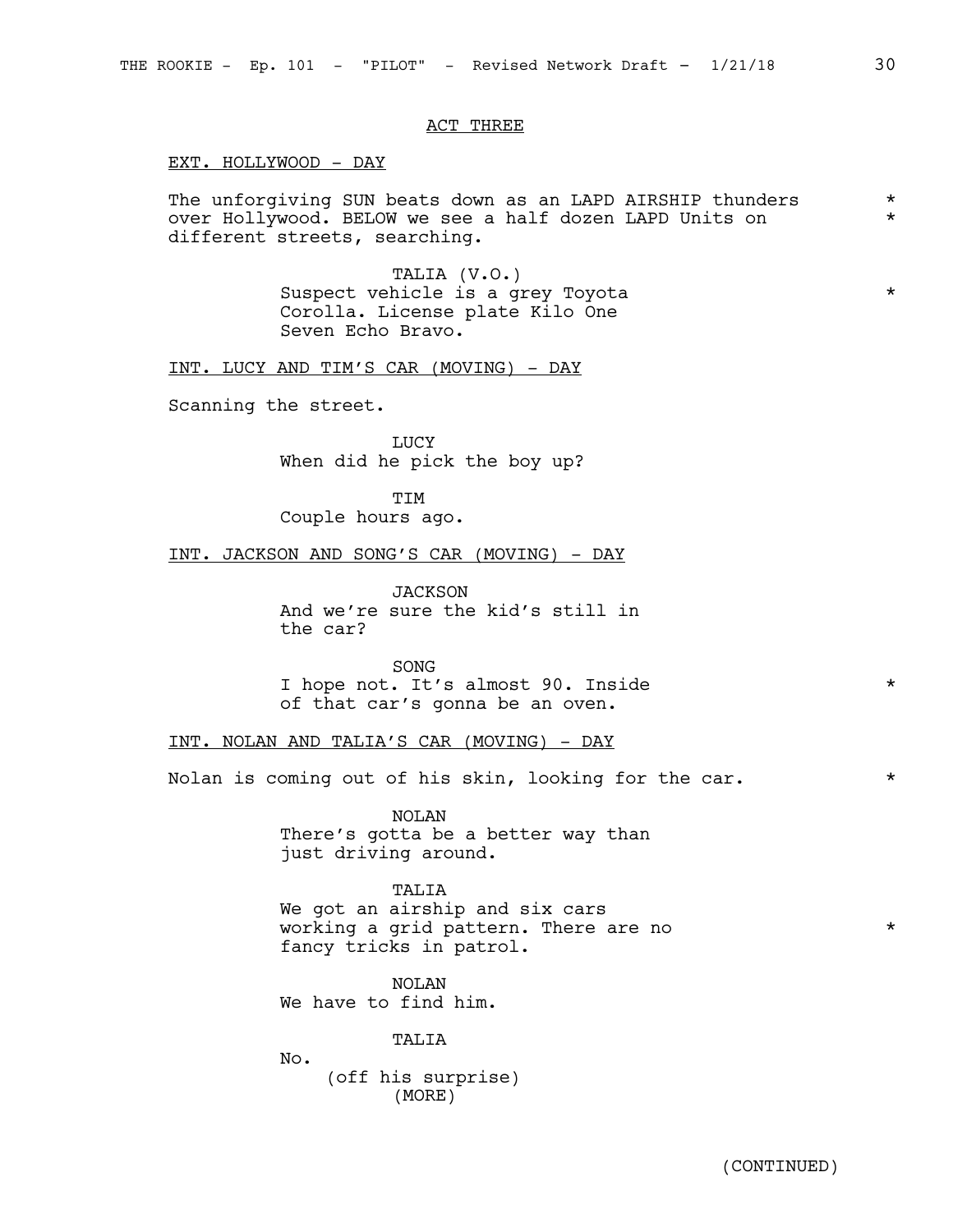ACT THREE

EXT. HOLLYWOOD - DAY

The unforgiving SUN beats down as an LAPD AIRSHIP thunders over Hollywood. BELOW we see a half dozen LAPD Units on different streets, searching.

TALIA (V.O.)
Suspect vehicle is a grey Toyota Corolla. License plate Kilo One Seven Echo Bravo.

INT. LUCY AND TIM'S CAR (MOVING) - DAY

Scanning the street.

LUCY
When did he pick the boy up?

TIM
Couple hours ago.

INT. JACKSON AND SONG'S CAR (MOVING) - DAY

JACKSON
And we're sure the kid's still in the car?

SONG
I hope not. It's almost 90. Inside of that car's gonna be an oven.

INT. NOLAN AND TALIA'S CAR (MOVING) - DAY

Nolan is coming out of his skin, looking for the car.

NOLAN
There's gotta be a better way than just driving around.

TALIA
We got an airship and six cars working a grid pattern. There are no fancy tricks in patrol.

NOLAN
We have to find him.

TALIA
No.
(off his surprise)
(MORE)

(CONTINUED)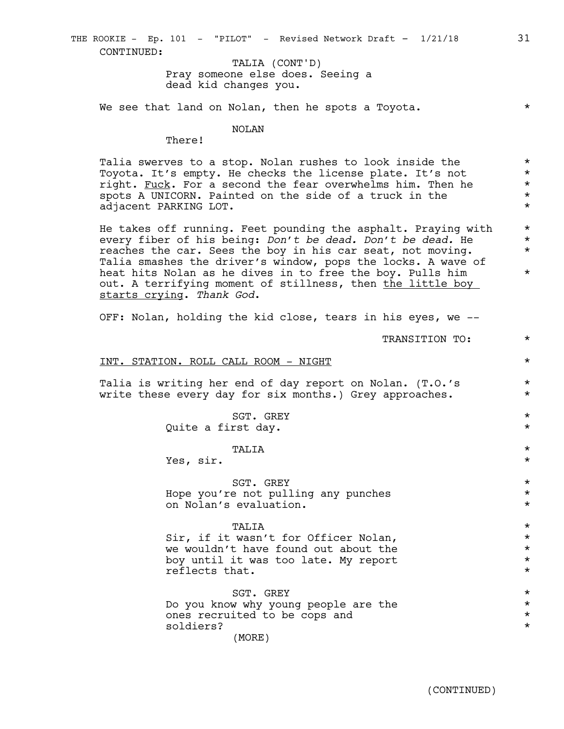CONTINUED:

TALIA (CONT'D)
Pray someone else does. Seeing a dead kid changes you.

We see that land on Nolan, then he spots a Toyota. *

NOLAN
There!

Talia swerves to a stop. Nolan rushes to look inside the Toyota. It's empty. He checks the license plate. It's not right. Fuck. For a second the fear overwhelms him. Then he spots A UNICORN. Painted on the side of a truck in the adjacent PARKING LOT. *

He takes off running. Feet pounding the asphalt. Praying with every fiber of his being: *Don't be dead. Don't be dead.* He reaches the car. Sees the boy in his car seat, not moving. Talia smashes the driver's window, pops the locks. A wave of heat hits Nolan as he dives in to free the boy. Pulls him out. A terrifying moment of stillness, then the little boy starts crying. *Thank God.* *

OFF: Nolan, holding the kid close, tears in his eyes, we --

TRANSITION TO: *

INT. STATION. ROLL CALL ROOM - NIGHT *

Talia is writing her end of day report on Nolan. (T.O.'s write these every day for six months.) Grey approaches. *

SGT. GREY
Quite a first day. *

TALIA
Yes, sir. *

SGT. GREY
Hope you're not pulling any punches on Nolan's evaluation. *

TALIA
Sir, if it wasn't for Officer Nolan, we wouldn't have found out about the boy until it was too late. My report reflects that. *

SGT. GREY
Do you know why young people are the ones recruited to be cops and soldiers? *
(MORE)

(CONTINUED)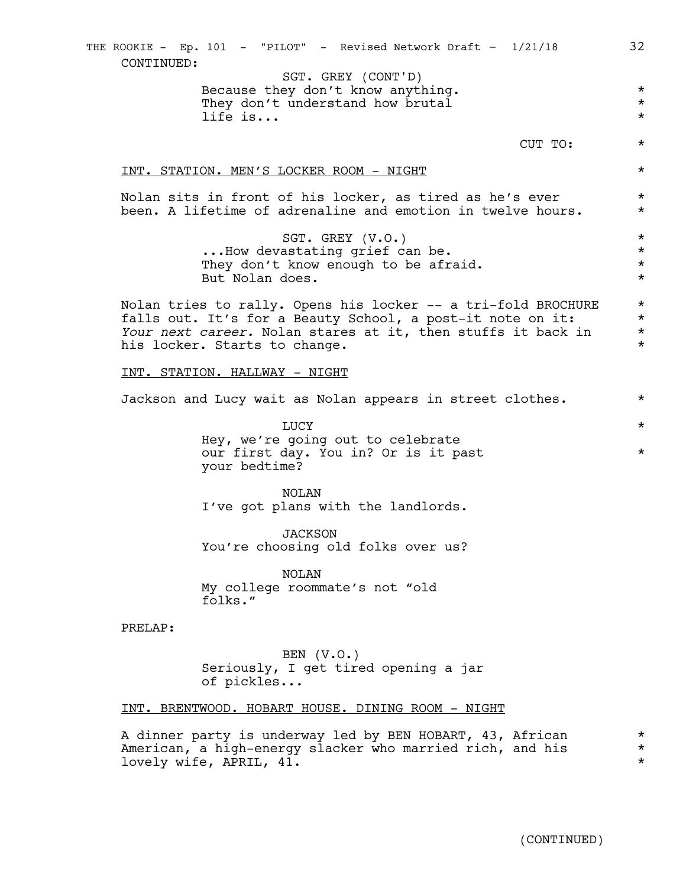CONTINUED:

SGT. GREY (CONT'D)
Because they don't know anything. They don't understand how brutal life is...

CUT TO:

INT. STATION. MEN'S LOCKER ROOM - NIGHT

Nolan sits in front of his locker, as tired as he's ever been. A lifetime of adrenaline and emotion in twelve hours.

SGT. GREY (V.O.)
...How devastating grief can be. They don't know enough to be afraid. But Nolan does.

Nolan tries to rally. Opens his locker -- a tri-fold BROCHURE falls out. It's for a Beauty School, a post-it note on it: *Your next career.* Nolan stares at it, then stuffs it back in his locker. Starts to change.

INT. STATION. HALLWAY - NIGHT

Jackson and Lucy wait as Nolan appears in street clothes.

LUCY
Hey, we're going out to celebrate our first day. You in? Or is it past your bedtime?

NOLAN
I've got plans with the landlords.

JACKSON
You're choosing old folks over us?

NOLAN
My college roommate's not "old folks."

PRELAP:

BEN (V.O.)
Seriously, I get tired opening a jar of pickles...

INT. BRENTWOOD. HOBART HOUSE. DINING ROOM - NIGHT

A dinner party is underway led by BEN HOBART, 43, African American, a high-energy slacker who married rich, and his lovely wife, APRIL, 41.

(CONTINUED)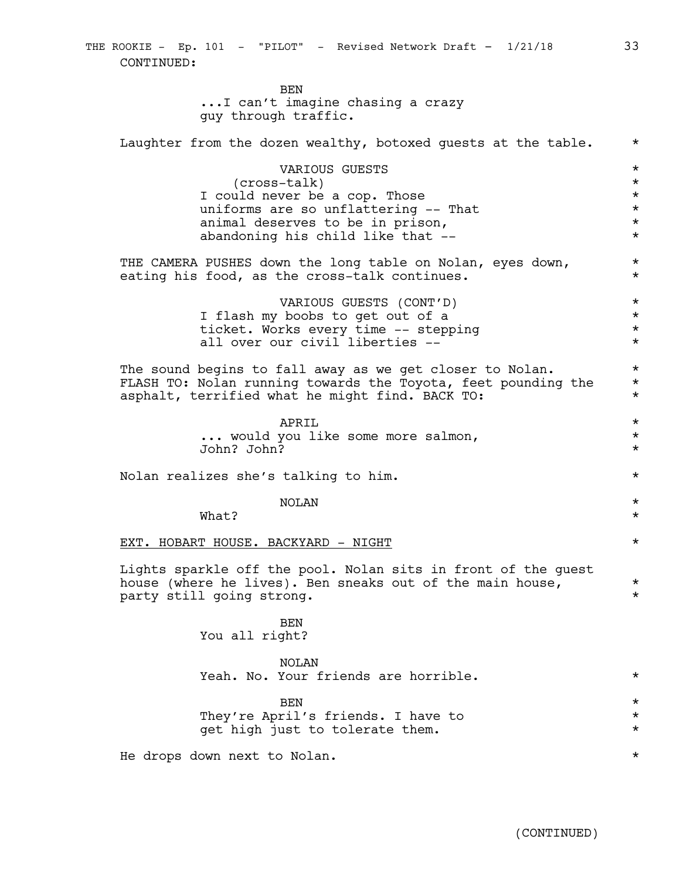CONTINUED:

BEN
...I can't imagine chasing a crazy guy through traffic.

Laughter from the dozen wealthy, botoxed guests at the table. *

VARIOUS GUESTS
(cross-talk)
I could never be a cop. Those uniforms are so unflattering -- That animal deserves to be in prison, abandoning his child like that -- *

THE CAMERA PUSHES down the long table on Nolan, eyes down, eating his food, as the cross-talk continues. *

VARIOUS GUESTS (CONT'D)
I flash my boobs to get out of a ticket. Works every time -- stepping all over our civil liberties -- *

The sound begins to fall away as we get closer to Nolan. FLASH TO: Nolan running towards the Toyota, feet pounding the asphalt, terrified what he might find. BACK TO: *

APRIL
... would you like some more salmon, John? John? *

Nolan realizes she's talking to him. *

NOLAN
What? *

EXT. HOBART HOUSE. BACKYARD - NIGHT *

Lights sparkle off the pool. Nolan sits in front of the guest house (where he lives). Ben sneaks out of the main house, party still going strong. *

BEN
You all right?

NOLAN
Yeah. No. Your friends are horrible. *

BEN
They're April's friends. I have to get high just to tolerate them. *

He drops down next to Nolan. *

(CONTINUED)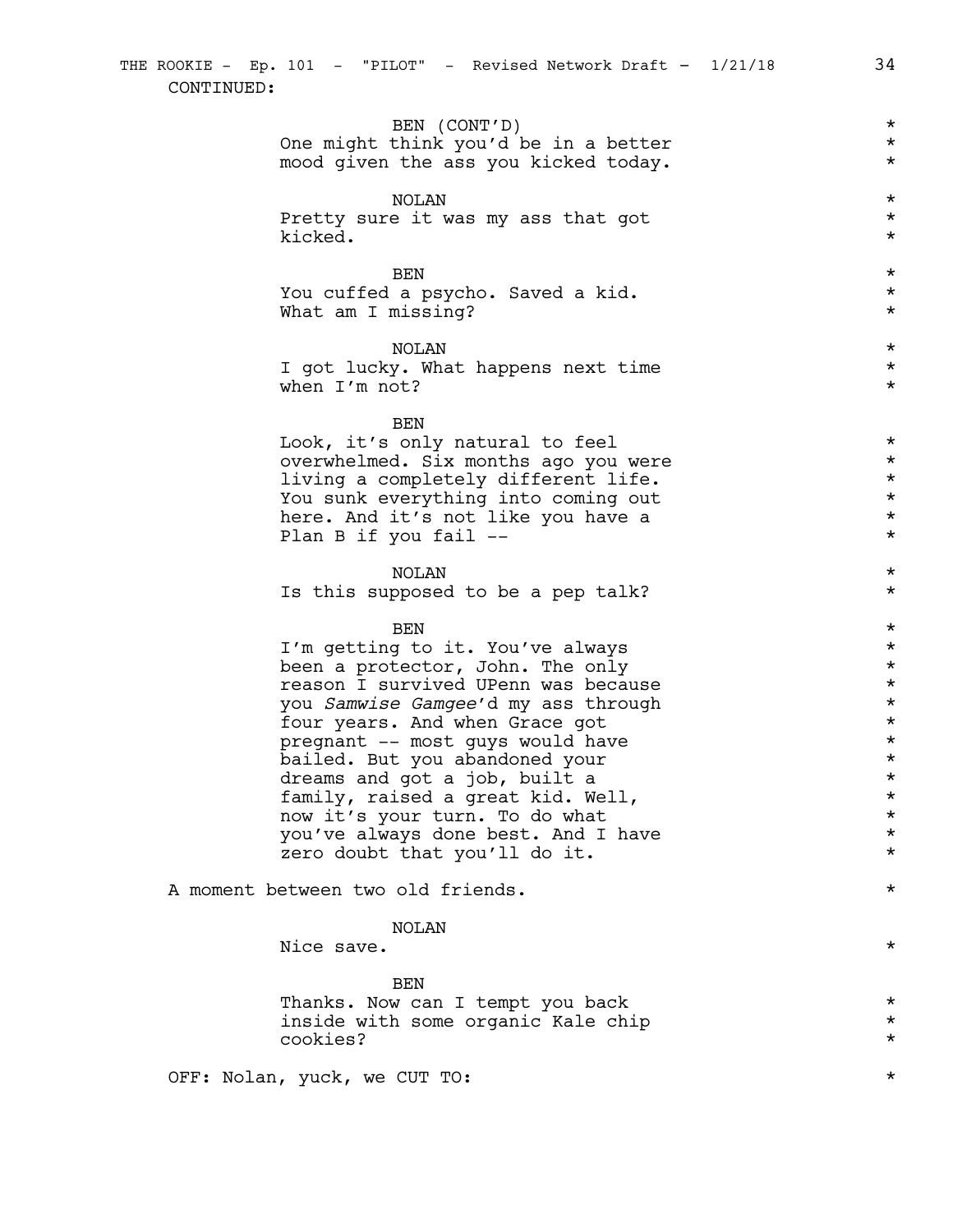CONTINUED:

BEN (CONT'D)
One might think you'd be in a better mood given the ass you kicked today. *

NOLAN
Pretty sure it was my ass that got kicked. *

BEN
You cuffed a psycho. Saved a kid. What am I missing? *

NOLAN
I got lucky. What happens next time when I'm not? *

BEN
Look, it's only natural to feel overwhelmed. Six months ago you were living a completely different life. You sunk everything into coming out here. And it's not like you have a Plan B if you fail -- *

NOLAN
Is this supposed to be a pep talk? *

BEN
I'm getting to it. You've always been a protector, John. The only reason I survived UPenn was because you *Samwise Gamgee*'d my ass through four years. And when Grace got pregnant -- most guys would have bailed. But you abandoned your dreams and got a job, built a family, raised a great kid. Well, now it's your turn. To do what you've always done best. And I have zero doubt that you'll do it. *

A moment between two old friends. *

NOLAN
Nice save. *

BEN
Thanks. Now can I tempt you back inside with some organic Kale chip cookies? *

OFF: Nolan, yuck, we CUT TO: *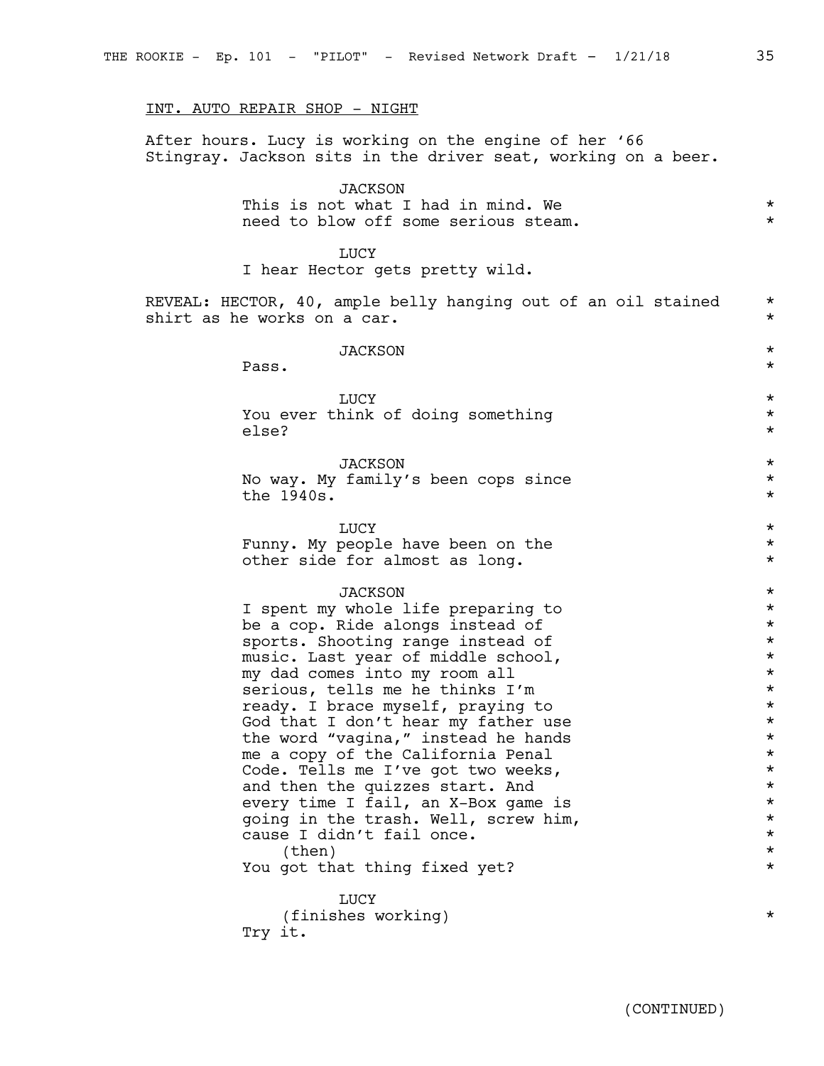INT. AUTO REPAIR SHOP - NIGHT

After hours. Lucy is working on the engine of her '66 Stingray. Jackson sits in the driver seat, working on a beer.

JACKSON
This is not what I had in mind. We need to blow off some serious steam. *

LUCY
I hear Hector gets pretty wild.

REVEAL: HECTOR, 40, ample belly hanging out of an oil stained shirt as he works on a car. *

JACKSON *
Pass. *

LUCY *
You ever think of doing something else? *

JACKSON *
No way. My family's been cops since the 1940s. *

LUCY *
Funny. My people have been on the other side for almost as long. *

JACKSON *
I spent my whole life preparing to be a cop. Ride alongs instead of sports. Shooting range instead of music. Last year of middle school, my dad comes into my room all serious, tells me he thinks I'm ready. I brace myself, praying to God that I don't hear my father use the word "vagina," instead he hands me a copy of the California Penal Code. Tells me I've got two weeks, and then the quizzes start. And every time I fail, an X-Box game is going in the trash. Well, screw him, cause I didn't fail once. *
(then) *
You got that thing fixed yet? *

LUCY
(finishes working) *
Try it.

(CONTINUED)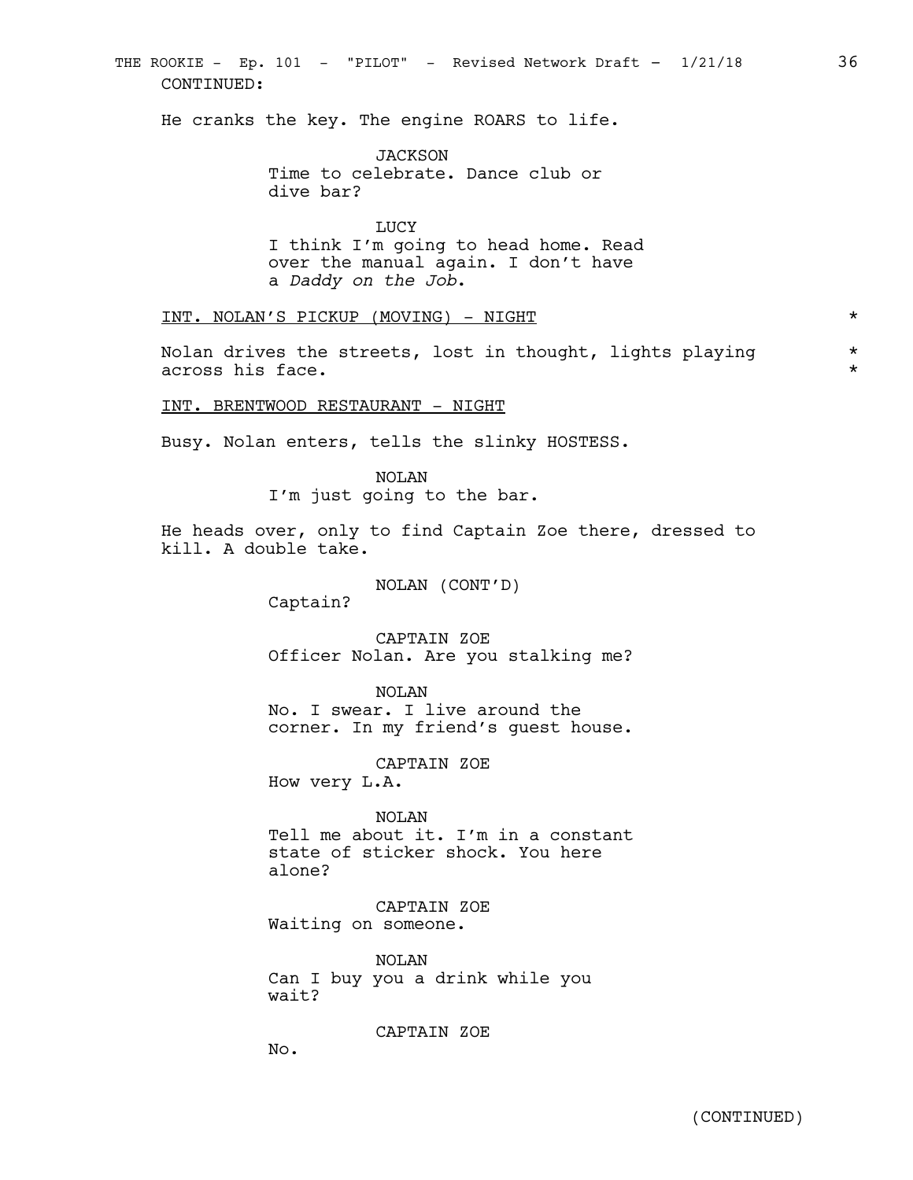CONTINUED:

He cranks the key. The engine ROARS to life.

JACKSON
Time to celebrate. Dance club or dive bar?

LUCY
I think I'm going to head home. Read over the manual again. I don't have a *Daddy on the Job*.

INT. NOLAN'S PICKUP (MOVING) - NIGHT *

Nolan drives the streets, lost in thought, lights playing across his face. *

INT. BRENTWOOD RESTAURANT - NIGHT

Busy. Nolan enters, tells the slinky HOSTESS.

NOLAN
I'm just going to the bar.

He heads over, only to find Captain Zoe there, dressed to kill. A double take.

NOLAN (CONT'D)
Captain?

CAPTAIN ZOE
Officer Nolan. Are you stalking me?

NOLAN
No. I swear. I live around the corner. In my friend's guest house.

CAPTAIN ZOE
How very L.A.

NOLAN
Tell me about it. I'm in a constant state of sticker shock. You here alone?

CAPTAIN ZOE
Waiting on someone.

NOLAN
Can I buy you a drink while you wait?

CAPTAIN ZOE
No.

(CONTINUED)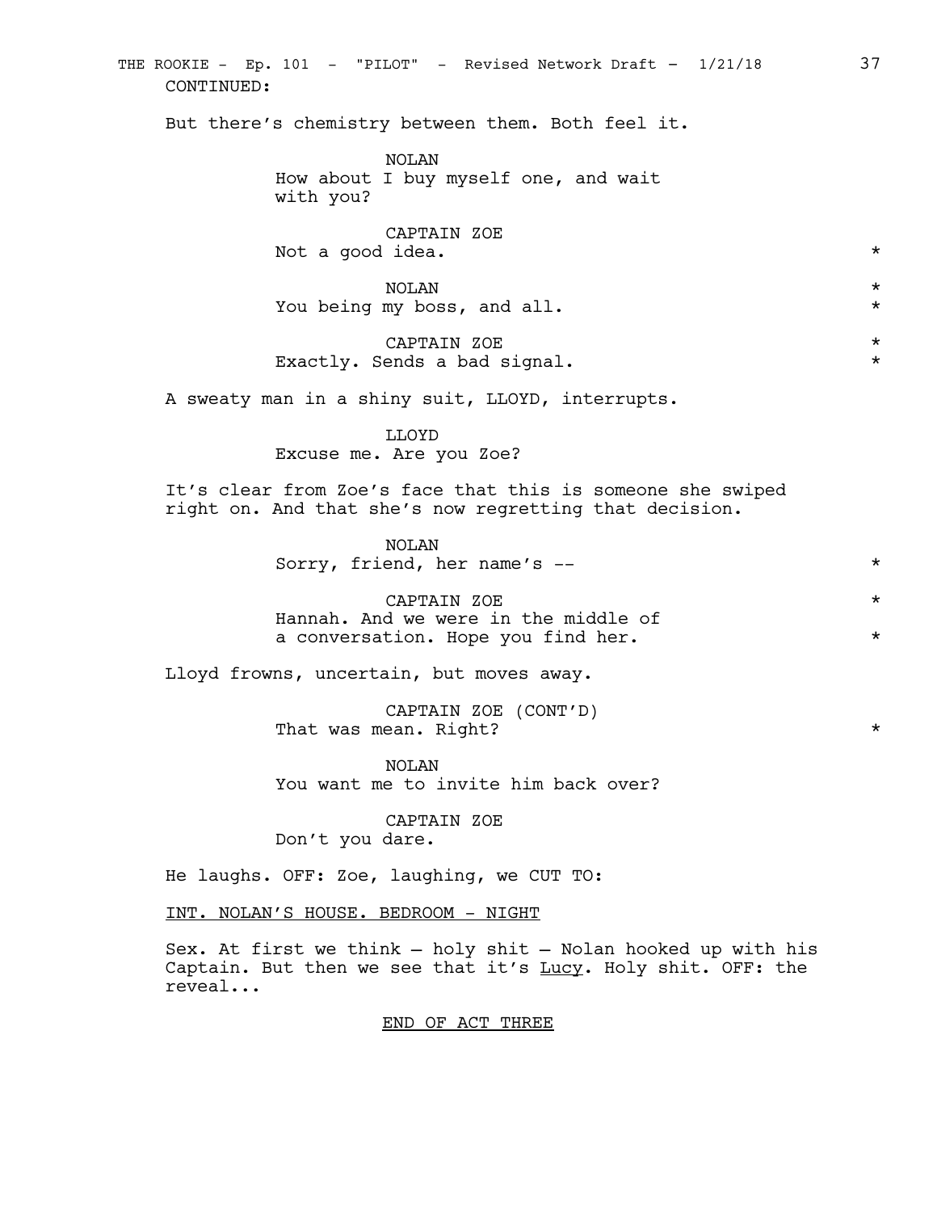CONTINUED:

But there's chemistry between them. Both feel it.

NOLAN
How about I buy myself one, and wait with you?

CAPTAIN ZOE
Not a good idea. *

NOLAN *
You being my boss, and all. *

CAPTAIN ZOE *
Exactly. Sends a bad signal. *

A sweaty man in a shiny suit, LLOYD, interrupts.

LLOYD
Excuse me. Are you Zoe?

It's clear from Zoe's face that this is someone she swiped right on. And that she's now regretting that decision.

NOLAN
Sorry, friend, her name's -- *

CAPTAIN ZOE *
Hannah. And we were in the middle of a conversation. Hope you find her. *

Lloyd frowns, uncertain, but moves away.

CAPTAIN ZOE (CONT'D)
That was mean. Right? *

NOLAN
You want me to invite him back over?

CAPTAIN ZOE
Don't you dare.

He laughs. OFF: Zoe, laughing, we CUT TO:

INT. NOLAN'S HOUSE. BEDROOM - NIGHT

Sex. At first we think – holy shit – Nolan hooked up with his Captain. But then we see that it's Lucy. Holy shit. OFF: the reveal...

END OF ACT THREE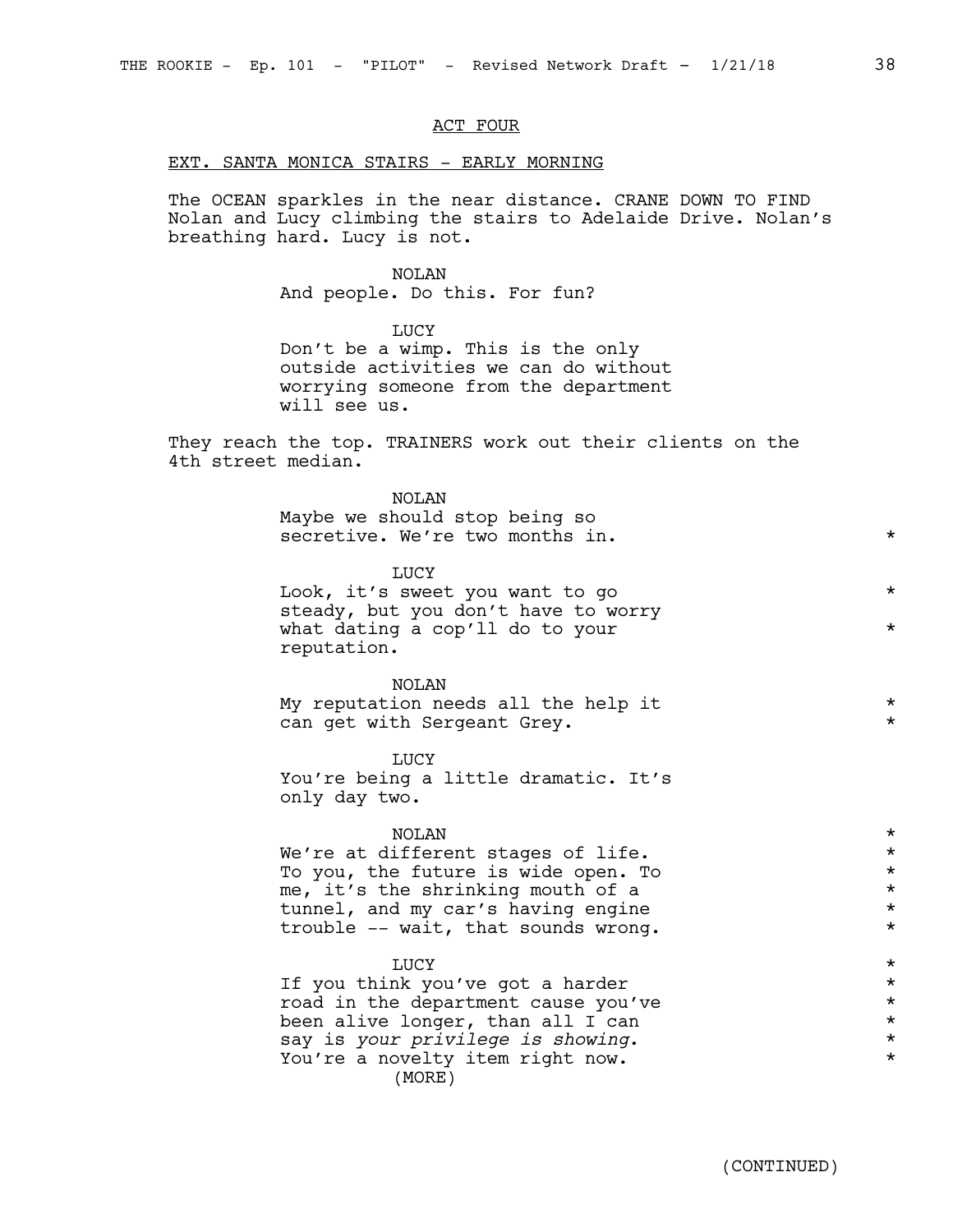ACT FOUR

EXT. SANTA MONICA STAIRS - EARLY MORNING

The OCEAN sparkles in the near distance. CRANE DOWN TO FIND Nolan and Lucy climbing the stairs to Adelaide Drive. Nolan's breathing hard. Lucy is not.

NOLAN
And people. Do this. For fun?

LUCY
Don't be a wimp. This is the only outside activities we can do without worrying someone from the department will see us.

They reach the top. TRAINERS work out their clients on the 4th street median.

NOLAN
Maybe we should stop being so secretive. We're two months in. *

LUCY
Look, it's sweet you want to go steady, but you don't have to worry what dating a cop'll do to your reputation. *

NOLAN
My reputation needs all the help it can get with Sergeant Grey. *

LUCY
You're being a little dramatic. It's only day two.

NOLAN
We're at different stages of life. To you, the future is wide open. To me, it's the shrinking mouth of a tunnel, and my car's having engine trouble -- wait, that sounds wrong. *

LUCY
If you think you've got a harder road in the department cause you've been alive longer, than all I can say is *your privilege is showing*. You're a novelty item right now. *
(MORE)

(CONTINUED)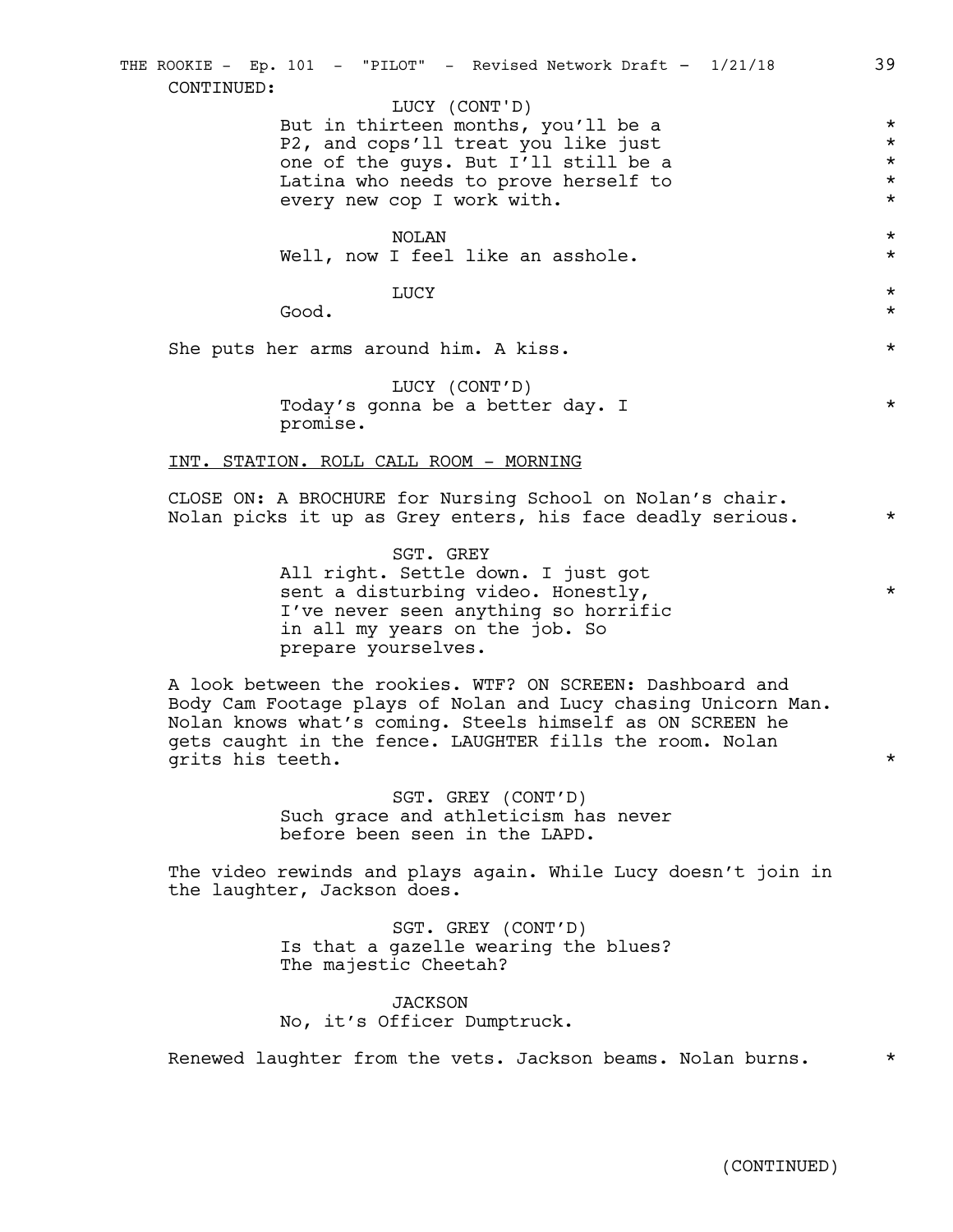CONTINUED:

LUCY (CONT'D)
But in thirteen months, you'll be a P2, and cops'll treat you like just one of the guys. But I'll still be a Latina who needs to prove herself to every new cop I work with.

NOLAN
Well, now I feel like an asshole.

LUCY
Good.

She puts her arms around him. A kiss.

LUCY (CONT'D)
Today's gonna be a better day. I promise.

INT. STATION. ROLL CALL ROOM - MORNING

CLOSE ON: A BROCHURE for Nursing School on Nolan's chair. Nolan picks it up as Grey enters, his face deadly serious.

SGT. GREY
All right. Settle down. I just got sent a disturbing video. Honestly, I've never seen anything so horrific in all my years on the job. So prepare yourselves.

A look between the rookies. WTF? ON SCREEN: Dashboard and Body Cam Footage plays of Nolan and Lucy chasing Unicorn Man. Nolan knows what's coming. Steels himself as ON SCREEN he gets caught in the fence. LAUGHTER fills the room. Nolan grits his teeth.

SGT. GREY (CONT'D)
Such grace and athleticism has never before been seen in the LAPD.

The video rewinds and plays again. While Lucy doesn't join in the laughter, Jackson does.

SGT. GREY (CONT'D)
Is that a gazelle wearing the blues? The majestic Cheetah?

JACKSON
No, it's Officer Dumptruck.

Renewed laughter from the vets. Jackson beams. Nolan burns.

(CONTINUED)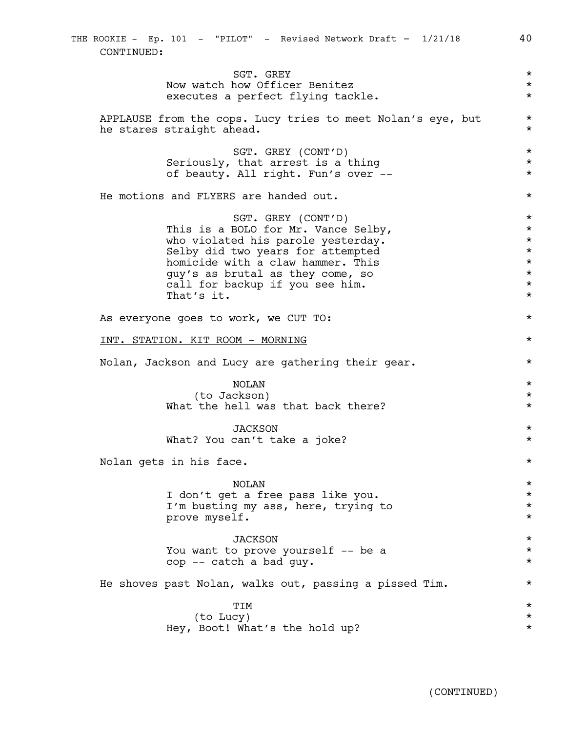CONTINUED:

SGT. GREY
Now watch how Officer Benitez executes a perfect flying tackle.

APPLAUSE from the cops. Lucy tries to meet Nolan's eye, but he stares straight ahead.

SGT. GREY (CONT'D)
Seriously, that arrest is a thing of beauty. All right. Fun's over --

He motions and FLYERS are handed out.

SGT. GREY (CONT'D)
This is a BOLO for Mr. Vance Selby, who violated his parole yesterday. Selby did two years for attempted homicide with a claw hammer. This guy's as brutal as they come, so call for backup if you see him. That's it.

As everyone goes to work, we CUT TO:

INT. STATION. KIT ROOM - MORNING

Nolan, Jackson and Lucy are gathering their gear.

NOLAN
(to Jackson)
What the hell was that back there?

JACKSON
What? You can't take a joke?

Nolan gets in his face.

NOLAN
I don't get a free pass like you. I'm busting my ass, here, trying to prove myself.

JACKSON
You want to prove yourself -- be a cop -- catch a bad guy.

He shoves past Nolan, walks out, passing a pissed Tim.

TIM
(to Lucy)
Hey, Boot! What's the hold up?

(CONTINUED)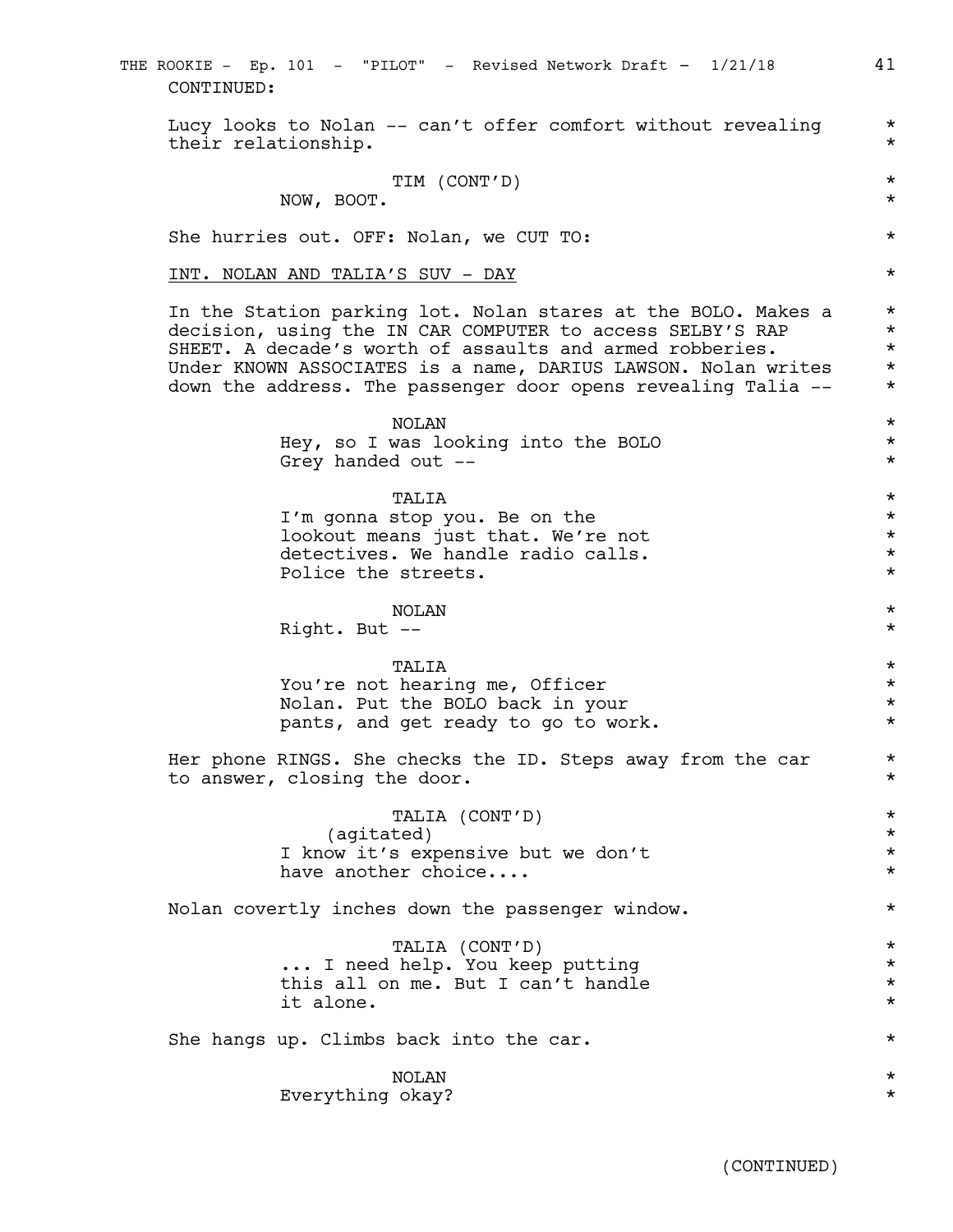CONTINUED:

Lucy looks to Nolan -- can't offer comfort without revealing their relationship.

TIM (CONT'D)
NOW, BOOT.

She hurries out. OFF: Nolan, we CUT TO:

INT. NOLAN AND TALIA'S SUV - DAY

In the Station parking lot. Nolan stares at the BOLO. Makes a decision, using the IN CAR COMPUTER to access SELBY'S RAP SHEET. A decade's worth of assaults and armed robberies. Under KNOWN ASSOCIATES is a name, DARIUS LAWSON. Nolan writes down the address. The passenger door opens revealing Talia --

NOLAN
Hey, so I was looking into the BOLO Grey handed out --

TALIA
I'm gonna stop you. Be on the lookout means just that. We're not detectives. We handle radio calls. Police the streets.

NOLAN
Right. But --

TALIA
You're not hearing me, Officer Nolan. Put the BOLO back in your pants, and get ready to go to work.

Her phone RINGS. She checks the ID. Steps away from the car to answer, closing the door.

TALIA (CONT'D)
(agitated)
I know it's expensive but we don't have another choice....

Nolan covertly inches down the passenger window.

TALIA (CONT'D)
... I need help. You keep putting this all on me. But I can't handle it alone.

She hangs up. Climbs back into the car.

NOLAN
Everything okay?

(CONTINUED)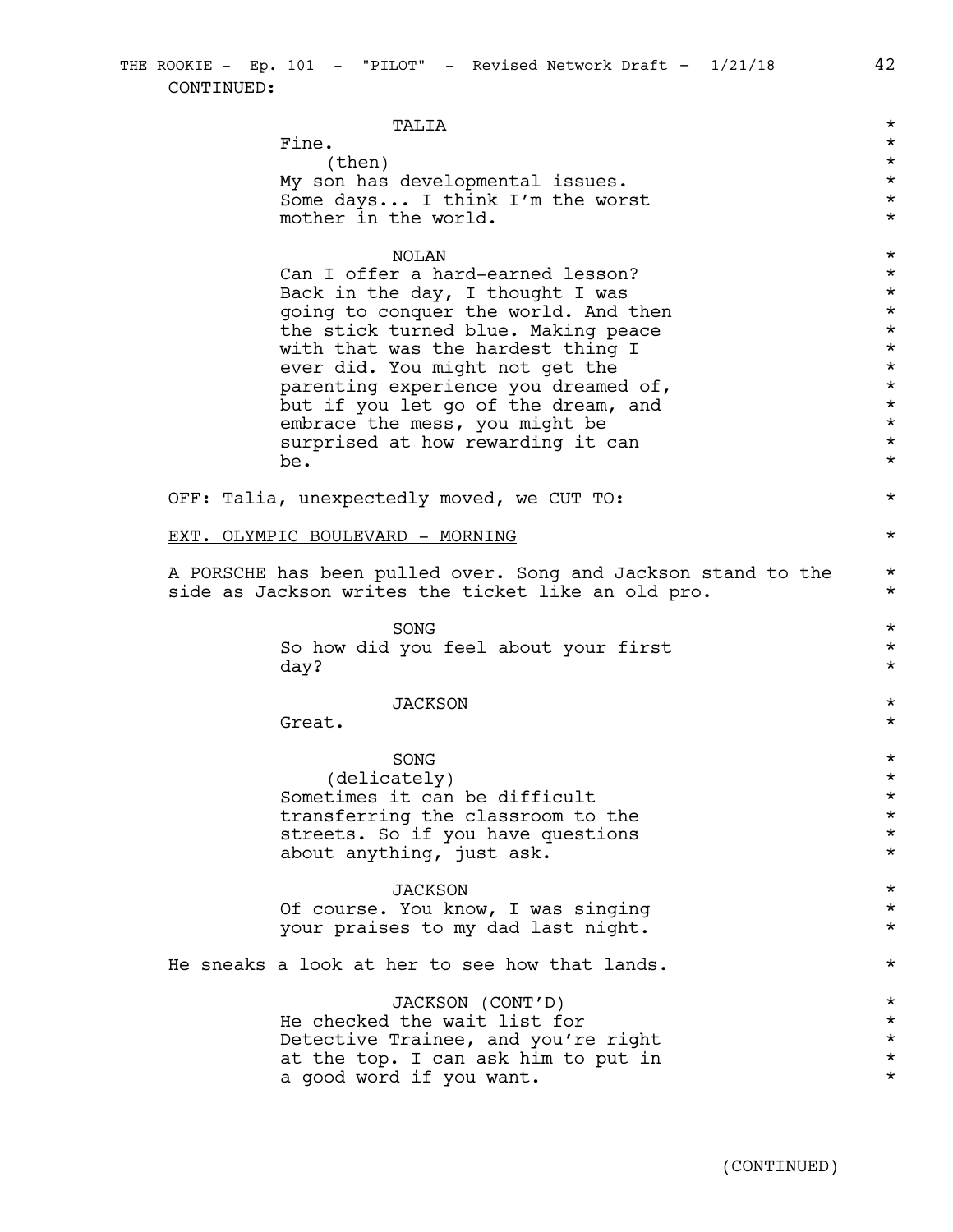CONTINUED:

TALIA

Fine.

(then)

My son has developmental issues. Some days... I think I'm the worst mother in the world.

NOLAN

Can I offer a hard-earned lesson? Back in the day, I thought I was going to conquer the world. And then the stick turned blue. Making peace with that was the hardest thing I ever did. You might not get the parenting experience you dreamed of, but if you let go of the dream, and embrace the mess, you might be surprised at how rewarding it can be.

OFF: Talia, unexpectedly moved, we CUT TO:

EXT. OLYMPIC BOULEVARD - MORNING

A PORSCHE has been pulled over. Song and Jackson stand to the side as Jackson writes the ticket like an old pro.

SONG

So how did you feel about your first day?

JACKSON

Great.

SONG

(delicately)

Sometimes it can be difficult transferring the classroom to the streets. So if you have questions about anything, just ask.

JACKSON

Of course. You know, I was singing your praises to my dad last night.

He sneaks a look at her to see how that lands.

JACKSON (CONT'D)

He checked the wait list for Detective Trainee, and you're right at the top. I can ask him to put in a good word if you want.

(CONTINUED)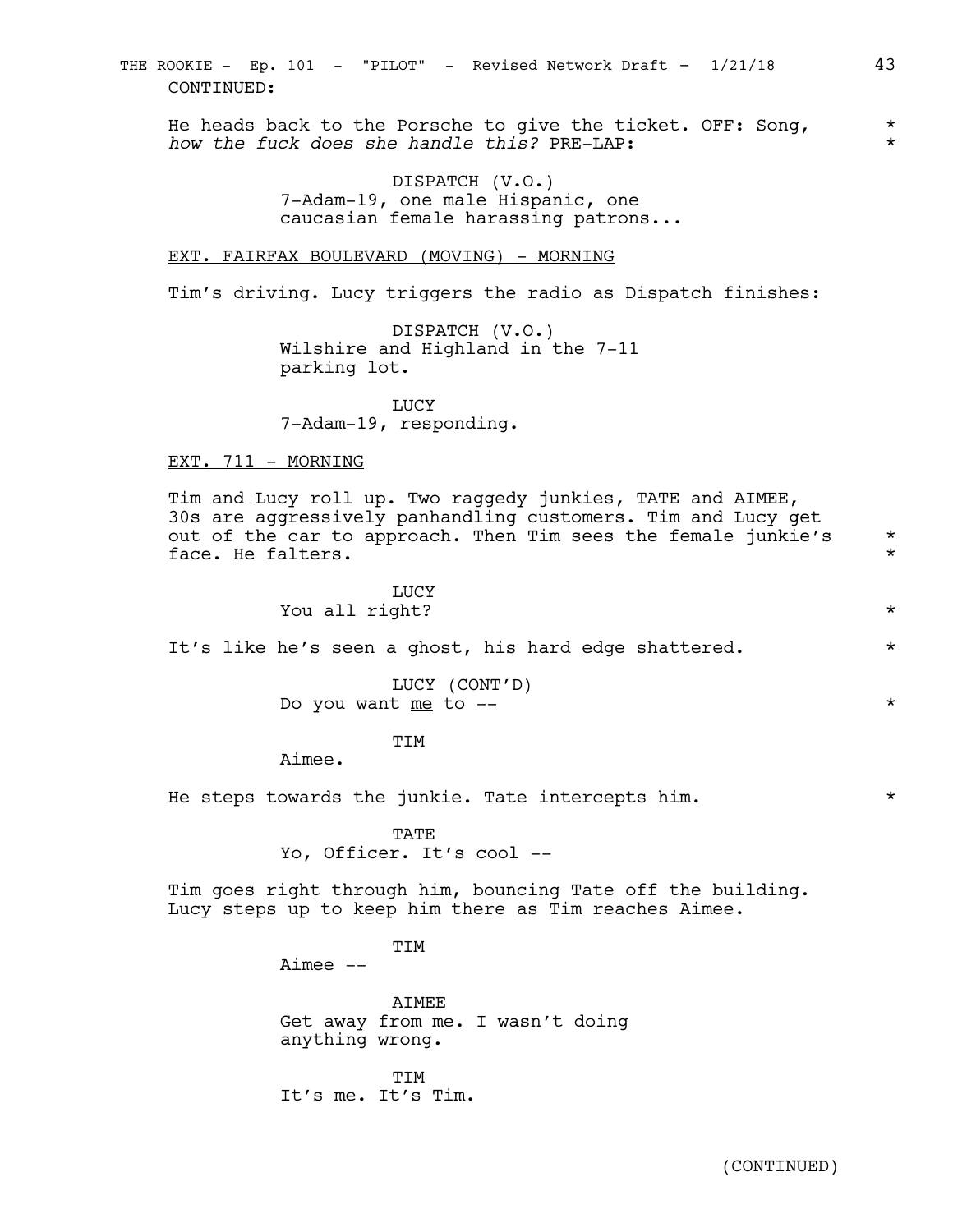CONTINUED:

He heads back to the Porsche to give the ticket. OFF: Song, *how the fuck does she handle this?* PRE-LAP: *

DISPATCH (V.O.)
7-Adam-19, one male Hispanic, one caucasian female harassing patrons...

EXT. FAIRFAX BOULEVARD (MOVING) - MORNING

Tim's driving. Lucy triggers the radio as Dispatch finishes:

DISPATCH (V.O.)
Wilshire and Highland in the 7-11 parking lot.

LUCY
7-Adam-19, responding.

EXT. 711 - MORNING

Tim and Lucy roll up. Two raggedy junkies, TATE and AIMEE, 30s are aggressively panhandling customers. Tim and Lucy get out of the car to approach. Then Tim sees the female junkie's face. He falters. *

LUCY
You all right? *

It's like he's seen a ghost, his hard edge shattered. *

LUCY (CONT'D)
Do you want me to -- *

TIM
Aimee.

He steps towards the junkie. Tate intercepts him. *

TATE
Yo, Officer. It's cool --

Tim goes right through him, bouncing Tate off the building. Lucy steps up to keep him there as Tim reaches Aimee.

TIM
Aimee --

AIMEE
Get away from me. I wasn't doing anything wrong.

TIM
It's me. It's Tim.

(CONTINUED)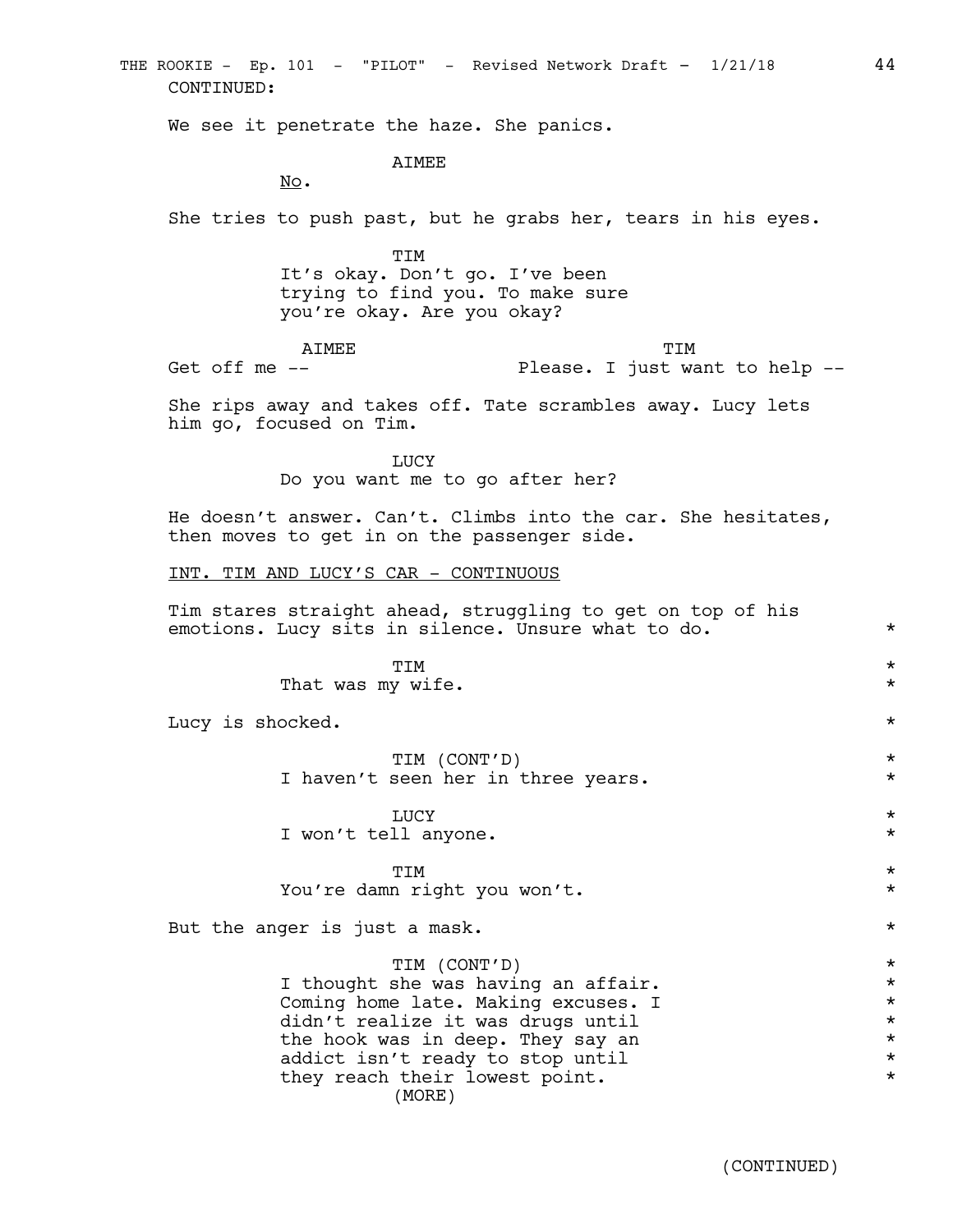CONTINUED:

We see it penetrate the haze. She panics.

AIMEE

<u>No</u>.

She tries to push past, but he grabs her, tears in his eyes.

TIM

It's okay. Don't go. I've been trying to find you. To make sure you're okay. Are you okay?

AIMEE

Get off me --

TIM

Please. I just want to help --

She rips away and takes off. Tate scrambles away. Lucy lets him go, focused on Tim.

LUCY

Do you want me to go after her?

He doesn't answer. Can't. Climbs into the car. She hesitates, then moves to get in on the passenger side.

<u>INT. TIM AND LUCY'S CAR - CONTINUOUS</u>

Tim stares straight ahead, struggling to get on top of his emotions. Lucy sits in silence. Unsure what to do. *

TIM *

That was my wife. *

Lucy is shocked. *

TIM (CONT'D) *

I haven't seen her in three years. *

LUCY *

I won't tell anyone. *

TIM *

You're damn right you won't. *

But the anger is just a mask. *

TIM (CONT'D) *

I thought she was having an affair. *
Coming home late. Making excuses. I *
didn't realize it was drugs until *
the hook was in deep. They say an *
addict isn't ready to stop until *
they reach their lowest point. *

(MORE)

(CONTINUED)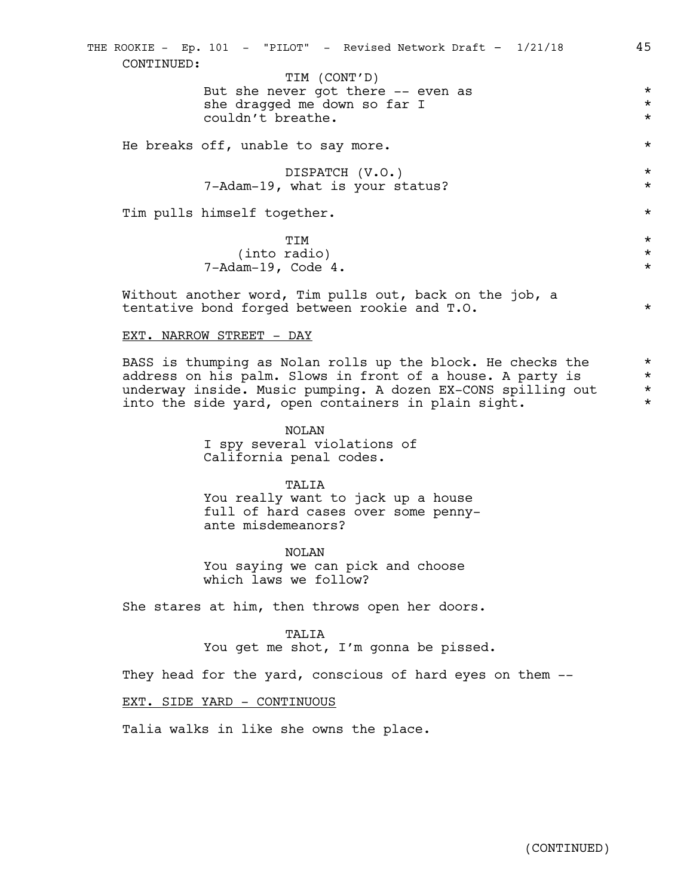CONTINUED:

TIM (CONT'D)
But she never got there -- even as she dragged me down so far I couldn't breathe. *

He breaks off, unable to say more. *

DISPATCH (V.O.)
7-Adam-19, what is your status? *

Tim pulls himself together. *

TIM
(into radio)
7-Adam-19, Code 4. *

Without another word, Tim pulls out, back on the job, a tentative bond forged between rookie and T.O. *

EXT. NARROW STREET - DAY

BASS is thumping as Nolan rolls up the block. He checks the address on his palm. Slows in front of a house. A party is underway inside. Music pumping. A dozen EX-CONS spilling out into the side yard, open containers in plain sight. *

NOLAN
I spy several violations of California penal codes.

TALIA
You really want to jack up a house full of hard cases over some penny-ante misdemeanors?

NOLAN
You saying we can pick and choose which laws we follow?

She stares at him, then throws open her doors.

TALIA
You get me shot, I'm gonna be pissed.

They head for the yard, conscious of hard eyes on them --

EXT. SIDE YARD - CONTINUOUS

Talia walks in like she owns the place.

(CONTINUED)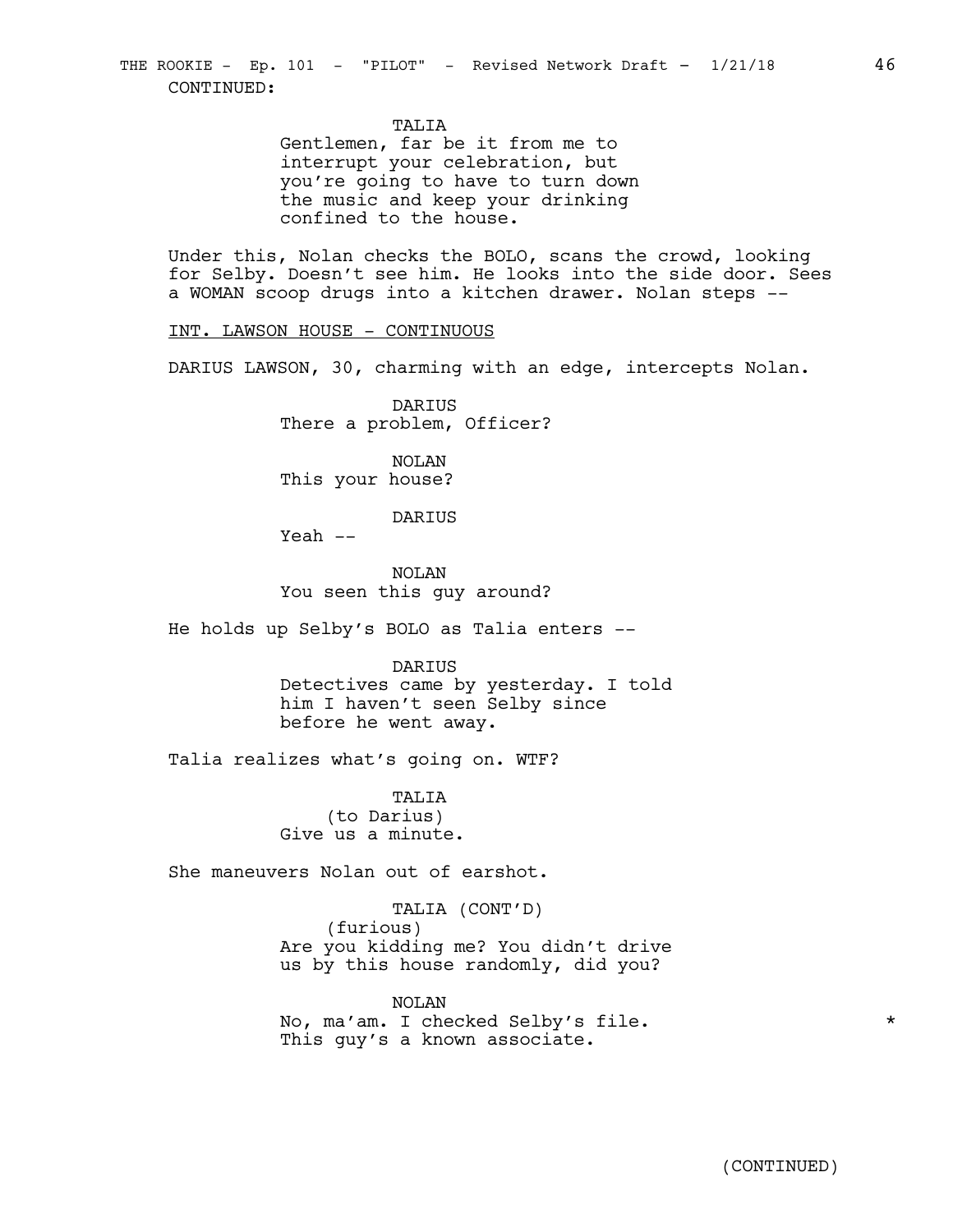CONTINUED:

TALIA
Gentlemen, far be it from me to interrupt your celebration, but you're going to have to turn down the music and keep your drinking confined to the house.

Under this, Nolan checks the BOLO, scans the crowd, looking for Selby. Doesn't see him. He looks into the side door. Sees a WOMAN scoop drugs into a kitchen drawer. Nolan steps --

INT. LAWSON HOUSE - CONTINUOUS

DARIUS LAWSON, 30, charming with an edge, intercepts Nolan.

DARIUS
There a problem, Officer?

NOLAN
This your house?

DARIUS
Yeah --

NOLAN
You seen this guy around?

He holds up Selby's BOLO as Talia enters --

DARIUS
Detectives came by yesterday. I told him I haven't seen Selby since before he went away.

Talia realizes what's going on. WTF?

TALIA
(to Darius)
Give us a minute.

She maneuvers Nolan out of earshot.

TALIA (CONT'D)
(furious)
Are you kidding me? You didn't drive us by this house randomly, did you?

NOLAN
No, ma'am. I checked Selby's file. *
This guy's a known associate.

(CONTINUED)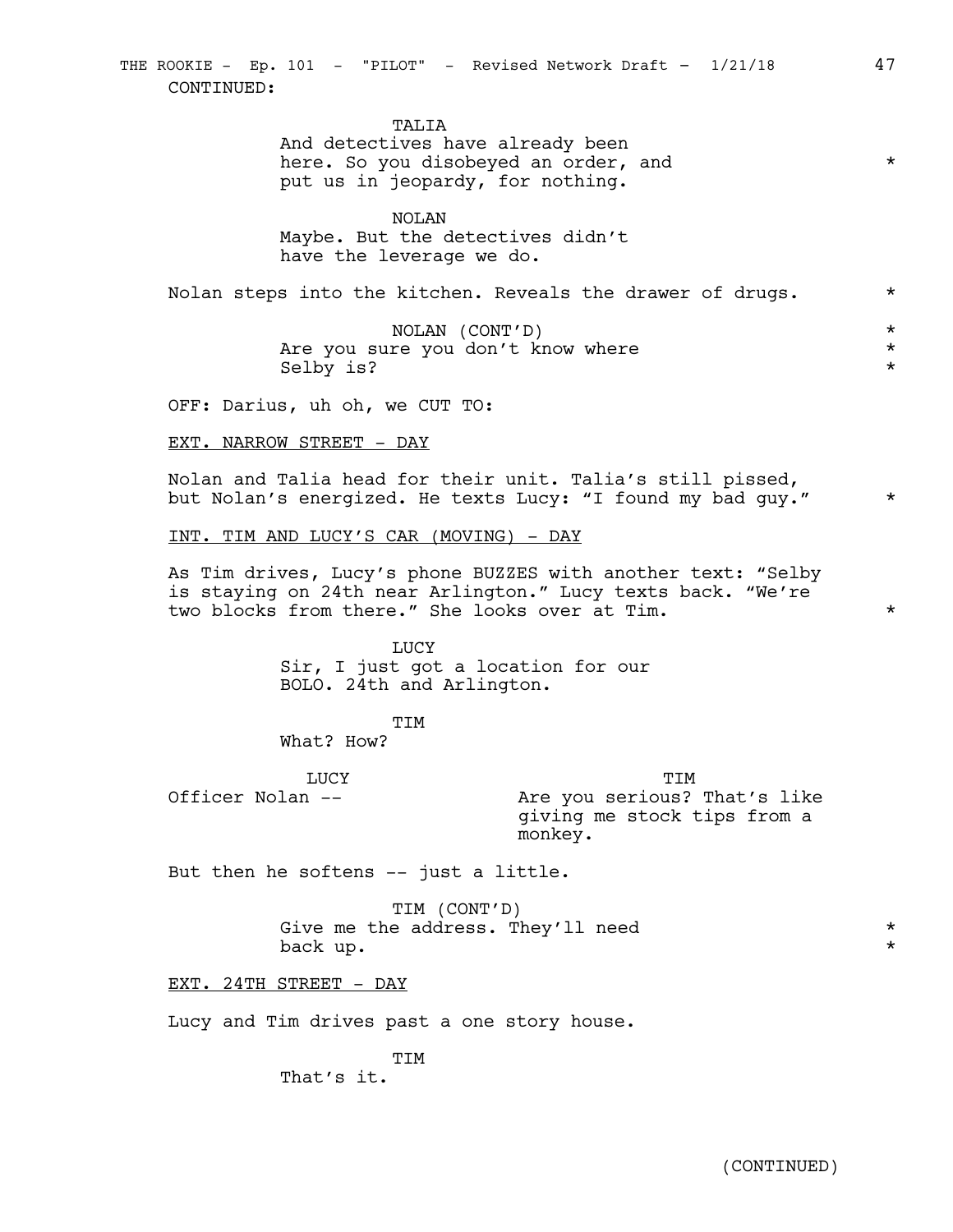CONTINUED:

TALIA
And detectives have already been here. So you disobeyed an order, and put us in jeopardy, for nothing. *

NOLAN
Maybe. But the detectives didn't have the leverage we do.

Nolan steps into the kitchen. Reveals the drawer of drugs. *

NOLAN (CONT'D)
Are you sure you don't know where Selby is? *

OFF: Darius, uh oh, we CUT TO:

EXT. NARROW STREET - DAY

Nolan and Talia head for their unit. Talia's still pissed, but Nolan's energized. He texts Lucy: "I found my bad guy." *

INT. TIM AND LUCY'S CAR (MOVING) - DAY

As Tim drives, Lucy's phone BUZZES with another text: "Selby is staying on 24th near Arlington." Lucy texts back. "We're two blocks from there." She looks over at Tim. *

LUCY
Sir, I just got a location for our BOLO. 24th and Arlington.

TIM
What? How?

LUCY
Officer Nolan --

TIM
Are you serious? That's like giving me stock tips from a monkey.

But then he softens -- just a little.

TIM (CONT'D)
Give me the address. They'll need back up. *

EXT. 24TH STREET - DAY

Lucy and Tim drives past a one story house.

TIM
That's it.

(CONTINUED)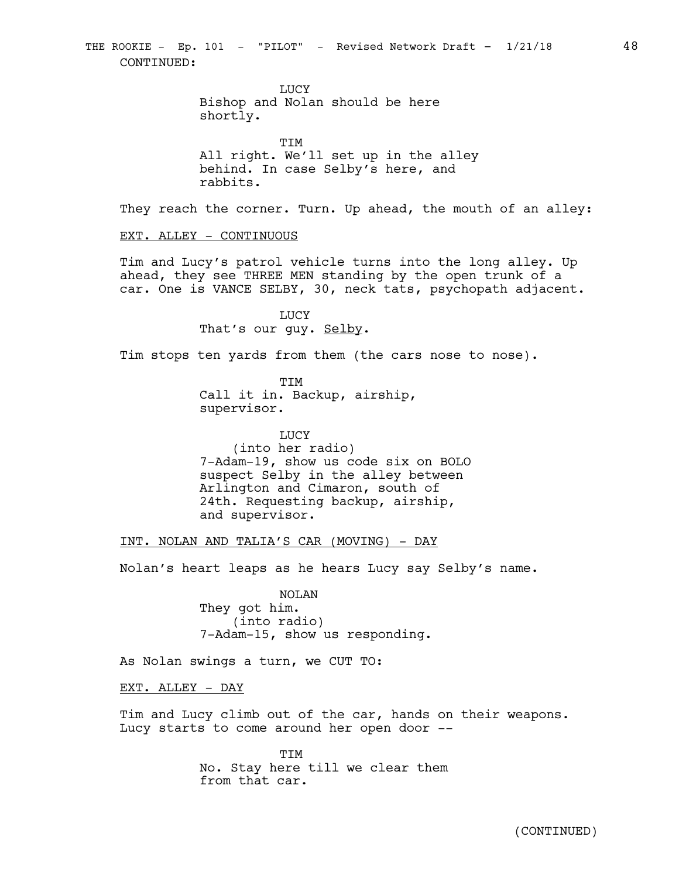CONTINUED:

LUCY
Bishop and Nolan should be here shortly.

TIM
All right. We'll set up in the alley behind. In case Selby's here, and rabbits.

They reach the corner. Turn. Up ahead, the mouth of an alley:

EXT. ALLEY - CONTINUOUS

Tim and Lucy's patrol vehicle turns into the long alley. Up ahead, they see THREE MEN standing by the open trunk of a car. One is VANCE SELBY, 30, neck tats, psychopath adjacent.

LUCY
That's our guy. Selby.

Tim stops ten yards from them (the cars nose to nose).

TIM
Call it in. Backup, airship, supervisor.

LUCY
(into her radio)
7-Adam-19, show us code six on BOLO suspect Selby in the alley between Arlington and Cimaron, south of 24th. Requesting backup, airship, and supervisor.

INT. NOLAN AND TALIA'S CAR (MOVING) - DAY

Nolan's heart leaps as he hears Lucy say Selby's name.

NOLAN
They got him.
(into radio)
7-Adam-15, show us responding.

As Nolan swings a turn, we CUT TO:

EXT. ALLEY - DAY

Tim and Lucy climb out of the car, hands on their weapons. Lucy starts to come around her open door --

TIM
No. Stay here till we clear them from that car.

(CONTINUED)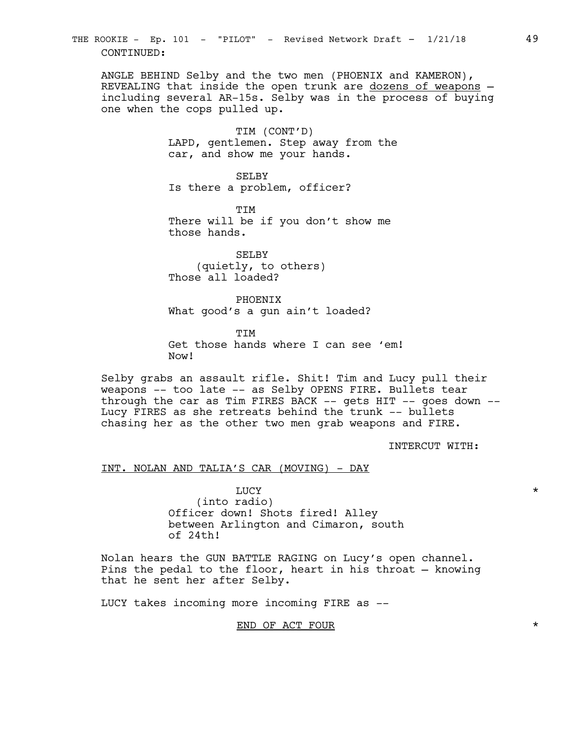CONTINUED:

ANGLE BEHIND Selby and the two men (PHOENIX and KAMERON), REVEALING that inside the open trunk are dozens of weapons – including several AR-15s. Selby was in the process of buying one when the cops pulled up.

TIM (CONT'D)
LAPD, gentlemen. Step away from the car, and show me your hands.

SELBY
Is there a problem, officer?

TIM
There will be if you don't show me those hands.

SELBY
(quietly, to others)
Those all loaded?

PHOENIX
What good's a gun ain't loaded?

TIM
Get those hands where I can see 'em! Now!

Selby grabs an assault rifle. Shit! Tim and Lucy pull their weapons -- too late -- as Selby OPENS FIRE. Bullets tear through the car as Tim FIRES BACK -- gets HIT -- goes down -- Lucy FIRES as she retreats behind the trunk -- bullets chasing her as the other two men grab weapons and FIRE.

INTERCUT WITH:

INT. NOLAN AND TALIA'S CAR (MOVING) - DAY

LUCY *
(into radio)
Officer down! Shots fired! Alley between Arlington and Cimaron, south of 24th!

Nolan hears the GUN BATTLE RAGING on Lucy's open channel. Pins the pedal to the floor, heart in his throat – knowing that he sent her after Selby.

LUCY takes incoming more incoming FIRE as --

END OF ACT FOUR *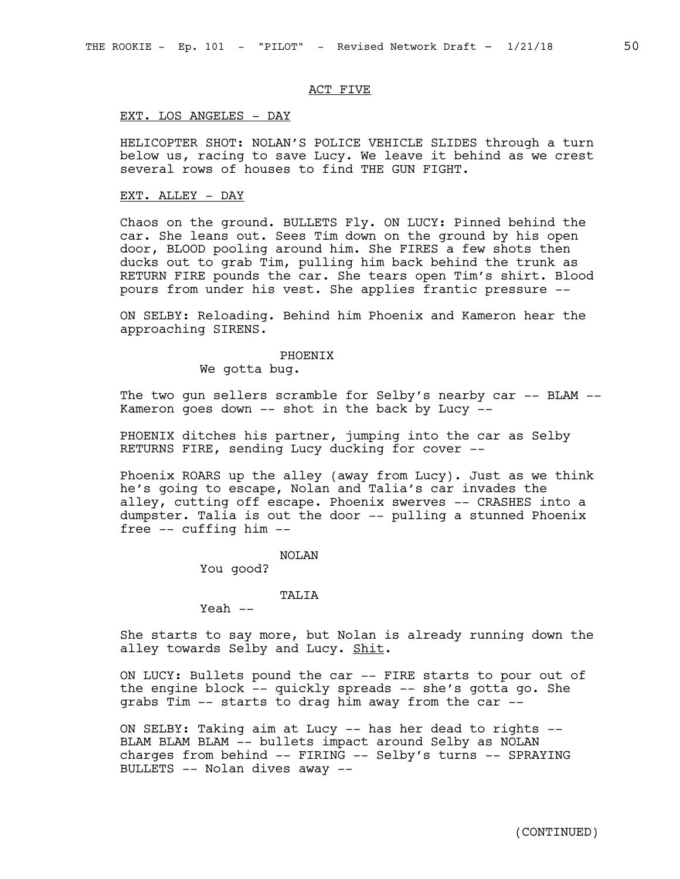ACT FIVE

EXT. LOS ANGELES - DAY

HELICOPTER SHOT: NOLAN'S POLICE VEHICLE SLIDES through a turn below us, racing to save Lucy. We leave it behind as we crest several rows of houses to find THE GUN FIGHT.

EXT. ALLEY - DAY

Chaos on the ground. BULLETS Fly. ON LUCY: Pinned behind the car. She leans out. Sees Tim down on the ground by his open door, BLOOD pooling around him. She FIRES a few shots then ducks out to grab Tim, pulling him back behind the trunk as RETURN FIRE pounds the car. She tears open Tim's shirt. Blood pours from under his vest. She applies frantic pressure --

ON SELBY: Reloading. Behind him Phoenix and Kameron hear the approaching SIRENS.

PHOENIX
We gotta bug.

The two gun sellers scramble for Selby's nearby car -- BLAM -- Kameron goes down -- shot in the back by Lucy --

PHOENIX ditches his partner, jumping into the car as Selby RETURNS FIRE, sending Lucy ducking for cover --

Phoenix ROARS up the alley (away from Lucy). Just as we think he's going to escape, Nolan and Talia's car invades the alley, cutting off escape. Phoenix swerves -- CRASHES into a dumpster. Talia is out the door -- pulling a stunned Phoenix free -- cuffing him --

NOLAN
You good?

TALIA
Yeah --

She starts to say more, but Nolan is already running down the alley towards Selby and Lucy. Shit.

ON LUCY: Bullets pound the car -- FIRE starts to pour out of the engine block -- quickly spreads -- she's gotta go. She grabs Tim -- starts to drag him away from the car --

ON SELBY: Taking aim at Lucy -- has her dead to rights -- BLAM BLAM BLAM -- bullets impact around Selby as NOLAN charges from behind -- FIRING -- Selby's turns -- SPRAYING BULLETS -- Nolan dives away --

(CONTINUED)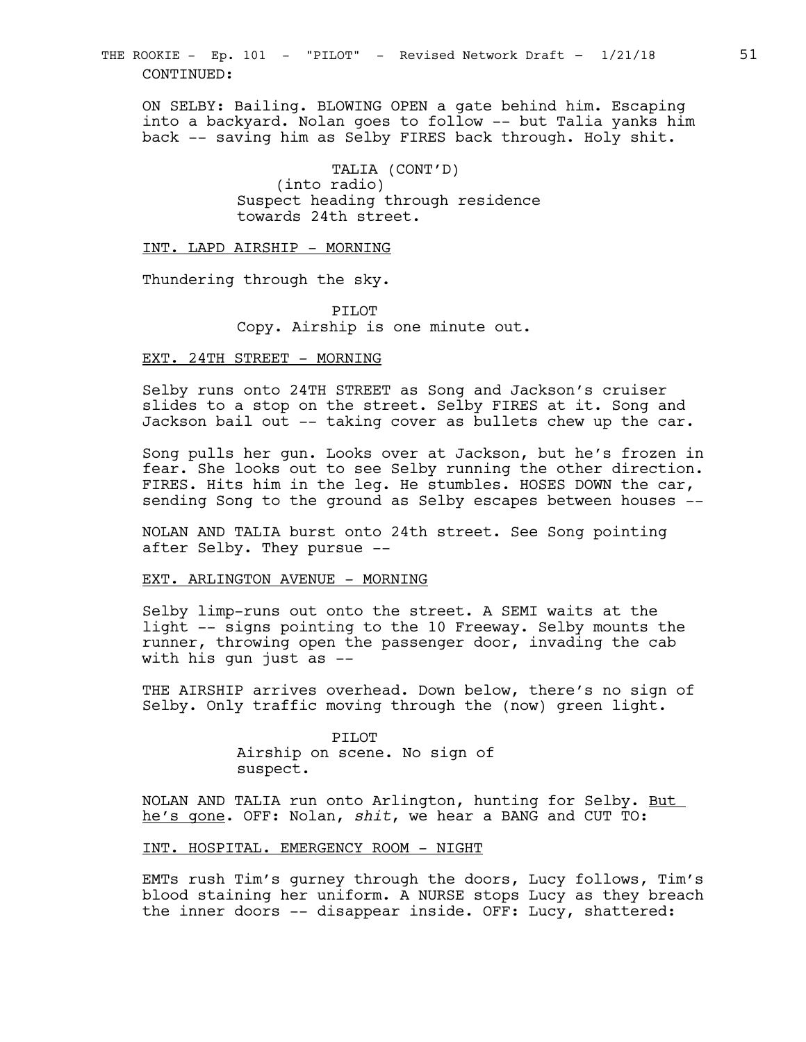CONTINUED:

ON SELBY: Bailing. BLOWING OPEN a gate behind him. Escaping into a backyard. Nolan goes to follow -- but Talia yanks him back -- saving him as Selby FIRES back through. Holy shit.

TALIA (CONT'D)
(into radio)
Suspect heading through residence towards 24th street.

INT. LAPD AIRSHIP - MORNING

Thundering through the sky.

PILOT
Copy. Airship is one minute out.

EXT. 24TH STREET - MORNING

Selby runs onto 24TH STREET as Song and Jackson's cruiser slides to a stop on the street. Selby FIRES at it. Song and Jackson bail out -- taking cover as bullets chew up the car.

Song pulls her gun. Looks over at Jackson, but he's frozen in fear. She looks out to see Selby running the other direction. FIRES. Hits him in the leg. He stumbles. HOSES DOWN the car, sending Song to the ground as Selby escapes between houses --

NOLAN AND TALIA burst onto 24th street. See Song pointing after Selby. They pursue --

EXT. ARLINGTON AVENUE - MORNING

Selby limp-runs out onto the street. A SEMI waits at the light -- signs pointing to the 10 Freeway. Selby mounts the runner, throwing open the passenger door, invading the cab with his gun just as --

THE AIRSHIP arrives overhead. Down below, there's no sign of Selby. Only traffic moving through the (now) green light.

PILOT
Airship on scene. No sign of suspect.

NOLAN AND TALIA run onto Arlington, hunting for Selby. But he's gone. OFF: Nolan, *shit*, we hear a BANG and CUT TO:

INT. HOSPITAL. EMERGENCY ROOM - NIGHT

EMTs rush Tim's gurney through the doors, Lucy follows, Tim's blood staining her uniform. A NURSE stops Lucy as they breach the inner doors -- disappear inside. OFF: Lucy, shattered: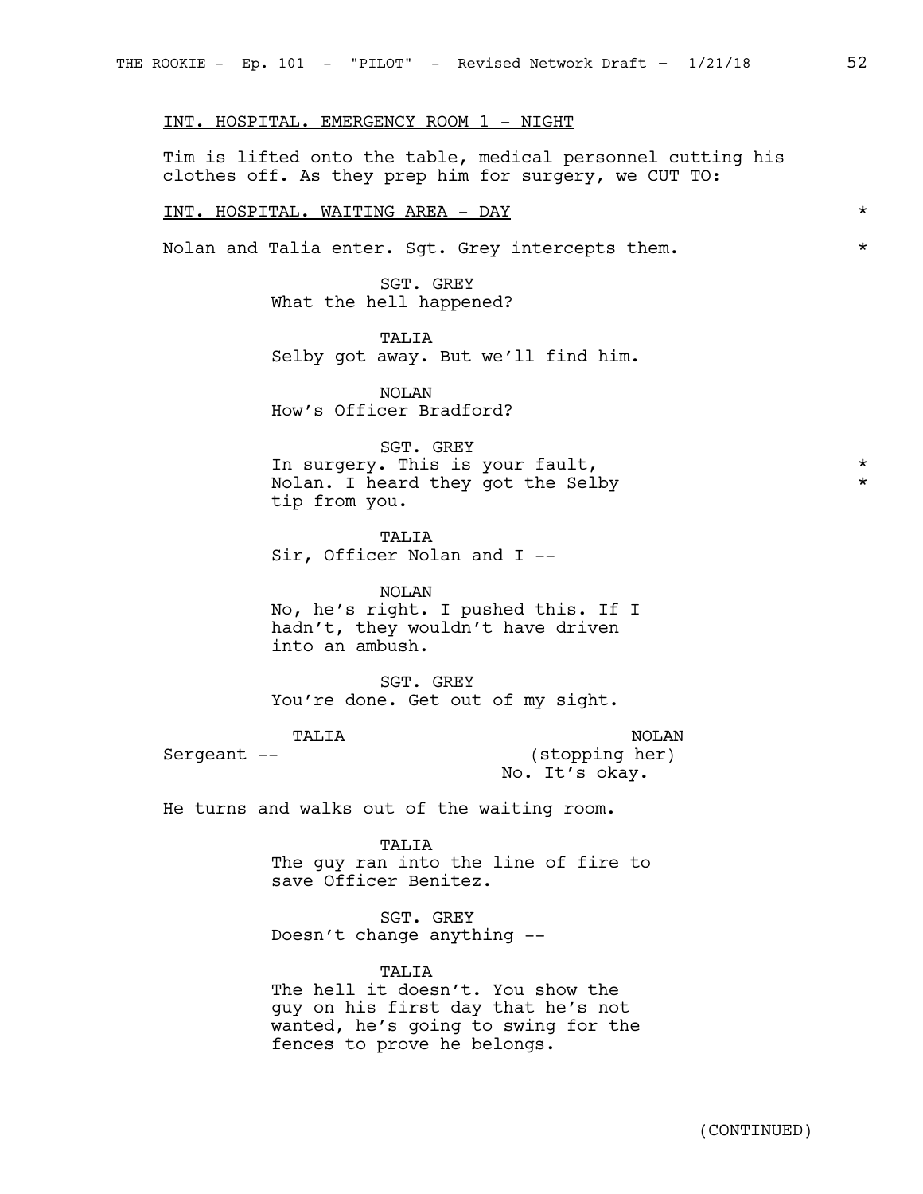INT. HOSPITAL. EMERGENCY ROOM 1 - NIGHT

Tim is lifted onto the table, medical personnel cutting his clothes off. As they prep him for surgery, we CUT TO:

INT. HOSPITAL. WAITING AREA - DAY *

Nolan and Talia enter. Sgt. Grey intercepts them. *

SGT. GREY
What the hell happened?

TALIA
Selby got away. But we'll find him.

NOLAN
How's Officer Bradford?

SGT. GREY
In surgery. This is your fault, *
Nolan. I heard they got the Selby *
tip from you.

TALIA
Sir, Officer Nolan and I --

NOLAN
No, he's right. I pushed this. If I hadn't, they wouldn't have driven into an ambush.

SGT. GREY
You're done. Get out of my sight.

TALIA
Sergeant --

NOLAN
(stopping her)
No. It's okay.

He turns and walks out of the waiting room.

TALIA
The guy ran into the line of fire to save Officer Benitez.

SGT. GREY
Doesn't change anything --

TALIA
The hell it doesn't. You show the guy on his first day that he's not wanted, he's going to swing for the fences to prove he belongs.

(CONTINUED)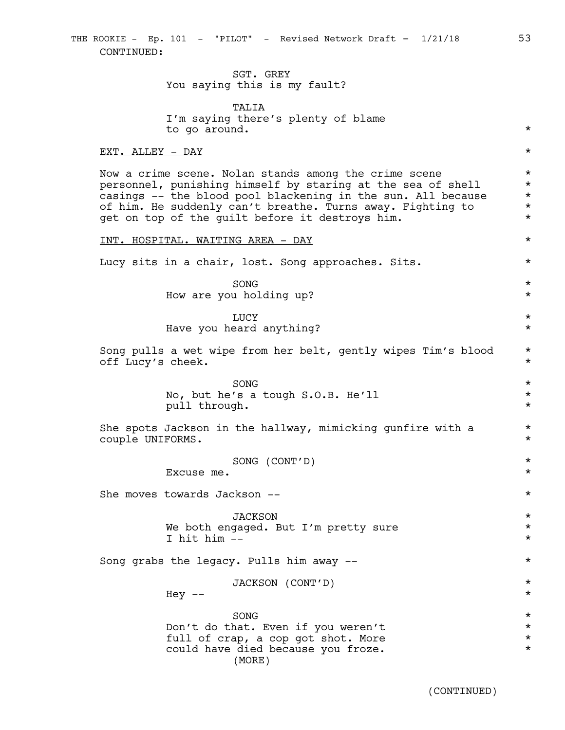CONTINUED:

SGT. GREY
You saying this is my fault?

TALIA
I'm saying there's plenty of blame to go around. *

EXT. ALLEY - DAY *

Now a crime scene. Nolan stands among the crime scene personnel, punishing himself by staring at the sea of shell casings -- the blood pool blackening in the sun. All because of him. He suddenly can't breathe. Turns away. Fighting to get on top of the guilt before it destroys him. *

INT. HOSPITAL. WAITING AREA - DAY *

Lucy sits in a chair, lost. Song approaches. Sits. *

SONG *
How are you holding up? *

LUCY *
Have you heard anything? *

Song pulls a wet wipe from her belt, gently wipes Tim's blood off Lucy's cheek. *

SONG *
No, but he's a tough S.O.B. He'll pull through. *

She spots Jackson in the hallway, mimicking gunfire with a couple UNIFORMS. *

SONG (CONT'D) *
Excuse me. *

She moves towards Jackson -- *

JACKSON *
We both engaged. But I'm pretty sure I hit him -- *

Song grabs the legacy. Pulls him away -- *

JACKSON (CONT'D) *
Hey -- *

SONG *
Don't do that. Even if you weren't full of crap, a cop got shot. More could have died because you froze. *
(MORE)

(CONTINUED)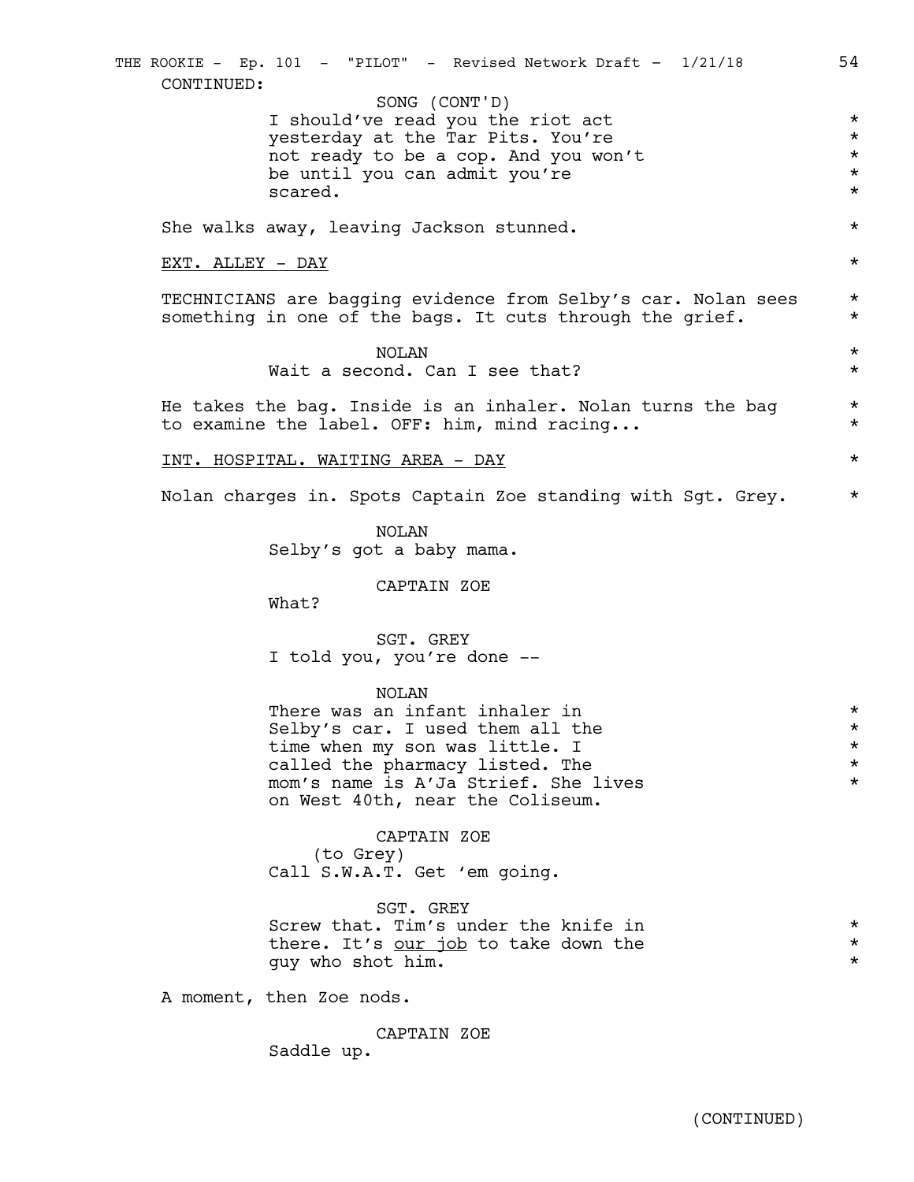CONTINUED:

SONG (CONT'D)
I should've read you the riot act yesterday at the Tar Pits. You're not ready to be a cop. And you won't be until you can admit you're scared. *

She walks away, leaving Jackson stunned. *

EXT. ALLEY - DAY *

TECHNICIANS are bagging evidence from Selby's car. Nolan sees something in one of the bags. It cuts through the grief. *

NOLAN
Wait a second. Can I see that? *

He takes the bag. Inside is an inhaler. Nolan turns the bag to examine the label. OFF: him, mind racing... *

INT. HOSPITAL. WAITING AREA - DAY *

Nolan charges in. Spots Captain Zoe standing with Sgt. Grey. *

NOLAN
Selby's got a baby mama.

CAPTAIN ZOE
What?

SGT. GREY
I told you, you're done --

NOLAN
There was an infant inhaler in Selby's car. I used them all the time when my son was little. I called the pharmacy listed. The mom's name is A'Ja Strief. She lives on West 40th, near the Coliseum. *

CAPTAIN ZOE
(to Grey)
Call S.W.A.T. Get 'em going.

SGT. GREY
Screw that. Tim's under the knife in there. It's our job to take down the guy who shot him. *

A moment, then Zoe nods.

CAPTAIN ZOE
Saddle up.

(CONTINUED)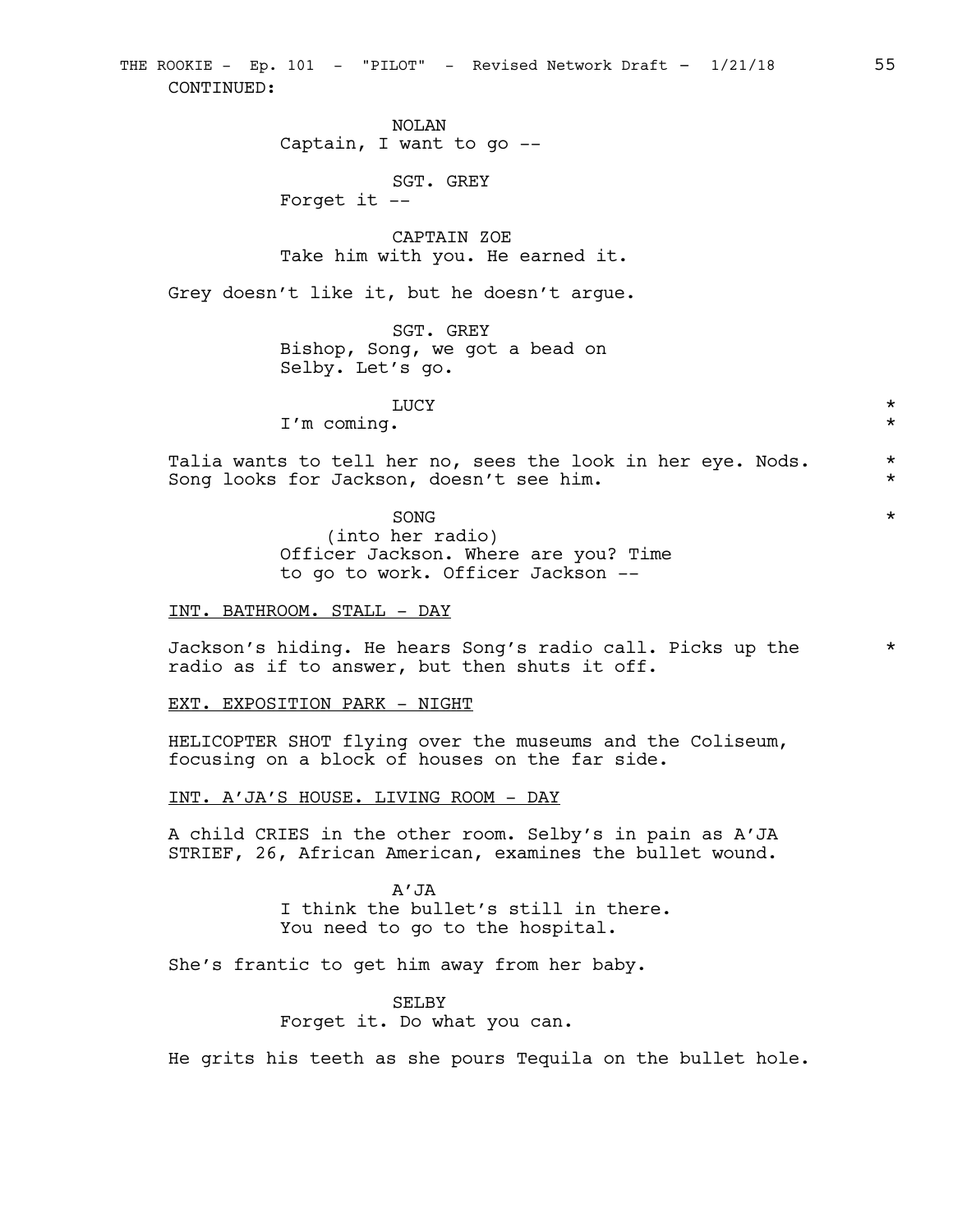CONTINUED:

NOLAN
Captain, I want to go --

SGT. GREY
Forget it --

CAPTAIN ZOE
Take him with you. He earned it.

Grey doesn't like it, but he doesn't argue.

SGT. GREY
Bishop, Song, we got a bead on Selby. Let's go.

LUCY
I'm coming. *

Talia wants to tell her no, sees the look in her eye. Nods. Song looks for Jackson, doesn't see him. *

SONG
(into her radio)
Officer Jackson. Where are you? Time to go to work. Officer Jackson -- *

INT. BATHROOM. STALL - DAY

Jackson's hiding. He hears Song's radio call. Picks up the radio as if to answer, but then shuts it off. *

EXT. EXPOSITION PARK - NIGHT

HELICOPTER SHOT flying over the museums and the Coliseum, focusing on a block of houses on the far side.

INT. A'JA'S HOUSE. LIVING ROOM - DAY

A child CRIES in the other room. Selby's in pain as A'JA STRIEF, 26, African American, examines the bullet wound.

A'JA
I think the bullet's still in there. You need to go to the hospital.

She's frantic to get him away from her baby.

SELBY
Forget it. Do what you can.

He grits his teeth as she pours Tequila on the bullet hole.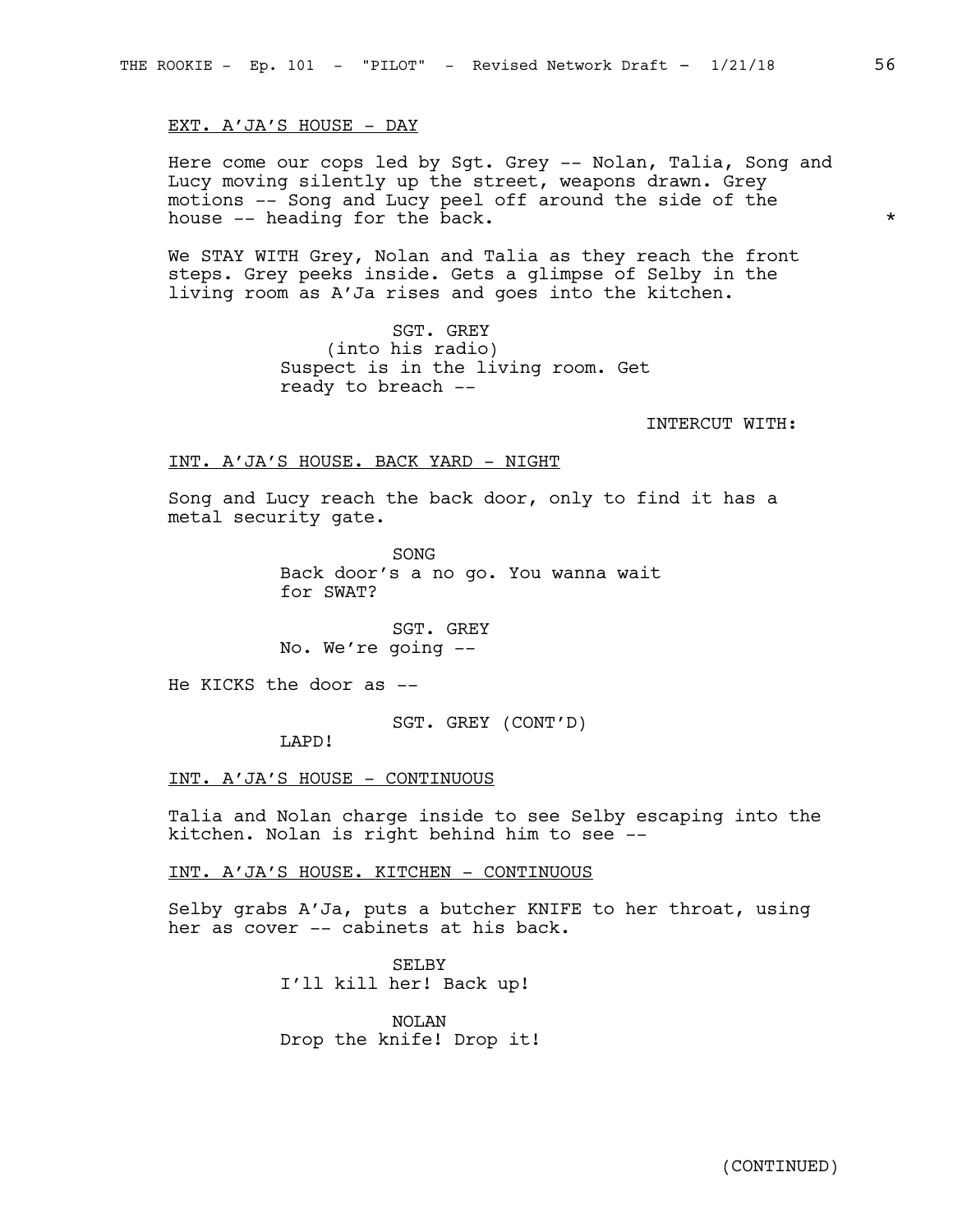EXT. A'JA'S HOUSE - DAY

Here come our cops led by Sgt. Grey -- Nolan, Talia, Song and Lucy moving silently up the street, weapons drawn. Grey motions -- Song and Lucy peel off around the side of the house -- heading for the back. *

We STAY WITH Grey, Nolan and Talia as they reach the front steps. Grey peeks inside. Gets a glimpse of Selby in the living room as A'Ja rises and goes into the kitchen.

SGT. GREY
(into his radio)
Suspect is in the living room. Get ready to breach --

INTERCUT WITH:

INT. A'JA'S HOUSE. BACK YARD - NIGHT

Song and Lucy reach the back door, only to find it has a metal security gate.

SONG
Back door's a no go. You wanna wait for SWAT?

SGT. GREY
No. We're going --

He KICKS the door as --

SGT. GREY (CONT'D)
LAPD!

INT. A'JA'S HOUSE - CONTINUOUS

Talia and Nolan charge inside to see Selby escaping into the kitchen. Nolan is right behind him to see --

INT. A'JA'S HOUSE. KITCHEN - CONTINUOUS

Selby grabs A'Ja, puts a butcher KNIFE to her throat, using her as cover -- cabinets at his back.

SELBY
I'll kill her! Back up!

NOLAN
Drop the knife! Drop it!

(CONTINUED)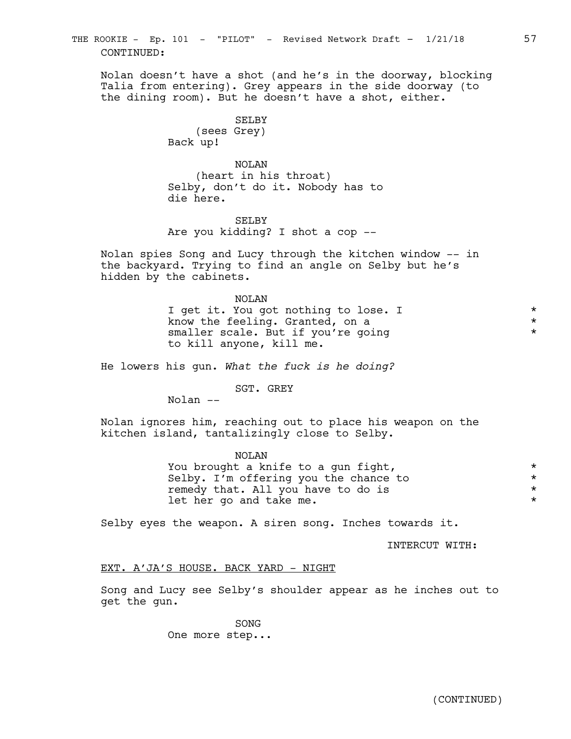CONTINUED:

Nolan doesn't have a shot (and he's in the doorway, blocking Talia from entering). Grey appears in the side doorway (to the dining room). But he doesn't have a shot, either.

SELBY
(sees Grey)
Back up!

NOLAN
(heart in his throat)
Selby, don't do it. Nobody has to die here.

SELBY
Are you kidding? I shot a cop --

Nolan spies Song and Lucy through the kitchen window -- in the backyard. Trying to find an angle on Selby but he's hidden by the cabinets.

NOLAN
I get it. You got nothing to lose. I know the feeling. Granted, on a smaller scale. But if you're going to kill anyone, kill me. *

He lowers his gun. *What the fuck is he doing?*

SGT. GREY
Nolan --

Nolan ignores him, reaching out to place his weapon on the kitchen island, tantalizingly close to Selby.

NOLAN
You brought a knife to a gun fight, Selby. I'm offering you the chance to remedy that. All you have to do is let her go and take me. *

Selby eyes the weapon. A siren song. Inches towards it.

INTERCUT WITH:

EXT. A'JA'S HOUSE. BACK YARD - NIGHT

Song and Lucy see Selby's shoulder appear as he inches out to get the gun.

SONG
One more step...

(CONTINUED)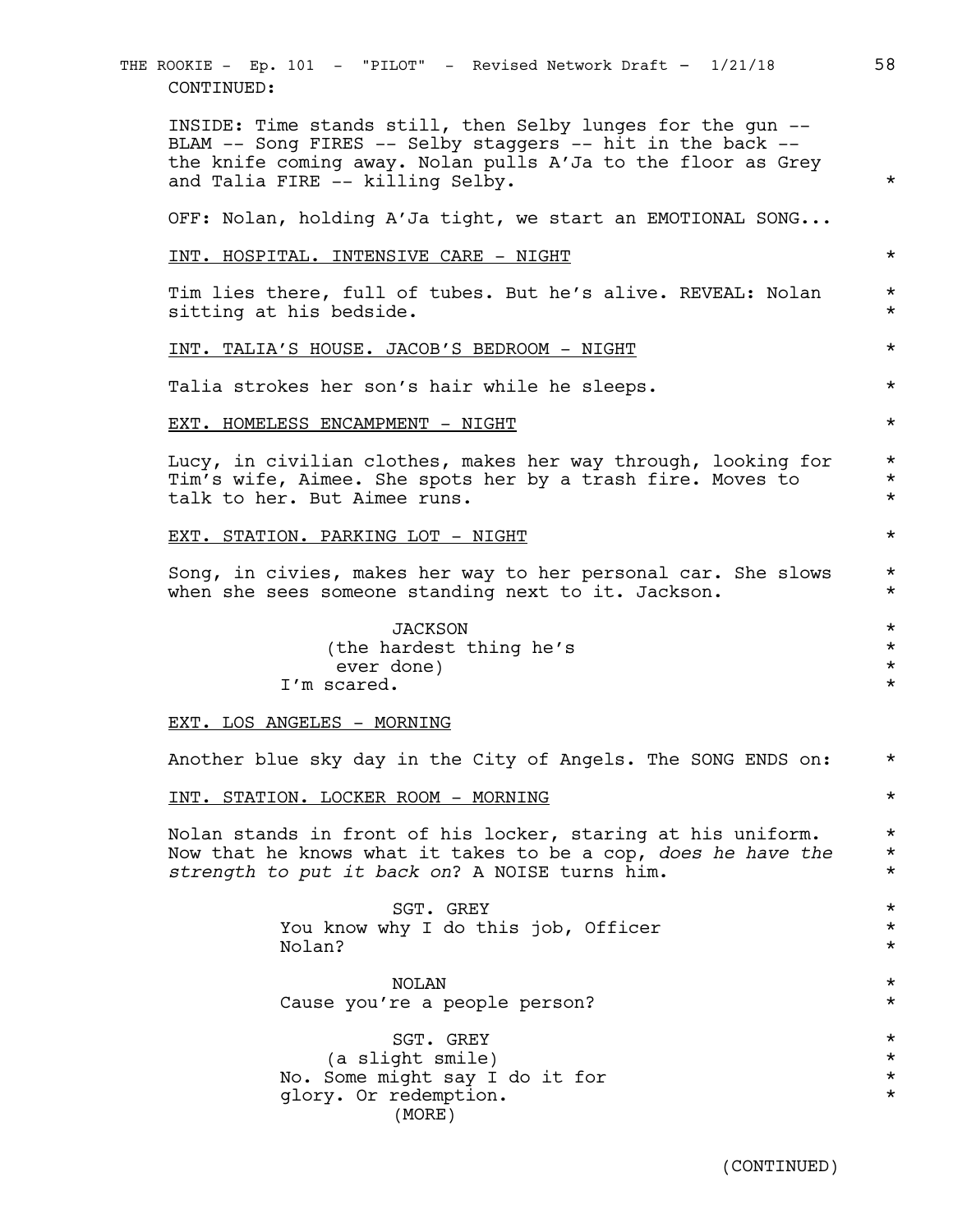CONTINUED:

INSIDE: Time stands still, then Selby lunges for the gun -- BLAM -- Song FIRES -- Selby staggers -- hit in the back -- the knife coming away. Nolan pulls A'Ja to the floor as Grey and Talia FIRE -- killing Selby. *

OFF: Nolan, holding A'Ja tight, we start an EMOTIONAL SONG...

INT. HOSPITAL. INTENSIVE CARE - NIGHT *

Tim lies there, full of tubes. But he's alive. REVEAL: Nolan sitting at his bedside. *

INT. TALIA'S HOUSE. JACOB'S BEDROOM - NIGHT *

Talia strokes her son's hair while he sleeps. *

EXT. HOMELESS ENCAMPMENT - NIGHT *

Lucy, in civilian clothes, makes her way through, looking for Tim's wife, Aimee. She spots her by a trash fire. Moves to talk to her. But Aimee runs. *

EXT. STATION. PARKING LOT - NIGHT *

Song, in civies, makes her way to her personal car. She slows when she sees someone standing next to it. Jackson. *

JACKSON *
(the hardest thing he's ever done) *
I'm scared. *

EXT. LOS ANGELES - MORNING

Another blue sky day in the City of Angels. The SONG ENDS on: *

INT. STATION. LOCKER ROOM - MORNING *

Nolan stands in front of his locker, staring at his uniform. Now that he knows what it takes to be a cop, *does he have the strength to put it back on*? A NOISE turns him. *

SGT. GREY *
You know why I do this job, Officer Nolan? *

NOLAN *
Cause you're a people person? *

SGT. GREY *
(a slight smile) *
No. Some might say I do it for glory. Or redemption. *
(MORE)

(CONTINUED)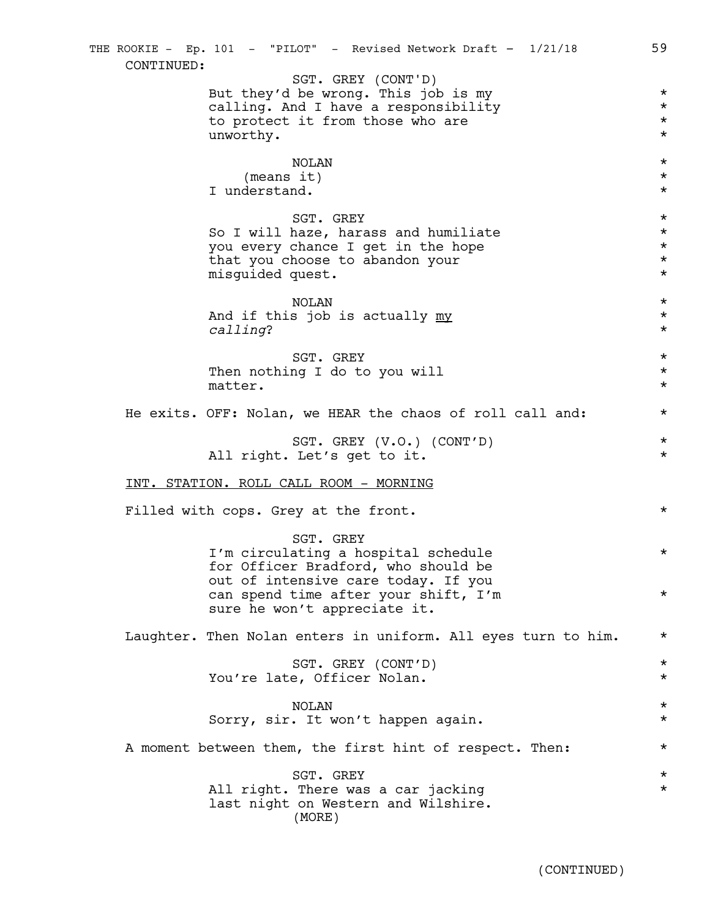CONTINUED:

SGT. GREY (CONT'D)
But they'd be wrong. This job is my calling. And I have a responsibility to protect it from those who are unworthy. *

NOLAN
(means it)
I understand. *

SGT. GREY
So I will haze, harass and humiliate you every chance I get in the hope that you choose to abandon your misguided quest. *

NOLAN
And if this job is actually <u>my</u> *calling*? *

SGT. GREY
Then nothing I do to you will matter. *

He exits. OFF: Nolan, we HEAR the chaos of roll call and: *

SGT. GREY (V.O.) (CONT'D)
All right. Let's get to it. *

<u>INT. STATION. ROLL CALL ROOM - MORNING</u>

Filled with cops. Grey at the front. *

SGT. GREY
I'm circulating a hospital schedule for Officer Bradford, who should be out of intensive care today. If you can spend time after your shift, I'm sure he won't appreciate it. *

Laughter. Then Nolan enters in uniform. All eyes turn to him. *

SGT. GREY (CONT'D)
You're late, Officer Nolan. *

NOLAN
Sorry, sir. It won't happen again. *

A moment between them, the first hint of respect. Then: *

SGT. GREY
All right. There was a car jacking last night on Western and Wilshire. *
(MORE)

(CONTINUED)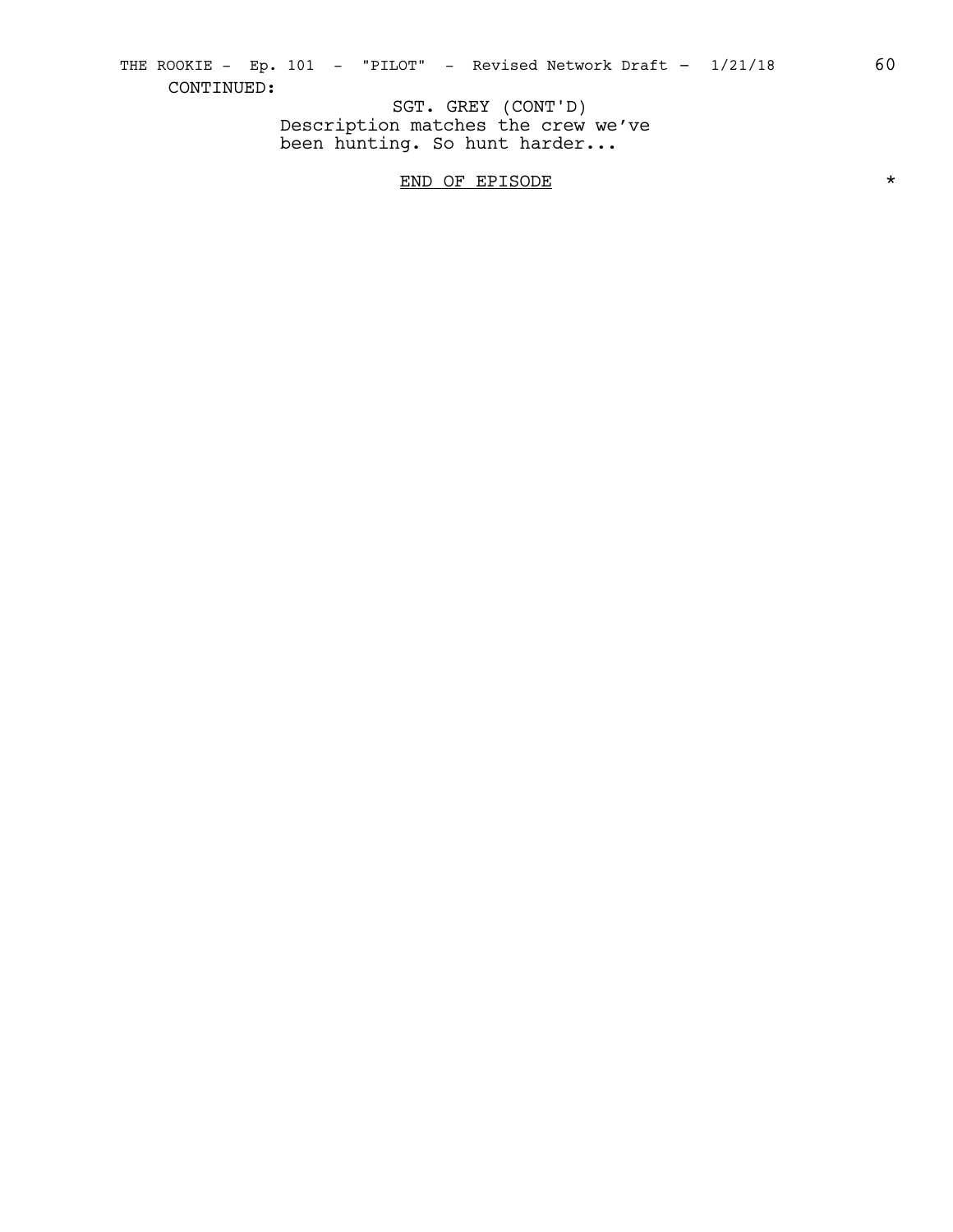CONTINUED:

SGT. GREY (CONT'D)
Description matches the crew we've been hunting. So hunt harder...

END OF EPISODE *